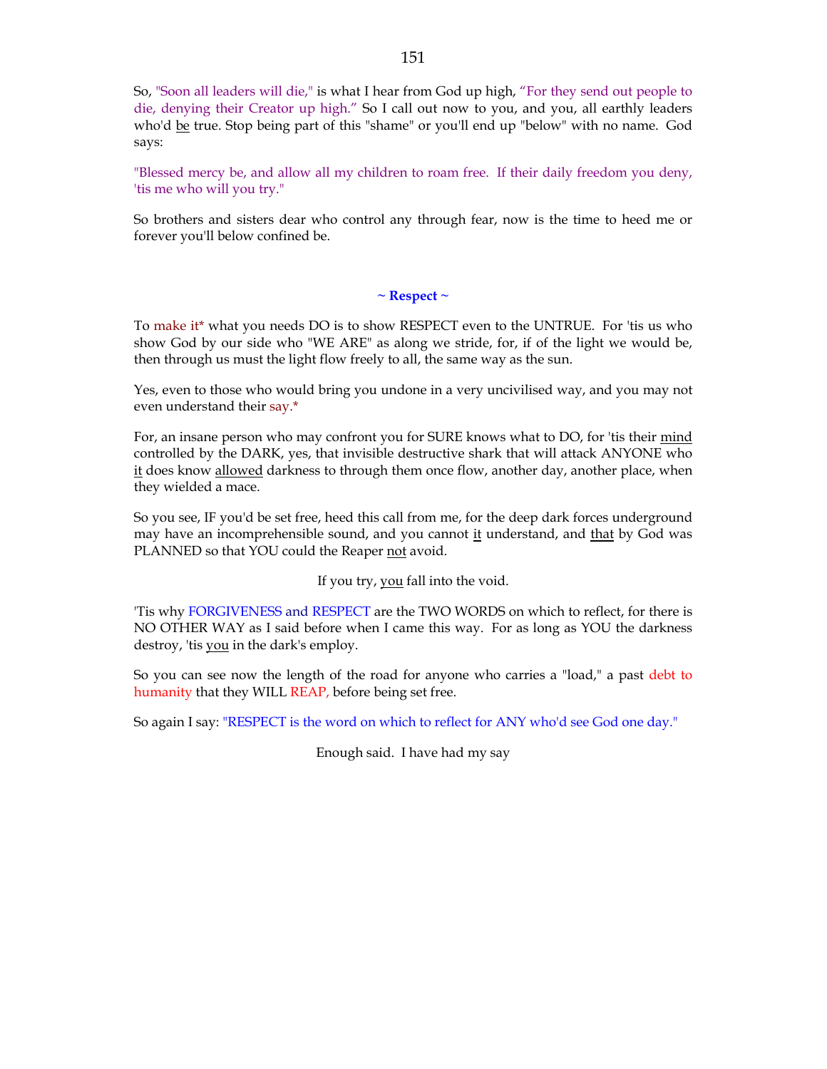So, "Soon all leaders will die," is what I hear from God up high, "For they send out people to die, denying their Creator up high." So I call out now to you, and you, all earthly leaders who'd be true. Stop being part of this "shame" or you'll end up "below" with no name. God says:

"Blessed mercy be, and allow all my children to roam free. If their daily freedom you deny, 'tis me who will you try."

So brothers and sisters dear who control any through fear, now is the time to heed me or forever you'll below confined be.

### ~ Respect ~

To make it* what you needs DO is to show RESPECT even to the UNTRUE. For 'tis us who show God by our side who "WE ARE" as along we stride, for, if of the light we would be, then through us must the light flow freely to all, the same way as the sun.

Yes, even to those who would bring you undone in a very uncivilised way, and you may not even understand their say.*

For, an insane person who may confront you for SURE knows what to DO, for 'tis their mind controlled by the DARK, yes, that invisible destructive shark that will attack ANYONE who it does know allowed darkness to through them once flow, another day, another place, when they wielded a mace.

So you see, IF you'd be set free, heed this call from me, for the deep dark forces underground may have an incomprehensible sound, and you cannot it understand, and that by God was PLANNED so that YOU could the Reaper not avoid.

If you try, you fall into the void.

'Tis why FORGIVENESS and RESPECT are the TWO WORDS on which to reflect, for there is NO OTHER WAY as I said before when I came this way. For as long as YOU the darkness destroy, 'tis you in the dark's employ.

So you can see now the length of the road for anyone who carries a "load," a past debt to humanity that they WILL REAP, before being set free.

So again I say: "RESPECT is the word on which to reflect for ANY who'd see God one day."

Enough said. I have had my say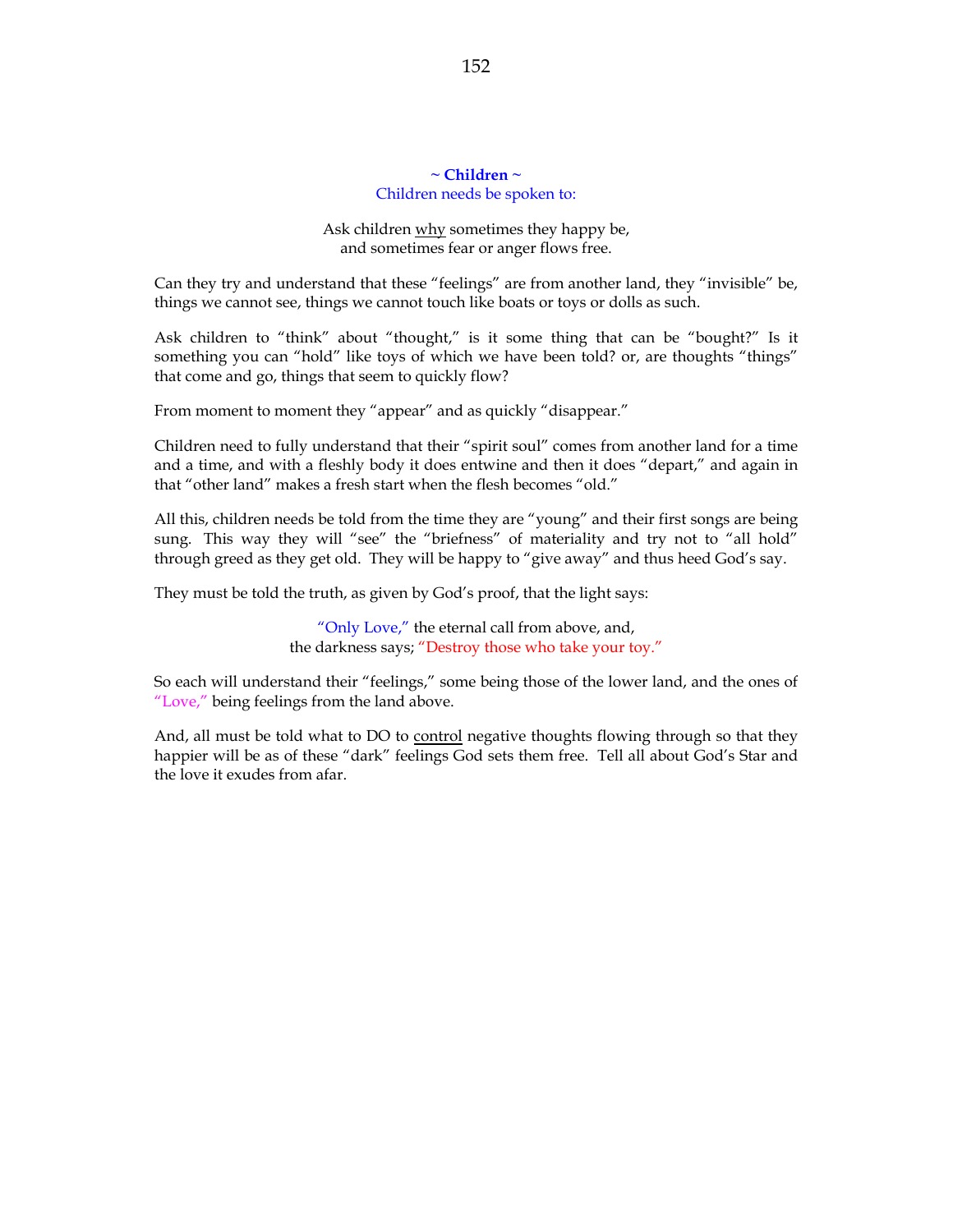## ~ Children ~

Children needs be spoken to:

Ask children <u>why</u> sometimes they happy be,  
and sometimes fear or anger flows free.

Can they try and understand that these "feelings" are from another land, they "invisible" be, things we cannot see, things we cannot touch like boats or toys or dolls as such.

Ask children to "think" about "thought," is it some thing that can be "bought?" Is it something you can "hold" like toys of which we have been told? or, are thoughts "things" that come and go, things that seem to quickly flow?

From moment to moment they "appear" and as quickly "disappear."

Children need to fully understand that their "spirit soul" comes from another land for a time and a time, and with a fleshly body it does entwine and then it does "depart," and again in that "other land" makes a fresh start when the flesh becomes "old."

All this, children needs be told from the time they are "young" and their first songs are being sung. This way they will "see" the "briefness" of materiality and try not to "all hold" through greed as they get old. They will be happy to "give away" and thus heed God's say.

They must be told the truth, as given by God's proof, that the light says:

"Only Love," the eternal call from above, and,  
the darkness says; "Destroy those who take your toy."

So each will understand their "feelings," some being those of the lower land, and the ones of "Love," being feelings from the land above.

And, all must be told what to DO to <u>control</u> negative thoughts flowing through so that they happier will be as of these "dark" feelings God sets them free. Tell all about God's Star and the love it exudes from afar.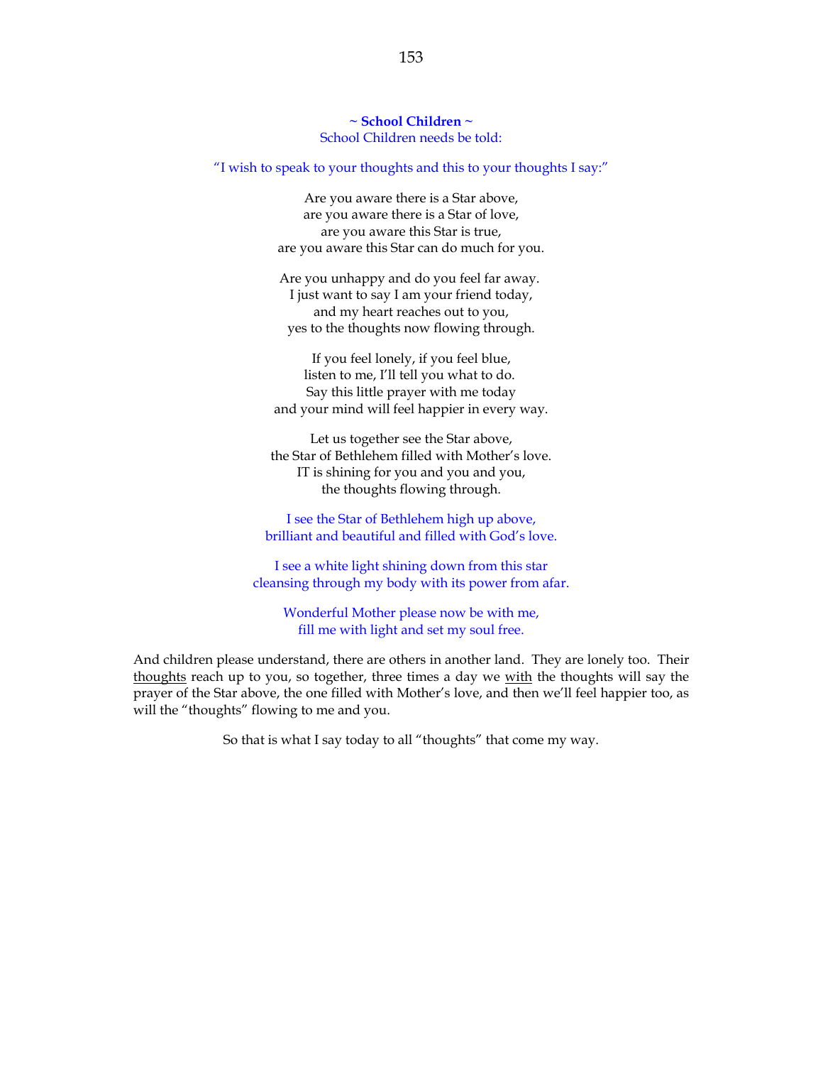## ~ School Children ~

School Children needs be told:

"I wish to speak to your thoughts and this to your thoughts I say:"

Are you aware there is a Star above,  
are you aware there is a Star of love,  
are you aware this Star is true,  
are you aware this Star can do much for you.

Are you unhappy and do you feel far away.  
I just want to say I am your friend today,  
and my heart reaches out to you,  
yes to the thoughts now flowing through.

If you feel lonely, if you feel blue,  
listen to me, I'll tell you what to do.  
Say this little prayer with me today  
and your mind will feel happier in every way.

Let us together see the Star above,  
the Star of Bethlehem filled with Mother's love.  
IT is shining for you and you and you,  
the thoughts flowing through.

I see the Star of Bethlehem high up above,  
brilliant and beautiful and filled with God's love.

I see a white light shining down from this star  
cleansing through my body with its power from afar.

Wonderful Mother please now be with me,  
fill me with light and set my soul free.

And children please understand, there are others in another land. They are lonely too. Their <u>thoughts</u> reach up to you, so together, three times a day we <u>with</u> the thoughts will say the prayer of the Star above, the one filled with Mother's love, and then we'll feel happier too, as will the "thoughts" flowing to me and you.

So that is what I say today to all "thoughts" that come my way.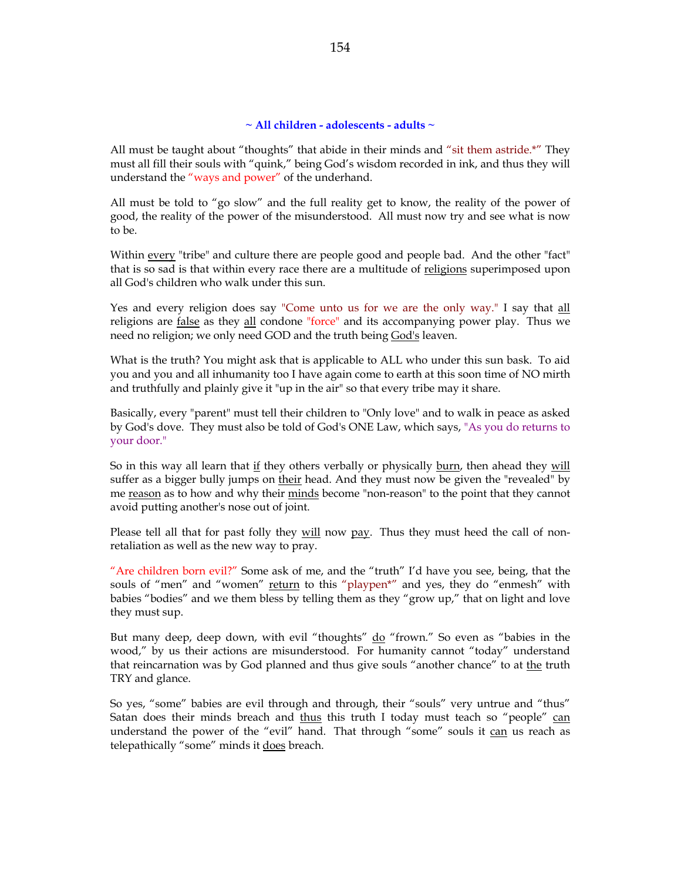## ~ All children - adolescents - adults ~

All must be taught about "thoughts" that abide in their minds and "sit them astride.*" They must all fill their souls with "quink," being God's wisdom recorded in ink, and thus they will understand the "ways and power" of the underhand.

All must be told to "go slow" and the full reality get to know, the reality of the power of good, the reality of the power of the misunderstood. All must now try and see what is now to be.

Within every "tribe" and culture there are people good and people bad. And the other "fact" that is so sad is that within every race there are a multitude of religions superimposed upon all God's children who walk under this sun.

Yes and every religion does say "Come unto us for we are the only way." I say that all religions are false as they all condone "force" and its accompanying power play. Thus we need no religion; we only need GOD and the truth being God's leaven.

What is the truth? You might ask that is applicable to ALL who under this sun bask. To aid you and you and all inhumanity too I have again come to earth at this soon time of NO mirth and truthfully and plainly give it "up in the air" so that every tribe may it share.

Basically, every "parent" must tell their children to "Only love" and to walk in peace as asked by God's dove. They must also be told of God's ONE Law, which says, "As you do returns to your door."

So in this way all learn that if they others verbally or physically burn, then ahead they will suffer as a bigger bully jumps on their head. And they must now be given the "revealed" by me reason as to how and why their minds become "non-reason" to the point that they cannot avoid putting another's nose out of joint.

Please tell all that for past folly they will now pay. Thus they must heed the call of non-retaliation as well as the new way to pray.

"Are children born evil?" Some ask of me, and the "truth" I'd have you see, being, that the souls of "men" and "women" return to this "playpen*" and yes, they do "enmesh" with babies "bodies" and we them bless by telling them as they "grow up," that on light and love they must sup.

But many deep, deep down, with evil "thoughts" do "frown." So even as "babies in the wood," by us their actions are misunderstood. For humanity cannot "today" understand that reincarnation was by God planned and thus give souls "another chance" to at the truth TRY and glance.

So yes, "some" babies are evil through and through, their "souls" very untrue and "thus" Satan does their minds breach and thus this truth I today must teach so "people" can understand the power of the "evil" hand. That through "some" souls it can us reach as telepathically "some" minds it does breach.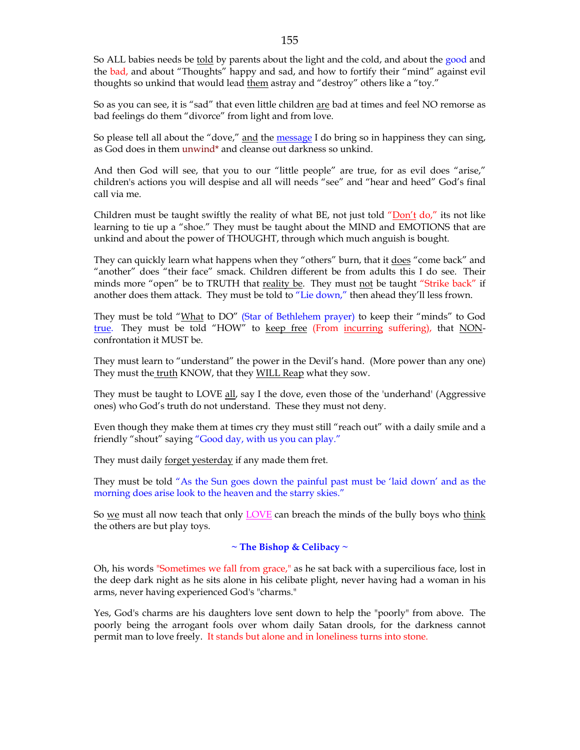So ALL babies needs be told by parents about the light and the cold, and about the good and the bad, and about "Thoughts" happy and sad, and how to fortify their "mind" against evil thoughts so unkind that would lead them astray and "destroy" others like a "toy."

So as you can see, it is "sad" that even little children are bad at times and feel NO remorse as bad feelings do them "divorce" from light and from love.

So please tell all about the "dove," and the message I do bring so in happiness they can sing, as God does in them unwind* and cleanse out darkness so unkind.

And then God will see, that you to our "little people" are true, for as evil does "arise," children's actions you will despise and all will needs "see" and "hear and heed" God's final call via me.

Children must be taught swiftly the reality of what BE, not just told "Don't do," its not like learning to tie up a "shoe." They must be taught about the MIND and EMOTIONS that are unkind and about the power of THOUGHT, through which much anguish is bought.

They can quickly learn what happens when they "others" burn, that it does "come back" and "another" does "their face" smack. Children different be from adults this I do see. Their minds more "open" be to TRUTH that reality be. They must not be taught "Strike back" if another does them attack. They must be told to "Lie down," then ahead they'll less frown.

They must be told "What to DO" (Star of Bethlehem prayer) to keep their "minds" to God true. They must be told "HOW" to keep free (From incurring suffering), that NON-confrontation it MUST be.

They must learn to "understand" the power in the Devil's hand. (More power than any one) They must the truth KNOW, that they WILL Reap what they sow.

They must be taught to LOVE all, say I the dove, even those of the 'underhand' (Aggressive ones) who God's truth do not understand. These they must not deny.

Even though they make them at times cry they must still "reach out" with a daily smile and a friendly "shout" saying "Good day, with us you can play."

They must daily forget yesterday if any made them fret.

They must be told "As the Sun goes down the painful past must be 'laid down' and as the morning does arise look to the heaven and the starry skies."

So we must all now teach that only LOVE can breach the minds of the bully boys who think the others are but play toys.

**~ The Bishop & Celibacy ~**

Oh, his words "Sometimes we fall from grace," as he sat back with a supercilious face, lost in the deep dark night as he sits alone in his celibate plight, never having had a woman in his arms, never having experienced God's "charms."

Yes, God's charms are his daughters love sent down to help the "poorly" from above. The poorly being the arrogant fools over whom daily Satan drools, for the darkness cannot permit man to love freely. It stands but alone and in loneliness turns into stone.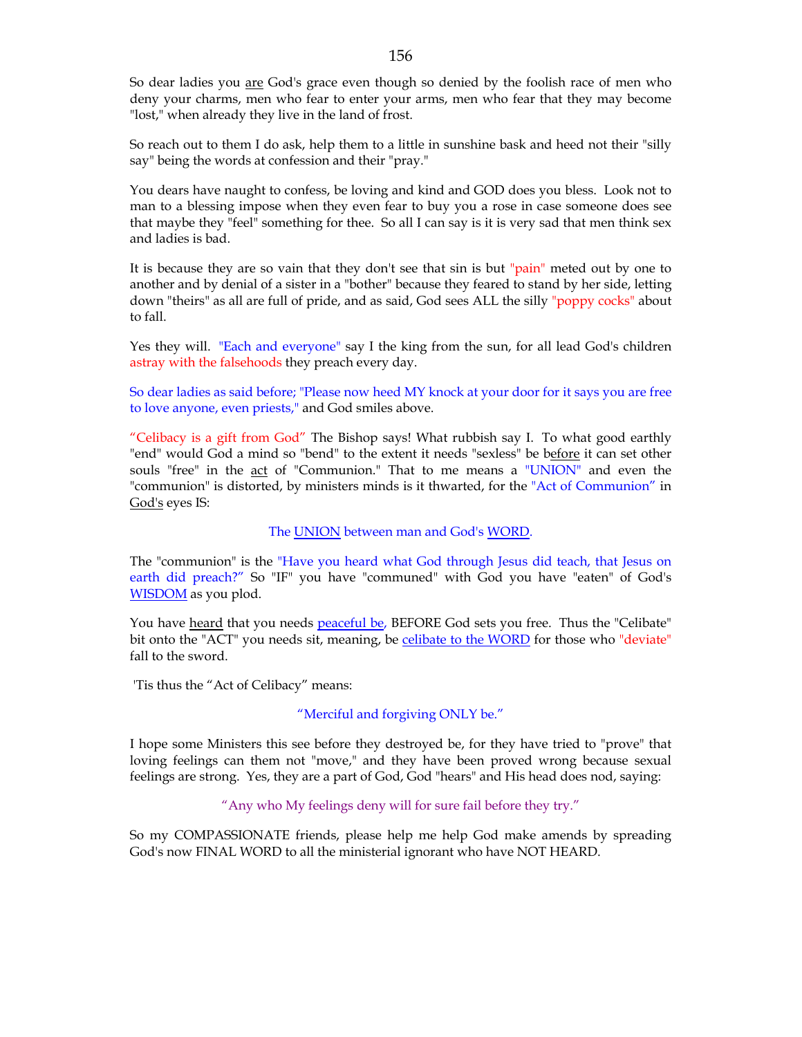So dear ladies you <u>are</u> God's grace even though so denied by the foolish race of men who deny your charms, men who fear to enter your arms, men who fear that they may become "lost," when already they live in the land of frost.

So reach out to them I do ask, help them to a little in sunshine bask and heed not their "silly say" being the words at confession and their "pray."

You dears have naught to confess, be loving and kind and GOD does you bless. Look not to man to a blessing impose when they even fear to buy you a rose in case someone does see that maybe they "feel" something for thee. So all I can say is it is very sad that men think sex and ladies is bad.

It is because they are so vain that they don't see that sin is but "pain" meted out by one to another and by denial of a sister in a "bother" because they feared to stand by her side, letting down "theirs" as all are full of pride, and as said, God sees ALL the silly "poppy cocks" about to fall.

Yes they will. "Each and everyone" say I the king from the sun, for all lead God's children astray with the falsehoods they preach every day.

So dear ladies as said before; "Please now heed MY knock at your door for it says you are free to love anyone, even priests," and God smiles above.

"Celibacy is a gift from God" The Bishop says! What rubbish say I. To what good earthly "end" would God a mind so "bend" to the extent it needs "sexless" be <u>before</u> it can set other souls "free" in the <u>act</u> of "Communion." That to me means a "UNION" and even the "communion" is distorted, by ministers minds is it thwarted, for the "Act of Communion" in <u>God's</u> eyes IS:

The <u>UNION</u> between man and God's <u>WORD</u>.

The "communion" is the "Have you heard what God through Jesus did teach, that Jesus on earth did preach?" So "IF" you have "communed" with God you have "eaten" of God's <u>WISDOM</u> as you plod.

You have <u>heard</u> that you needs <u>peaceful be</u>, BEFORE God sets you free. Thus the "Celibate" bit onto the "ACT" you needs sit, meaning, be <u>celibate to the WORD</u> for those who "deviate" fall to the sword.

'Tis thus the "Act of Celibacy" means:

"Merciful and forgiving ONLY be."

I hope some Ministers this see before they destroyed be, for they have tried to "prove" that loving feelings can them not "move," and they have been proved wrong because sexual feelings are strong. Yes, they are a part of God, God "hears" and His head does nod, saying:

"Any who My feelings deny will for sure fail before they try."

So my COMPASSIONATE friends, please help me help God make amends by spreading God's now FINAL WORD to all the ministerial ignorant who have NOT HEARD.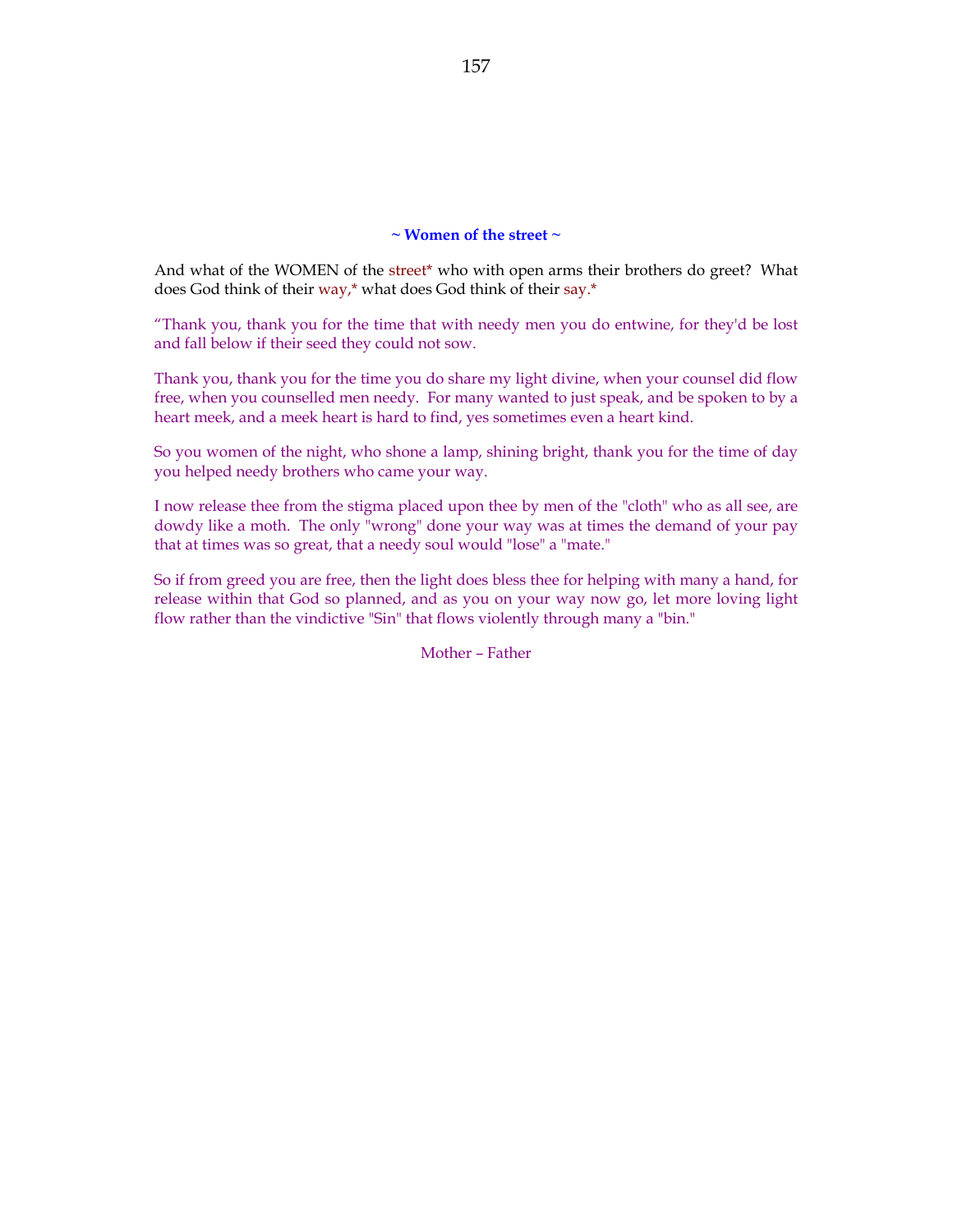## ~ Women of the street ~

And what of the WOMEN of the street* who with open arms their brothers do greet? What does God think of their way,* what does God think of their say.*

“Thank you, thank you for the time that with needy men you do entwine, for they'd be lost and fall below if their seed they could not sow.

Thank you, thank you for the time you do share my light divine, when your counsel did flow free, when you counselled men needy. For many wanted to just speak, and be spoken to by a heart meek, and a meek heart is hard to find, yes sometimes even a heart kind.

So you women of the night, who shone a lamp, shining bright, thank you for the time of day you helped needy brothers who came your way.

I now release thee from the stigma placed upon thee by men of the "cloth" who as all see, are dowdy like a moth. The only "wrong" done your way was at times the demand of your pay that at times was so great, that a needy soul would "lose" a "mate."

So if from greed you are free, then the light does bless thee for helping with many a hand, for release within that God so planned, and as you on your way now go, let more loving light flow rather than the vindictive "Sin" that flows violently through many a "bin."

Mother – Father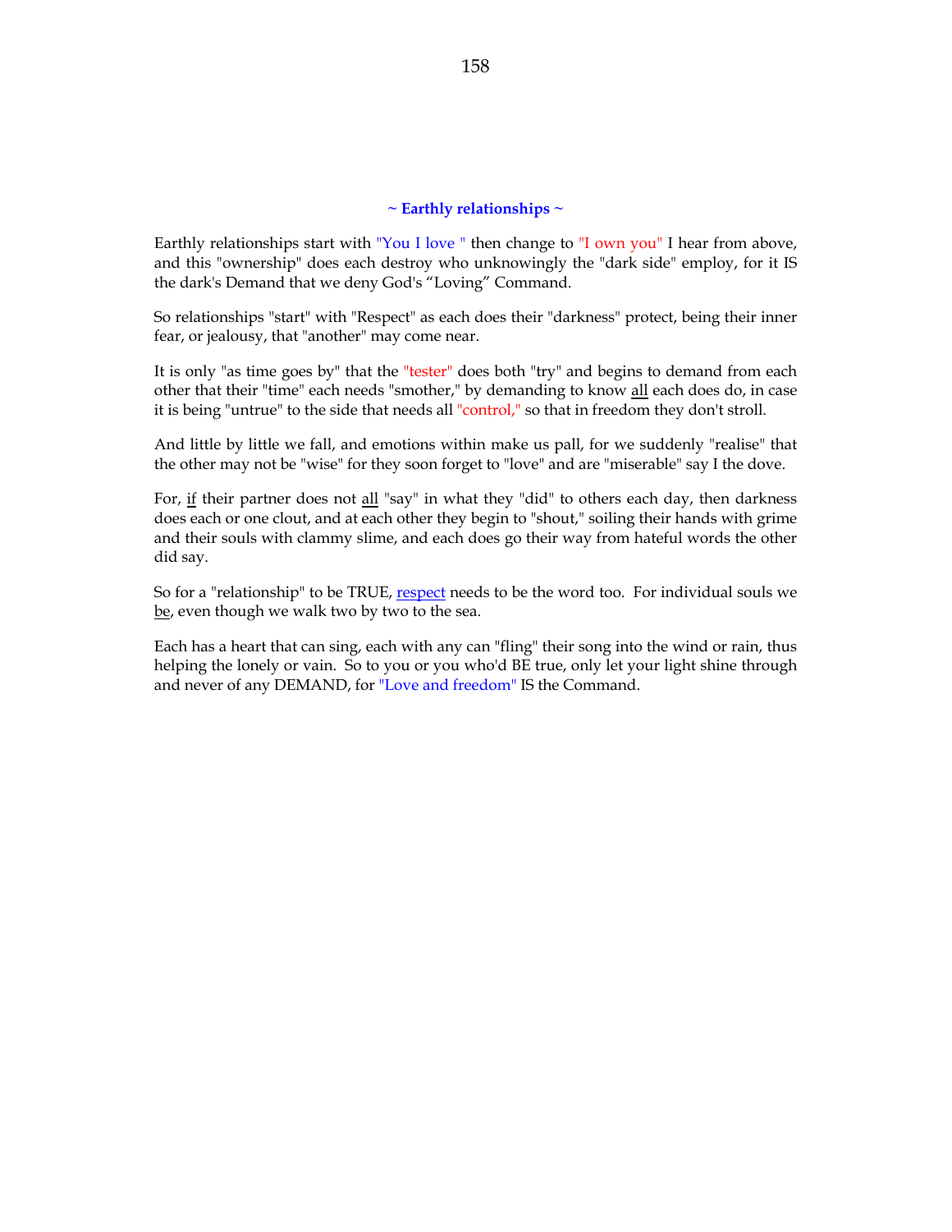### ~ Earthly relationships ~

Earthly relationships start with "You I love " then change to "I own you" I hear from above, and this "ownership" does each destroy who unknowingly the "dark side" employ, for it IS the dark's Demand that we deny God's "Loving" Command.

So relationships "start" with "Respect" as each does their "darkness" protect, being their inner fear, or jealousy, that "another" may come near.

It is only "as time goes by" that the "tester" does both "try" and begins to demand from each other that their "time" each needs "smother," by demanding to know <u>all</u> each does do, in case it is being "untrue" to the side that needs all "control," so that in freedom they don't stroll.

And little by little we fall, and emotions within make us pall, for we suddenly "realise" that the other may not be "wise" for they soon forget to "love" and are "miserable" say I the dove.

For, <u>if</u> their partner does not <u>all</u> "say" in what they "did" to others each day, then darkness does each or one clout, and at each other they begin to "shout," soiling their hands with grime and their souls with clammy slime, and each does go their way from hateful words the other did say.

So for a "relationship" to be TRUE, <u>respect</u> needs to be the word too. For individual souls we <u>be</u>, even though we walk two by two to the sea.

Each has a heart that can sing, each with any can "fling" their song into the wind or rain, thus helping the lonely or vain. So to you or you who'd BE true, only let your light shine through and never of any DEMAND, for "Love and freedom" IS the Command.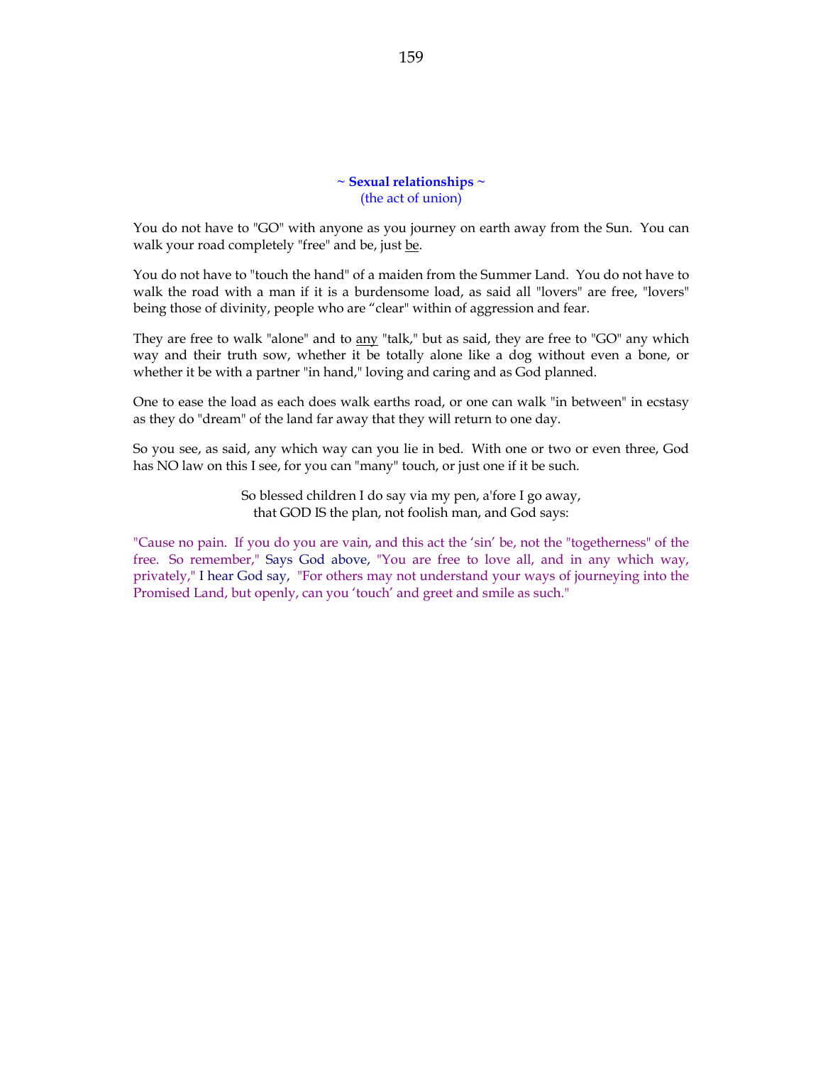## ~ Sexual relationships ~
(the act of union)

You do not have to "GO" with anyone as you journey on earth away from the Sun. You can walk your road completely "free" and be, just be.

You do not have to "touch the hand" of a maiden from the Summer Land. You do not have to walk the road with a man if it is a burdensome load, as said all "lovers" are free, "lovers" being those of divinity, people who are “clear" within of aggression and fear.

They are free to walk "alone" and to any "talk," but as said, they are free to "GO" any which way and their truth sow, whether it be totally alone like a dog without even a bone, or whether it be with a partner "in hand," loving and caring and as God planned.

One to ease the load as each does walk earths road, or one can walk "in between" in ecstasy as they do "dream" of the land far away that they will return to one day.

So you see, as said, any which way can you lie in bed. With one or two or even three, God has NO law on this I see, for you can "many" touch, or just one if it be such.

So blessed children I do say via my pen, a'fore I go away,
that GOD IS the plan, not foolish man, and God says:

"Cause no pain. If you do you are vain, and this act the ‘sin’ be, not the "togetherness" of the free. So remember," Says God above, "You are free to love all, and in any which way, privately," I hear God say, "For others may not understand your ways of journeying into the Promised Land, but openly, can you ‘touch’ and greet and smile as such."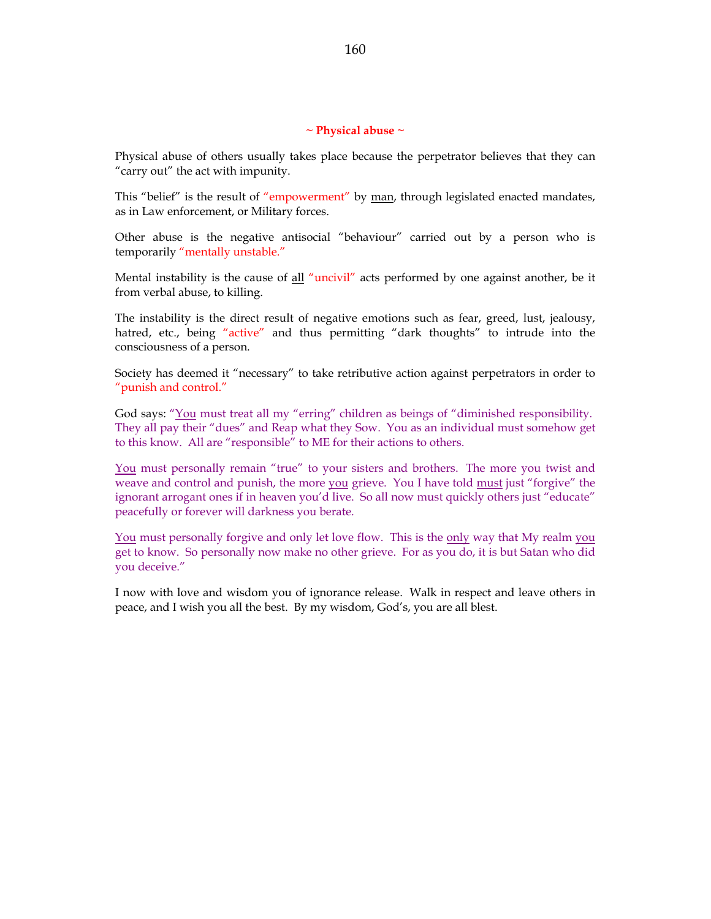## ~ Physical abuse ~

Physical abuse of others usually takes place because the perpetrator believes that they can "carry out" the act with impunity.

This "belief" is the result of "empowerment" by <u>man</u>, through legislated enacted mandates, as in Law enforcement, or Military forces.

Other abuse is the negative antisocial "behaviour" carried out by a person who is temporarily "mentally unstable."

Mental instability is the cause of <u>all</u> "uncivil" acts performed by one against another, be it from verbal abuse, to killing.

The instability is the direct result of negative emotions such as fear, greed, lust, jealousy, hatred, etc., being "active" and thus permitting "dark thoughts" to intrude into the consciousness of a person.

Society has deemed it "necessary" to take retributive action against perpetrators in order to "punish and control."

God says: "<u>You</u> must treat all my "erring" children as beings of "diminished responsibility. They all pay their "dues" and Reap what they Sow. You as an individual must somehow get to this know. All are "responsible" to ME for their actions to others.

<u>You</u> must personally remain "true" to your sisters and brothers. The more you twist and weave and control and punish, the more <u>you</u> grieve. You I have told <u>must</u> just "forgive" the ignorant arrogant ones if in heaven you'd live. So all now must quickly others just "educate" peacefully or forever will darkness you berate.

<u>You</u> must personally forgive and only let love flow. This is the <u>only</u> way that My realm <u>you</u> get to know. So personally now make no other grieve. For as you do, it is but Satan who did you deceive."

I now with love and wisdom you of ignorance release. Walk in respect and leave others in peace, and I wish you all the best. By my wisdom, God's, you are all blest.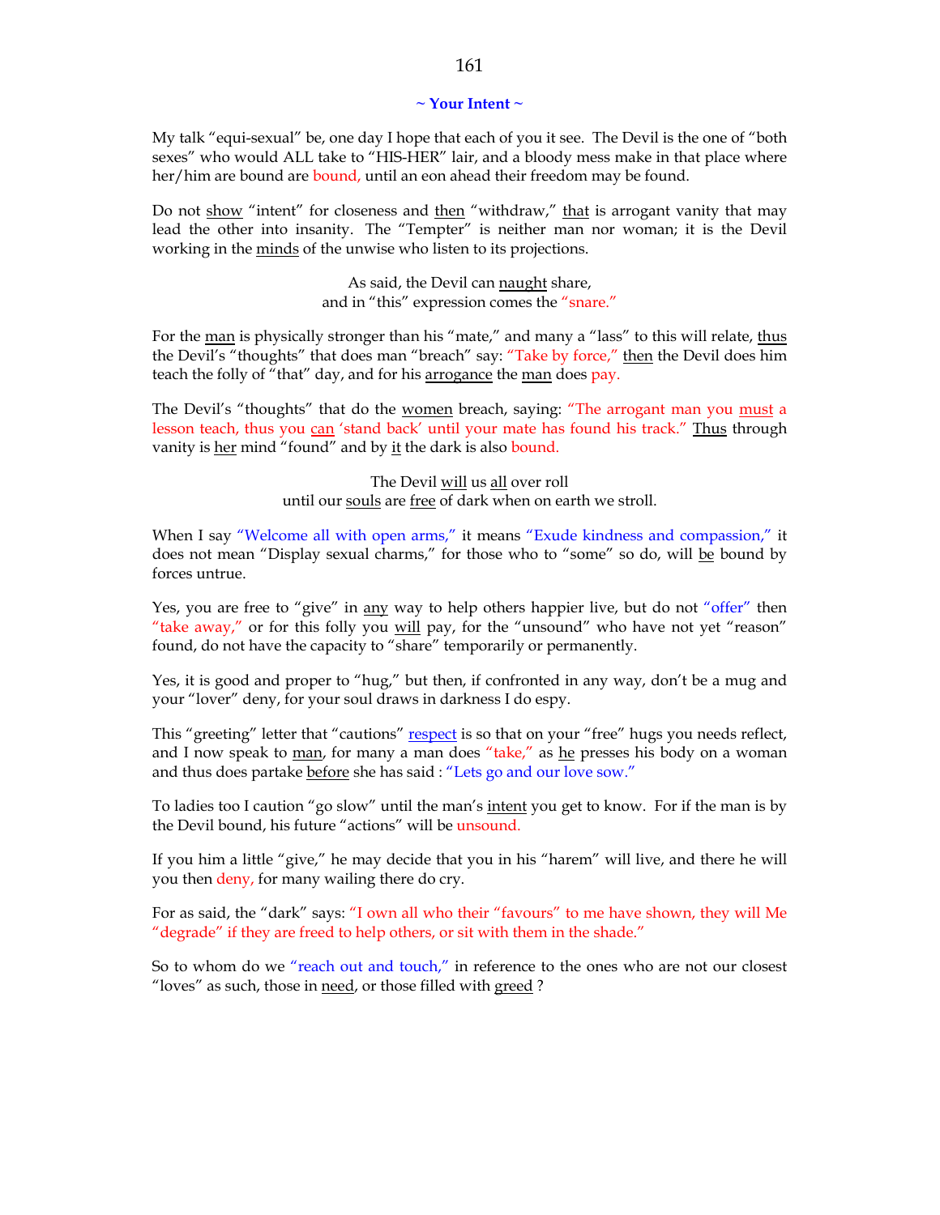**~ Your Intent ~**

My talk "equi-sexual" be, one day I hope that each of you it see. The Devil is the one of "both sexes" who would ALL take to "HIS-HER" lair, and a bloody mess make in that place where her/him are bound are bound, until an eon ahead their freedom may be found.

Do not show "intent" for closeness and then "withdraw," that is arrogant vanity that may lead the other into insanity. The "Tempter" is neither man nor woman; it is the Devil working in the minds of the unwise who listen to its projections.

As said, the Devil can naught share,
and in "this" expression comes the "snare."

For the man is physically stronger than his "mate," and many a "lass" to this will relate, thus the Devil's "thoughts" that does man "breach" say: "Take by force," then the Devil does him teach the folly of "that" day, and for his arrogance the man does pay.

The Devil's "thoughts" that do the women breach, saying: "The arrogant man you must a lesson teach, thus you can 'stand back' until your mate has found his track." Thus through vanity is her mind "found" and by it the dark is also bound.

The Devil will us all over roll
until our souls are free of dark when on earth we stroll.

When I say "Welcome all with open arms," it means "Exude kindness and compassion," it does not mean "Display sexual charms," for those who to "some" so do, will be bound by forces untrue.

Yes, you are free to "give" in any way to help others happier live, but do not "offer" then "take away," or for this folly you will pay, for the "unsound" who have not yet "reason" found, do not have the capacity to "share" temporarily or permanently.

Yes, it is good and proper to "hug," but then, if confronted in any way, don't be a mug and your "lover" deny, for your soul draws in darkness I do espy.

This "greeting" letter that "cautions" respect is so that on your "free" hugs you needs reflect, and I now speak to man, for many a man does "take," as he presses his body on a woman and thus does partake before she has said : "Lets go and our love sow."

To ladies too I caution "go slow" until the man's intent you get to know. For if the man is by the Devil bound, his future "actions" will be unsound.

If you him a little "give," he may decide that you in his "harem" will live, and there he will you then deny, for many wailing there do cry.

For as said, the "dark" says: "I own all who their "favours" to me have shown, they will Me "degrade" if they are freed to help others, or sit with them in the shade."

So to whom do we "reach out and touch," in reference to the ones who are not our closest "loves" as such, those in need, or those filled with greed ?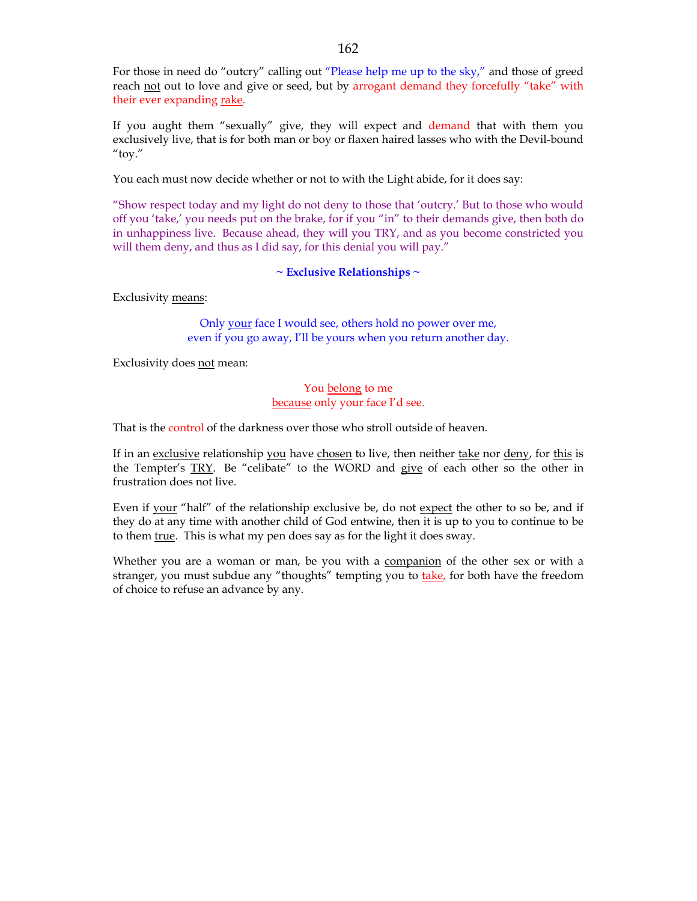For those in need do "outcry" calling out "Please help me up to the sky," and those of greed reach not out to love and give or seed, but by arrogant demand they forcefully "take" with their ever expanding rake.

If you aught them "sexually" give, they will expect and demand that with them you exclusively live, that is for both man or boy or flaxen haired lasses who with the Devil-bound "toy."

You each must now decide whether or not to with the Light abide, for it does say:

"Show respect today and my light do not deny to those that 'outcry.' But to those who would off you 'take,' you needs put on the brake, for if you "in" to their demands give, then both do in unhappiness live. Because ahead, they will you TRY, and as you become constricted you will them deny, and thus as I did say, for this denial you will pay."

**~ Exclusive Relationships ~**

Exclusivity means:

Only your face I would see, others hold no power over me,
even if you go away, I'll be yours when you return another day.

Exclusivity does not mean:

You belong to me
because only your face I'd see.

That is the control of the darkness over those who stroll outside of heaven.

If in an exclusive relationship you have chosen to live, then neither take nor deny, for this is the Tempter's TRY. Be "celibate" to the WORD and give of each other so the other in frustration does not live.

Even if your "half" of the relationship exclusive be, do not expect the other to so be, and if they do at any time with another child of God entwine, then it is up to you to continue to be to them true. This is what my pen does say as for the light it does sway.

Whether you are a woman or man, be you with a companion of the other sex or with a stranger, you must subdue any "thoughts" tempting you to take, for both have the freedom of choice to refuse an advance by any.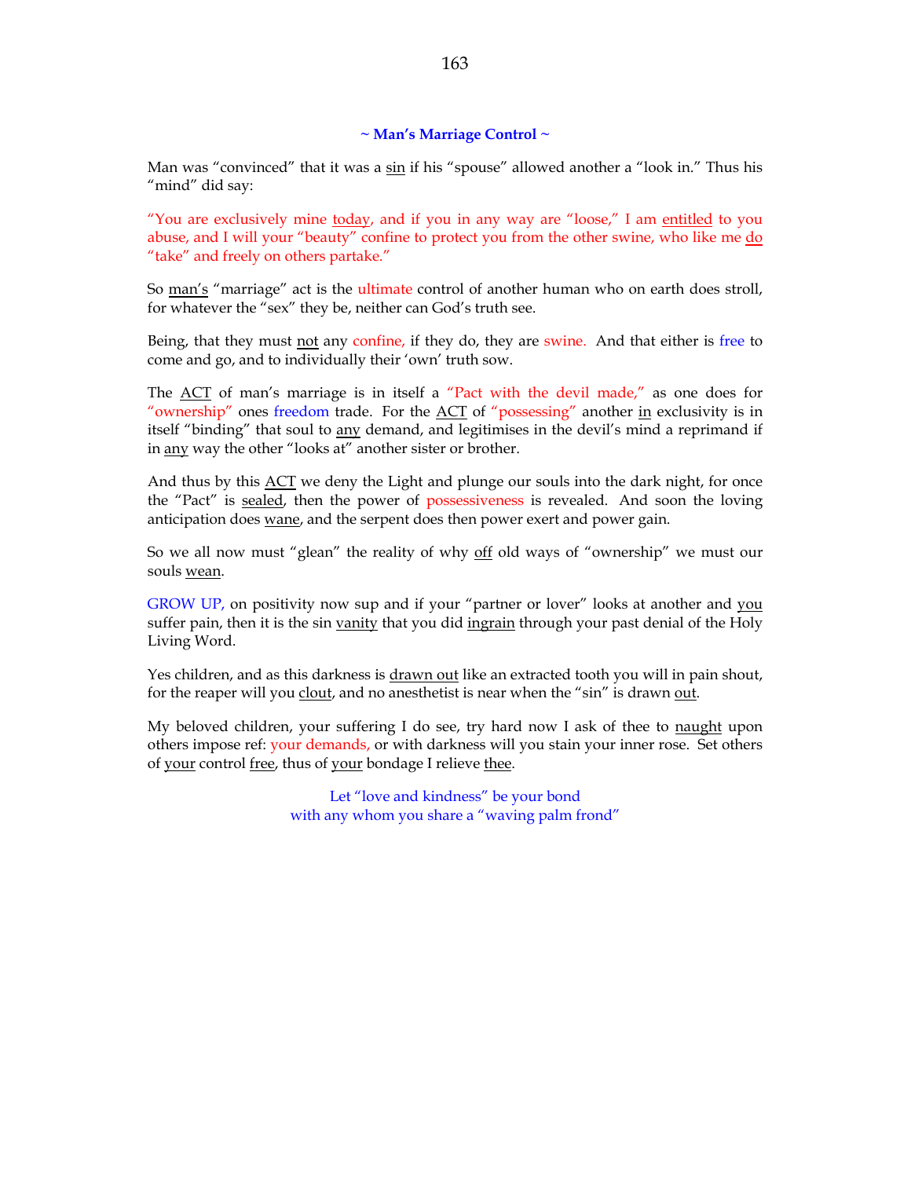## ~ Man's Marriage Control ~

Man was "convinced" that it was a sin if his "spouse" allowed another a "look in." Thus his "mind" did say:

"You are exclusively mine today, and if you in any way are "loose," I am entitled to you abuse, and I will your "beauty" confine to protect you from the other swine, who like me do "take" and freely on others partake."

So man's "marriage" act is the ultimate control of another human who on earth does stroll, for whatever the "sex" they be, neither can God's truth see.

Being, that they must not any confine, if they do, they are swine. And that either is free to come and go, and to individually their 'own' truth sow.

The ACT of man's marriage is in itself a "Pact with the devil made," as one does for "ownership" ones freedom trade. For the ACT of "possessing" another in exclusivity is in itself "binding" that soul to any demand, and legitimises in the devil's mind a reprimand if in any way the other "looks at" another sister or brother.

And thus by this ACT we deny the Light and plunge our souls into the dark night, for once the "Pact" is sealed, then the power of possessiveness is revealed. And soon the loving anticipation does wane, and the serpent does then power exert and power gain.

So we all now must "glean" the reality of why off old ways of "ownership" we must our souls wean.

GROW UP, on positivity now sup and if your "partner or lover" looks at another and you suffer pain, then it is the sin vanity that you did ingrain through your past denial of the Holy Living Word.

Yes children, and as this darkness is drawn out like an extracted tooth you will in pain shout, for the reaper will you clout, and no anesthetist is near when the "sin" is drawn out.

My beloved children, your suffering I do see, try hard now I ask of thee to naught upon others impose ref: your demands, or with darkness will you stain your inner rose. Set others of your control free, thus of your bondage I relieve thee.

Let "love and kindness" be your bond
with any whom you share a "waving palm frond"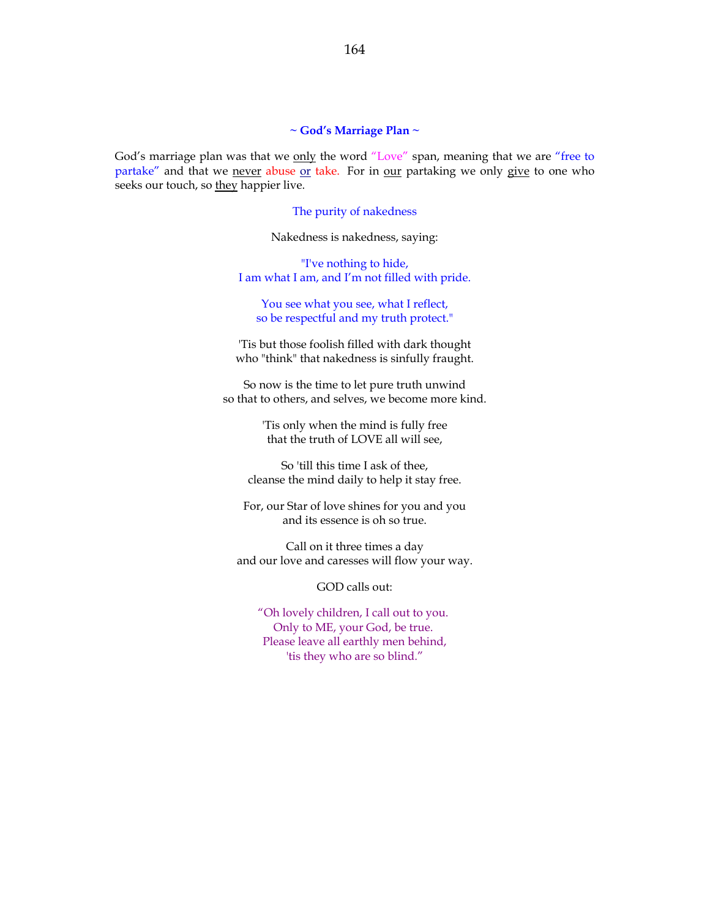## ~ God's Marriage Plan ~

God's marriage plan was that we only the word "Love" span, meaning that we are "free to partake" and that we never abuse or take. For in our partaking we only give to one who seeks our touch, so they happier live.

The purity of nakedness

Nakedness is nakedness, saying:

"I've nothing to hide,
I am what I am, and I'm not filled with pride.

You see what you see, what I reflect,
so be respectful and my truth protect."

'Tis but those foolish filled with dark thought
who "think" that nakedness is sinfully fraught.

So now is the time to let pure truth unwind
so that to others, and selves, we become more kind.

'Tis only when the mind is fully free
that the truth of LOVE all will see,

So 'till this time I ask of thee,
cleanse the mind daily to help it stay free.

For, our Star of love shines for you and you
and its essence is oh so true.

Call on it three times a day
and our love and caresses will flow your way.

GOD calls out:

"Oh lovely children, I call out to you.
Only to ME, your God, be true.
Please leave all earthly men behind,
'tis they who are so blind."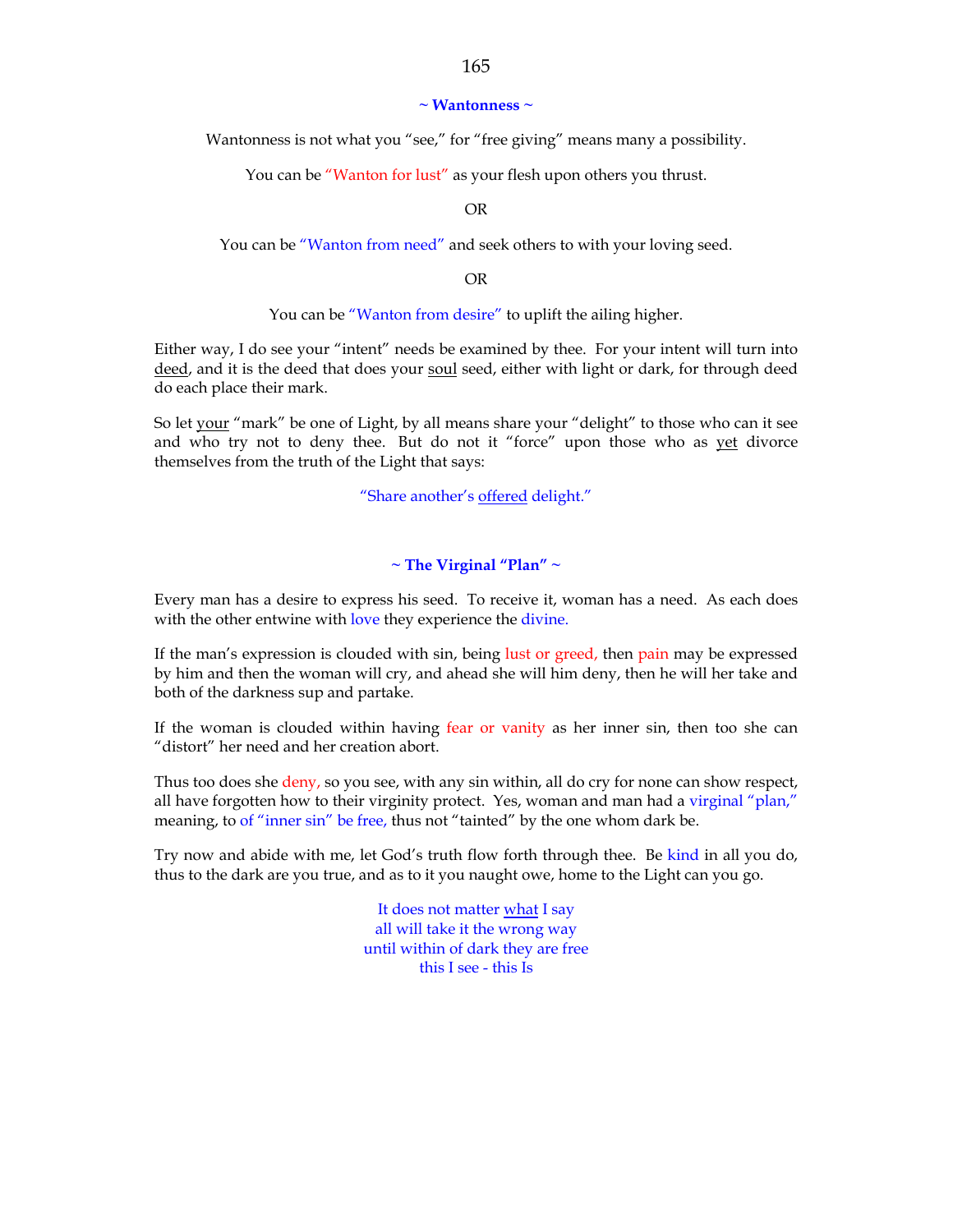## ~ Wantonness ~

Wantonness is not what you "see," for "free giving" means many a possibility.

You can be "Wanton for lust" as your flesh upon others you thrust.

OR

You can be "Wanton from need" and seek others to with your loving seed.

OR

You can be "Wanton from desire" to uplift the ailing higher.

Either way, I do see your "intent" needs be examined by thee. For your intent will turn into <u>deed</u>, and it is the deed that does your <u>soul</u> seed, either with light or dark, for through deed do each place their mark.

So let <u>your</u> "mark" be one of Light, by all means share your "delight" to those who can it see and who try not to deny thee. But do not it "force" upon those who as <u>yet</u> divorce themselves from the truth of the Light that says:

"Share another's <u>offered</u> delight."

## ~ The Virginal "Plan" ~

Every man has a desire to express his seed. To receive it, woman has a need. As each does with the other entwine with love they experience the divine.

If the man's expression is clouded with sin, being lust or greed, then pain may be expressed by him and then the woman will cry, and ahead she will him deny, then he will her take and both of the darkness sup and partake.

If the woman is clouded within having fear or vanity as her inner sin, then too she can "distort" her need and her creation abort.

Thus too does she deny, so you see, with any sin within, all do cry for none can show respect, all have forgotten how to their virginity protect. Yes, woman and man had a virginal "plan," meaning, to of "inner sin" be free, thus not "tainted" by the one whom dark be.

Try now and abide with me, let God's truth flow forth through thee. Be kind in all you do, thus to the dark are you true, and as to it you naught owe, home to the Light can you go.

It does not matter <u>what</u> I say  
all will take it the wrong way  
until within of dark they are free  
this I see - this Is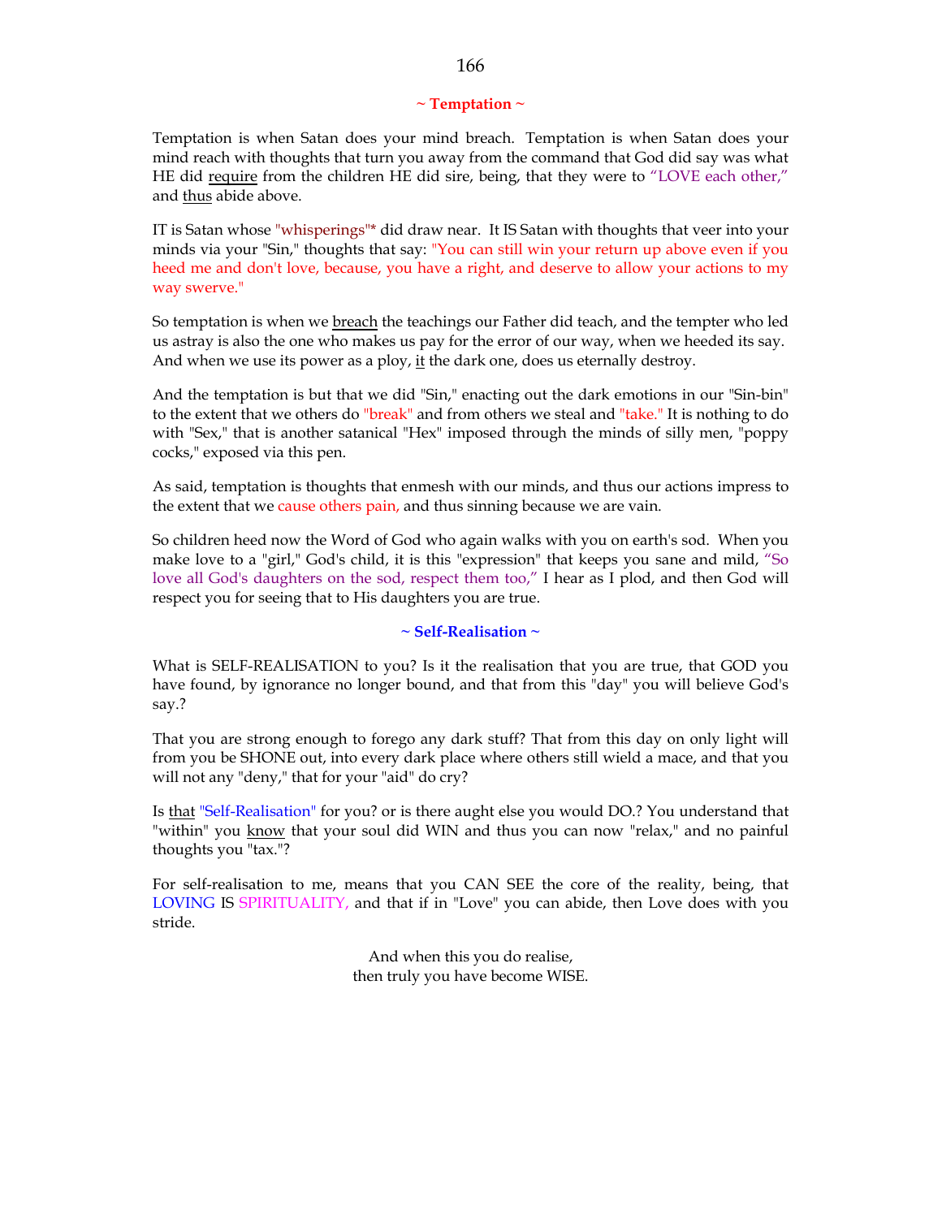## ~ Temptation ~

Temptation is when Satan does your mind breach. Temptation is when Satan does your mind reach with thoughts that turn you away from the command that God did say was what HE did require from the children HE did sire, being, that they were to "LOVE each other," and thus abide above.

IT is Satan whose "whisperings"* did draw near. It IS Satan with thoughts that veer into your minds via your "Sin," thoughts that say: "You can still win your return up above even if you heed me and don't love, because, you have a right, and deserve to allow your actions to my way swerve."

So temptation is when we breach the teachings our Father did teach, and the tempter who led us astray is also the one who makes us pay for the error of our way, when we heeded its say. And when we use its power as a ploy, it the dark one, does us eternally destroy.

And the temptation is but that we did "Sin," enacting out the dark emotions in our "Sin-bin" to the extent that we others do "break" and from others we steal and "take." It is nothing to do with "Sex," that is another satanical "Hex" imposed through the minds of silly men, "poppy cocks," exposed via this pen.

As said, temptation is thoughts that enmesh with our minds, and thus our actions impress to the extent that we cause others pain, and thus sinning because we are vain.

So children heed now the Word of God who again walks with you on earth's sod. When you make love to a "girl," God's child, it is this "expression" that keeps you sane and mild, "So love all God's daughters on the sod, respect them too," I hear as I plod, and then God will respect you for seeing that to His daughters you are true.

## ~ Self-Realisation ~

What is SELF-REALISATION to you? Is it the realisation that you are true, that GOD you have found, by ignorance no longer bound, and that from this "day" you will believe God's say.?

That you are strong enough to forego any dark stuff? That from this day on only light will from you be SHONE out, into every dark place where others still wield a mace, and that you will not any "deny," that for your "aid" do cry?

Is that "Self-Realisation" for you? or is there aught else you would DO.? You understand that "within" you know that your soul did WIN and thus you can now "relax," and no painful thoughts you "tax."?

For self-realisation to me, means that you CAN SEE the core of the reality, being, that LOVING IS SPIRITUALITY, and that if in "Love" you can abide, then Love does with you stride.

And when this you do realise,
then truly you have become WISE.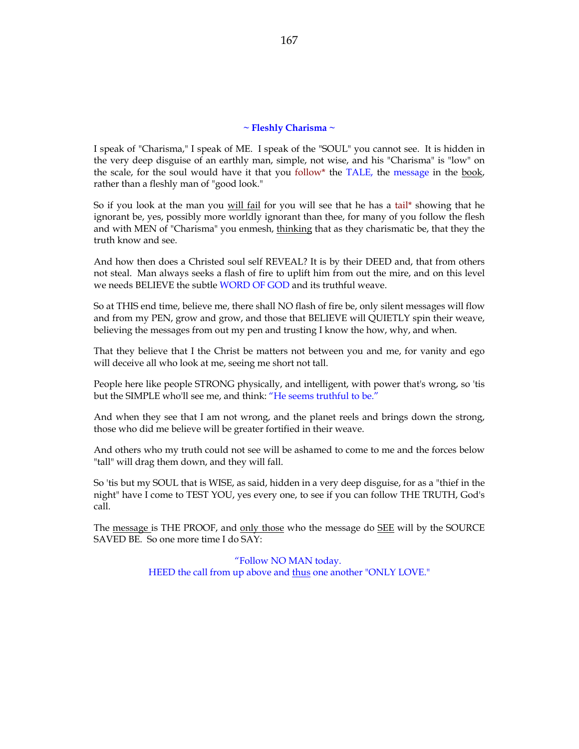### **~ Fleshly Charisma ~**

I speak of "Charisma," I speak of ME. I speak of the "SOUL" you cannot see. It is hidden in the very deep disguise of an earthly man, simple, not wise, and his "Charisma" is "low" on the scale, for the soul would have it that you follow* the TALE, the message in the book, rather than a fleshly man of "good look."

So if you look at the man you will fail for you will see that he has a tail* showing that he ignorant be, yes, possibly more worldly ignorant than thee, for many of you follow the flesh and with MEN of "Charisma" you enmesh, thinking that as they charismatic be, that they the truth know and see.

And how then does a Christed soul self REVEAL? It is by their DEED and, that from others not steal. Man always seeks a flash of fire to uplift him from out the mire, and on this level we needs BELIEVE the subtle WORD OF GOD and its truthful weave.

So at THIS end time, believe me, there shall NO flash of fire be, only silent messages will flow and from my PEN, grow and grow, and those that BELIEVE will QUIETLY spin their weave, believing the messages from out my pen and trusting I know the how, why, and when.

That they believe that I the Christ be matters not between you and me, for vanity and ego will deceive all who look at me, seeing me short not tall.

People here like people STRONG physically, and intelligent, with power that's wrong, so 'tis but the SIMPLE who'll see me, and think: "He seems truthful to be."

And when they see that I am not wrong, and the planet reels and brings down the strong, those who did me believe will be greater fortified in their weave.

And others who my truth could not see will be ashamed to come to me and the forces below "tall" will drag them down, and they will fall.

So 'tis but my SOUL that is WISE, as said, hidden in a very deep disguise, for as a "thief in the night" have I come to TEST YOU, yes every one, to see if you can follow THE TRUTH, God's call.

The message is THE PROOF, and only those who the message do SEE will by the SOURCE SAVED BE. So one more time I do SAY:

"Follow NO MAN today.
HEED the call from up above and thus one another "ONLY LOVE."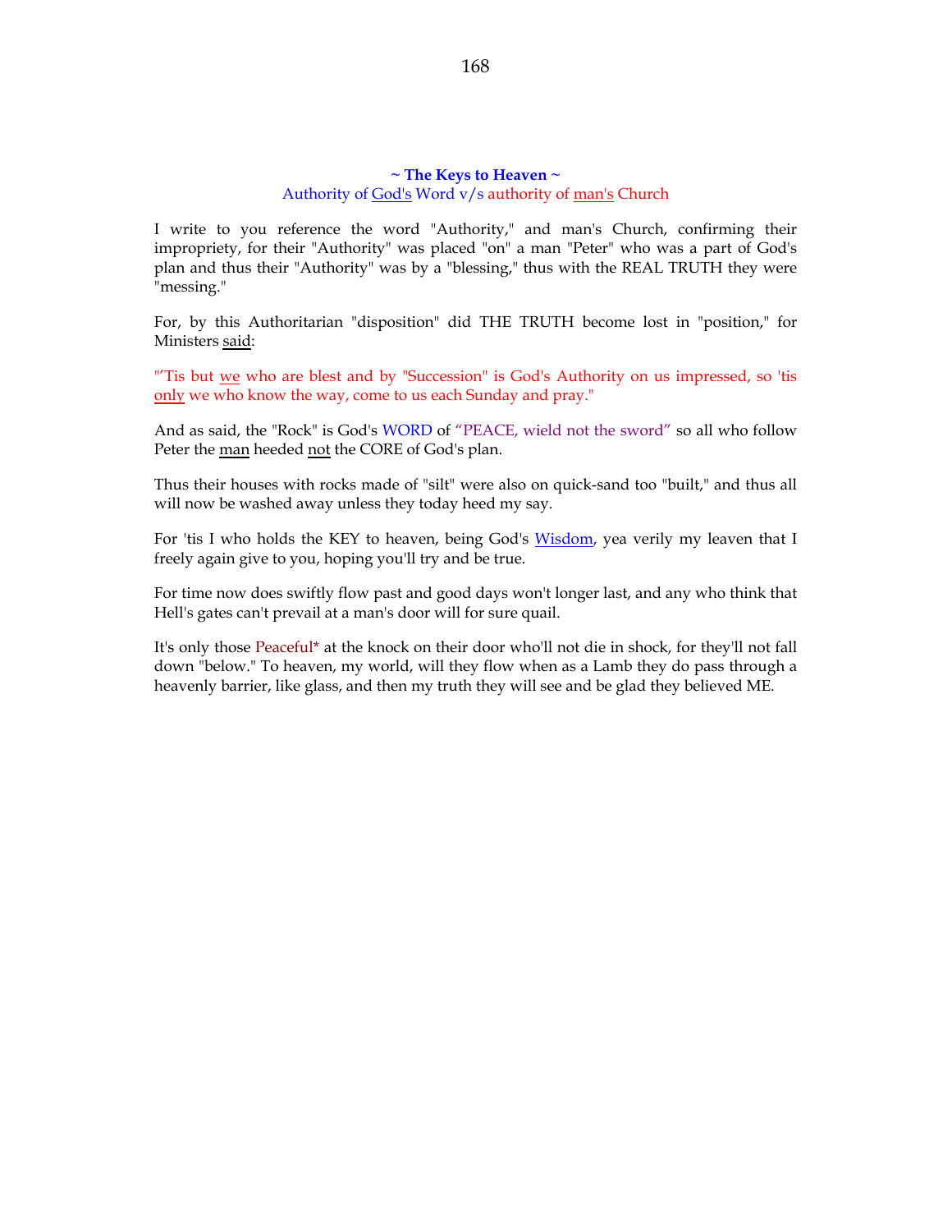## ~ The Keys to Heaven ~

Authority of God's Word v/s authority of man's Church

I write to you reference the word "Authority," and man's Church, confirming their impropriety, for their "Authority" was placed "on" a man "Peter" who was a part of God's plan and thus their "Authority" was by a "blessing," thus with the REAL TRUTH they were "messing."

For, by this Authoritarian "disposition" did THE TRUTH become lost in "position," for Ministers said:

"'Tis but we who are blest and by "Succession" is God's Authority on us impressed, so 'tis only we who know the way, come to us each Sunday and pray."

And as said, the "Rock" is God's WORD of "PEACE, wield not the sword" so all who follow Peter the man heeded not the CORE of God's plan.

Thus their houses with rocks made of "silt" were also on quick-sand too "built," and thus all will now be washed away unless they today heed my say.

For 'tis I who holds the KEY to heaven, being God's Wisdom, yea verily my leaven that I freely again give to you, hoping you'll try and be true.

For time now does swiftly flow past and good days won't longer last, and any who think that Hell's gates can't prevail at a man's door will for sure quail.

It's only those Peaceful* at the knock on their door who'll not die in shock, for they'll not fall down "below." To heaven, my world, will they flow when as a Lamb they do pass through a heavenly barrier, like glass, and then my truth they will see and be glad they believed ME.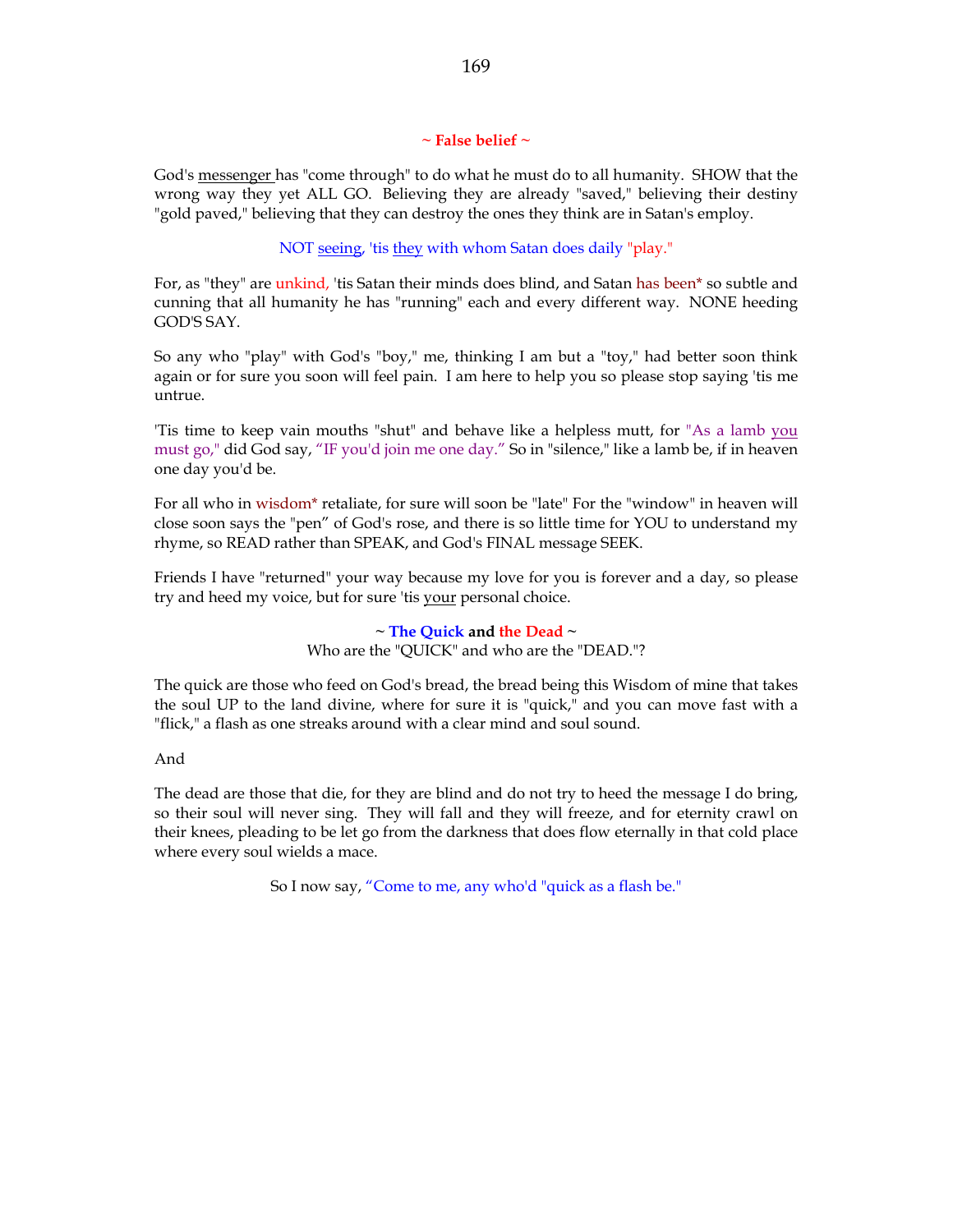### ~ False belief ~

God's messenger has "come through" to do what he must do to all humanity. SHOW that the wrong way they yet ALL GO. Believing they are already "saved," believing their destiny "gold paved," believing that they can destroy the ones they think are in Satan's employ.

NOT seeing, 'tis they with whom Satan does daily "play."

For, as "they" are unkind, 'tis Satan their minds does blind, and Satan has been* so subtle and cunning that all humanity he has "running" each and every different way. NONE heeding GOD'S SAY.

So any who "play" with God's "boy," me, thinking I am but a "toy," had better soon think again or for sure you soon will feel pain. I am here to help you so please stop saying 'tis me untrue.

'Tis time to keep vain mouths "shut" and behave like a helpless mutt, for "As a lamb you must go," did God say, "IF you'd join me one day." So in "silence," like a lamb be, if in heaven one day you'd be.

For all who in wisdom* retaliate, for sure will soon be "late" For the "window" in heaven will close soon says the "pen" of God's rose, and there is so little time for YOU to understand my rhyme, so READ rather than SPEAK, and God's FINAL message SEEK.

Friends I have "returned" your way because my love for you is forever and a day, so please try and heed my voice, but for sure 'tis your personal choice.

### ~ The Quick and the Dead ~

Who are the "QUICK" and who are the "DEAD."?

The quick are those who feed on God's bread, the bread being this Wisdom of mine that takes the soul UP to the land divine, where for sure it is "quick," and you can move fast with a "flick," a flash as one streaks around with a clear mind and soul sound.

And

The dead are those that die, for they are blind and do not try to heed the message I do bring, so their soul will never sing. They will fall and they will freeze, and for eternity crawl on their knees, pleading to be let go from the darkness that does flow eternally in that cold place where every soul wields a mace.

So I now say, "Come to me, any who'd "quick as a flash be."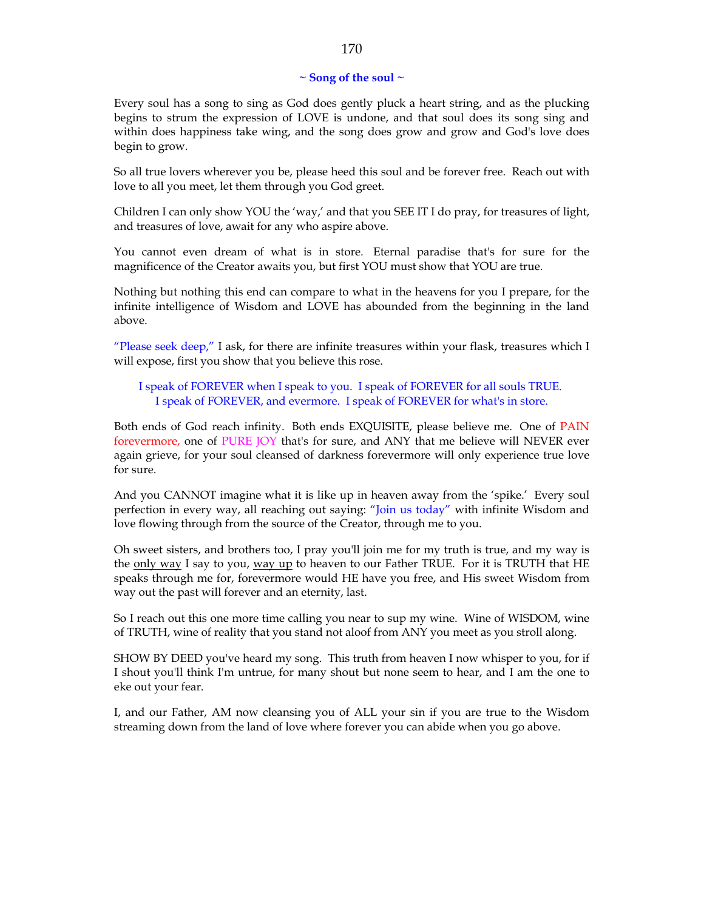## ~ Song of the soul ~

Every soul has a song to sing as God does gently pluck a heart string, and as the plucking begins to strum the expression of LOVE is undone, and that soul does its song sing and within does happiness take wing, and the song does grow and grow and God's love does begin to grow.

So all true lovers wherever you be, please heed this soul and be forever free. Reach out with love to all you meet, let them through you God greet.

Children I can only show YOU the 'way,' and that you SEE IT I do pray, for treasures of light, and treasures of love, await for any who aspire above.

You cannot even dream of what is in store. Eternal paradise that's for sure for the magnificence of the Creator awaits you, but first YOU must show that YOU are true.

Nothing but nothing this end can compare to what in the heavens for you I prepare, for the infinite intelligence of Wisdom and LOVE has abounded from the beginning in the land above.

"Please seek deep," I ask, for there are infinite treasures within your flask, treasures which I will expose, first you show that you believe this rose.

> I speak of FOREVER when I speak to you. I speak of FOREVER for all souls TRUE.
> I speak of FOREVER, and evermore. I speak of FOREVER for what's in store.

Both ends of God reach infinity. Both ends EXQUISITE, please believe me. One of PAIN forevermore, one of PURE JOY that's for sure, and ANY that me believe will NEVER ever again grieve, for your soul cleansed of darkness forevermore will only experience true love for sure.

And you CANNOT imagine what it is like up in heaven away from the 'spike.' Every soul perfection in every way, all reaching out saying: "Join us today" with infinite Wisdom and love flowing through from the source of the Creator, through me to you.

Oh sweet sisters, and brothers too, I pray you'll join me for my truth is true, and my way is the <u>only way</u> I say to you, <u>way up</u> to heaven to our Father TRUE. For it is TRUTH that HE speaks through me for, forevermore would HE have you free, and His sweet Wisdom from way out the past will forever and an eternity, last.

So I reach out this one more time calling you near to sup my wine. Wine of WISDOM, wine of TRUTH, wine of reality that you stand not aloof from ANY you meet as you stroll along.

SHOW BY DEED you've heard my song. This truth from heaven I now whisper to you, for if I shout you'll think I'm untrue, for many shout but none seem to hear, and I am the one to eke out your fear.

I, and our Father, AM now cleansing you of ALL your sin if you are true to the Wisdom streaming down from the land of love where forever you can abide when you go above.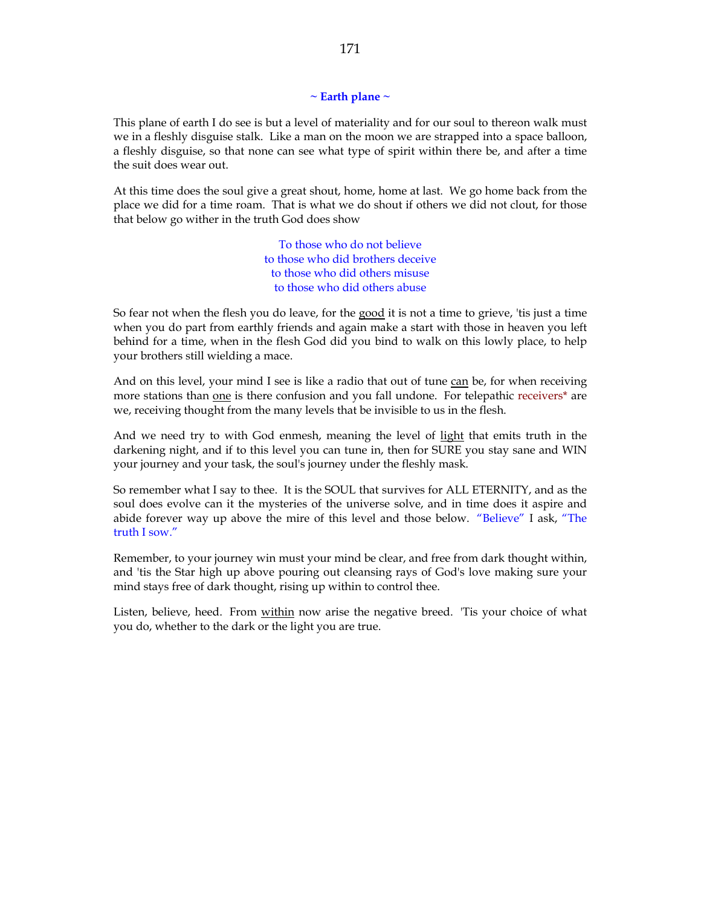## ~ Earth plane ~

This plane of earth I do see is but a level of materiality and for our soul to thereon walk must we in a fleshly disguise stalk. Like a man on the moon we are strapped into a space balloon, a fleshly disguise, so that none can see what type of spirit within there be, and after a time the suit does wear out.

At this time does the soul give a great shout, home, home at last. We go home back from the place we did for a time roam. That is what we do shout if others we did not clout, for those that below go wither in the truth God does show

To those who do not believe
to those who did brothers deceive
to those who did others misuse
to those who did others abuse

So fear not when the flesh you do leave, for the <u>good</u> it is not a time to grieve, 'tis just a time when you do part from earthly friends and again make a start with those in heaven you left behind for a time, when in the flesh God did you bind to walk on this lowly place, to help your brothers still wielding a mace.

And on this level, your mind I see is like a radio that out of tune <u>can</u> be, for when receiving more stations than <u>one</u> is there confusion and you fall undone. For telepathic receivers* are we, receiving thought from the many levels that be invisible to us in the flesh.

And we need try to with God enmesh, meaning the level of <u>light</u> that emits truth in the darkening night, and if to this level you can tune in, then for SURE you stay sane and WIN your journey and your task, the soul's journey under the fleshly mask.

So remember what I say to thee. It is the SOUL that survives for ALL ETERNITY, and as the soul does evolve can it the mysteries of the universe solve, and in time does it aspire and abide forever way up above the mire of this level and those below. "Believe" I ask, "The truth I sow."

Remember, to your journey win must your mind be clear, and free from dark thought within, and 'tis the Star high up above pouring out cleansing rays of God's love making sure your mind stays free of dark thought, rising up within to control thee.

Listen, believe, heed. From <u>within</u> now arise the negative breed. 'Tis your choice of what you do, whether to the dark or the light you are true.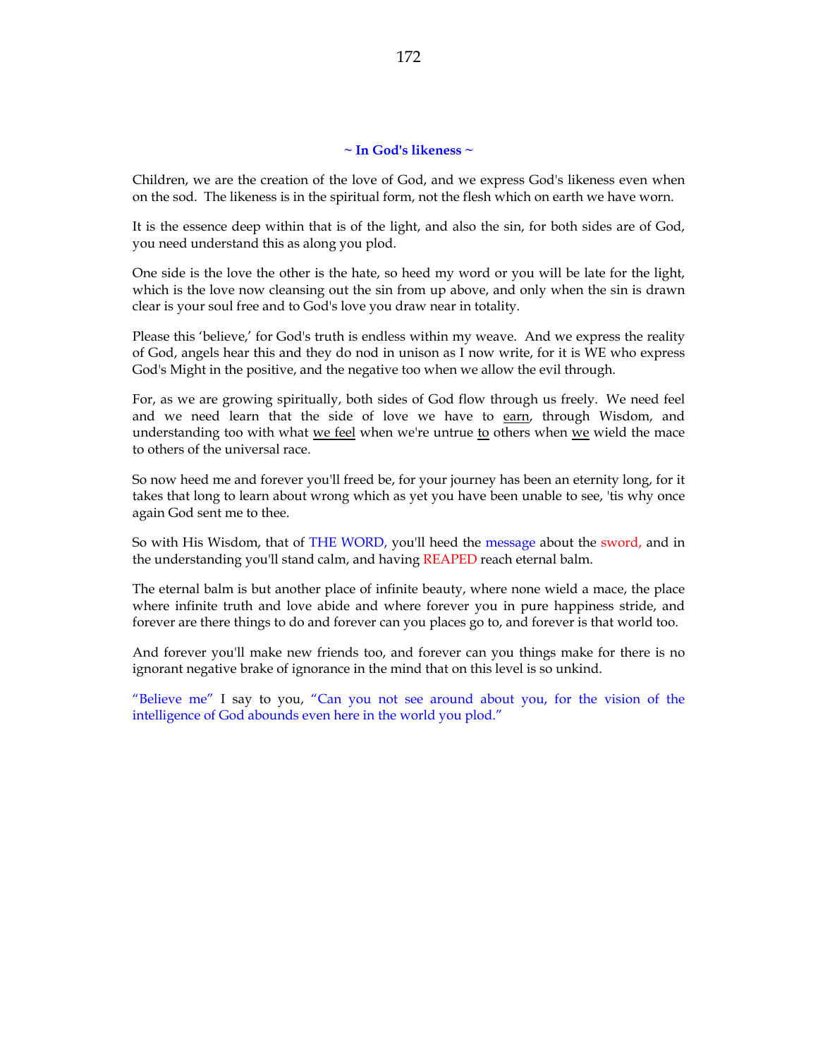## ~ In God's likeness ~

Children, we are the creation of the love of God, and we express God's likeness even when on the sod. The likeness is in the spiritual form, not the flesh which on earth we have worn.

It is the essence deep within that is of the light, and also the sin, for both sides are of God, you need understand this as along you plod.

One side is the love the other is the hate, so heed my word or you will be late for the light, which is the love now cleansing out the sin from up above, and only when the sin is drawn clear is your soul free and to God's love you draw near in totality.

Please this 'believe,' for God's truth is endless within my weave. And we express the reality of God, angels hear this and they do nod in unison as I now write, for it is WE who express God's Might in the positive, and the negative too when we allow the evil through.

For, as we are growing spiritually, both sides of God flow through us freely. We need feel and we need learn that the side of love we have to <u>earn</u>, through Wisdom, and understanding too with what <u>we feel</u> when we're untrue <u>to</u> others when <u>we</u> wield the mace to others of the universal race.

So now heed me and forever you'll freed be, for your journey has been an eternity long, for it takes that long to learn about wrong which as yet you have been unable to see, 'tis why once again God sent me to thee.

So with His Wisdom, that of THE WORD, you'll heed the message about the sword, and in the understanding you'll stand calm, and having REAPED reach eternal balm.

The eternal balm is but another place of infinite beauty, where none wield a mace, the place where infinite truth and love abide and where forever you in pure happiness stride, and forever are there things to do and forever can you places go to, and forever is that world too.

And forever you'll make new friends too, and forever can you things make for there is no ignorant negative brake of ignorance in the mind that on this level is so unkind.

"Believe me" I say to you, "Can you not see around about you, for the vision of the intelligence of God abounds even here in the world you plod."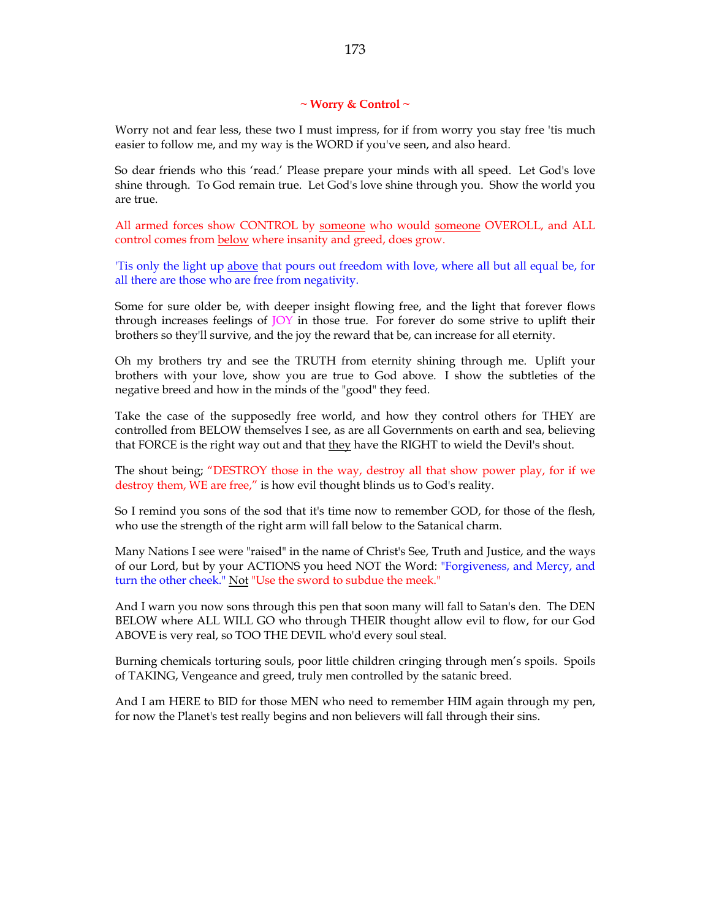### ~ Worry & Control ~

Worry not and fear less, these two I must impress, for if from worry you stay free 'tis much easier to follow me, and my way is the WORD if you've seen, and also heard.

So dear friends who this 'read.' Please prepare your minds with all speed. Let God's love shine through. To God remain true. Let God's love shine through you. Show the world you are true.

All armed forces show CONTROL by someone who would someone OVEROLL, and ALL control comes from below where insanity and greed, does grow.

'Tis only the light up above that pours out freedom with love, where all but all equal be, for all there are those who are free from negativity.

Some for sure older be, with deeper insight flowing free, and the light that forever flows through increases feelings of JOY in those true. For forever do some strive to uplift their brothers so they'll survive, and the joy the reward that be, can increase for all eternity.

Oh my brothers try and see the TRUTH from eternity shining through me. Uplift your brothers with your love, show you are true to God above. I show the subtleties of the negative breed and how in the minds of the "good" they feed.

Take the case of the supposedly free world, and how they control others for THEY are controlled from BELOW themselves I see, as are all Governments on earth and sea, believing that FORCE is the right way out and that they have the RIGHT to wield the Devil's shout.

The shout being; "DESTROY those in the way, destroy all that show power play, for if we destroy them, WE are free," is how evil thought blinds us to God's reality.

So I remind you sons of the sod that it's time now to remember GOD, for those of the flesh, who use the strength of the right arm will fall below to the Satanical charm.

Many Nations I see were "raised" in the name of Christ's See, Truth and Justice, and the ways of our Lord, but by your ACTIONS you heed NOT the Word: "Forgiveness, and Mercy, and turn the other cheek." Not "Use the sword to subdue the meek."

And I warn you now sons through this pen that soon many will fall to Satan's den. The DEN BELOW where ALL WILL GO who through THEIR thought allow evil to flow, for our God ABOVE is very real, so TOO THE DEVIL who'd every soul steal.

Burning chemicals torturing souls, poor little children cringing through men's spoils. Spoils of TAKING, Vengeance and greed, truly men controlled by the satanic breed.

And I am HERE to BID for those MEN who need to remember HIM again through my pen, for now the Planet's test really begins and non believers will fall through their sins.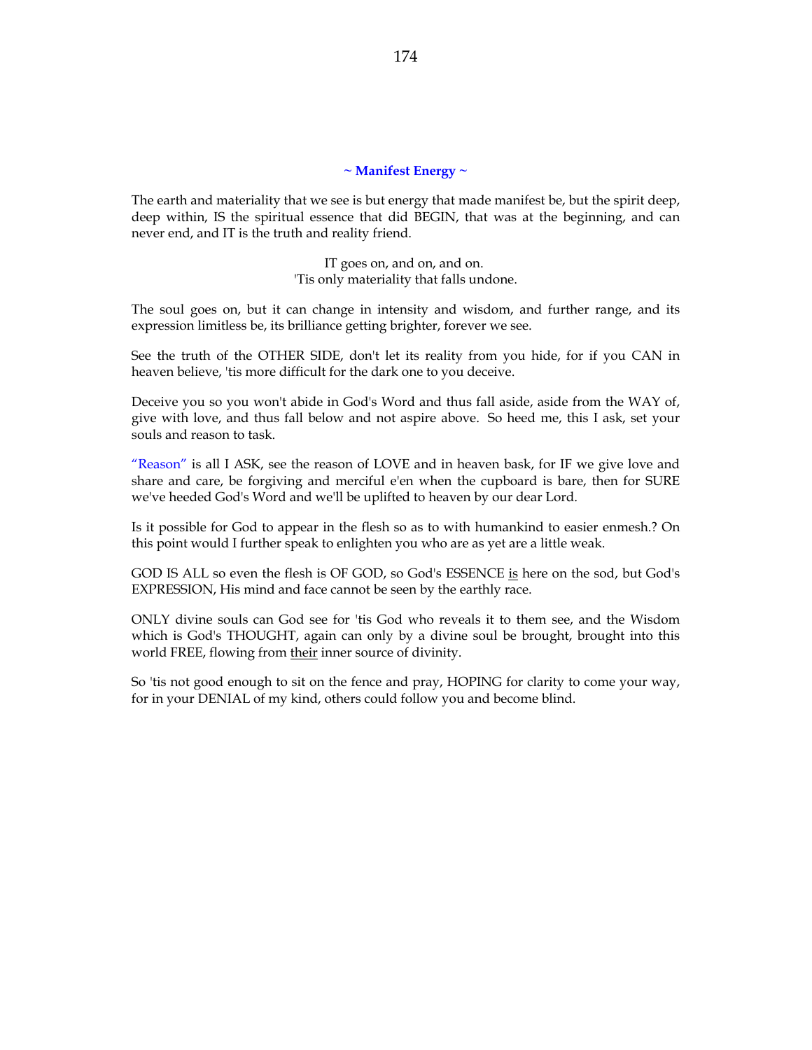## ~ Manifest Energy ~

The earth and materiality that we see is but energy that made manifest be, but the spirit deep, deep within, IS the spiritual essence that did BEGIN, that was at the beginning, and can never end, and IT is the truth and reality friend.

IT goes on, and on, and on.
'Tis only materiality that falls undone.

The soul goes on, but it can change in intensity and wisdom, and further range, and its expression limitless be, its brilliance getting brighter, forever we see.

See the truth of the OTHER SIDE, don't let its reality from you hide, for if you CAN in heaven believe, 'tis more difficult for the dark one to you deceive.

Deceive you so you won't abide in God's Word and thus fall aside, aside from the WAY of, give with love, and thus fall below and not aspire above. So heed me, this I ask, set your souls and reason to task.

"Reason" is all I ASK, see the reason of LOVE and in heaven bask, for IF we give love and share and care, be forgiving and merciful e'en when the cupboard is bare, then for SURE we've heeded God's Word and we'll be uplifted to heaven by our dear Lord.

Is it possible for God to appear in the flesh so as to with humankind to easier enmesh.? On this point would I further speak to enlighten you who are as yet are a little weak.

GOD IS ALL so even the flesh is OF GOD, so God's ESSENCE <u>is</u> here on the sod, but God's EXPRESSION, His mind and face cannot be seen by the earthly race.

ONLY divine souls can God see for 'tis God who reveals it to them see, and the Wisdom which is God's THOUGHT, again can only by a divine soul be brought, brought into this world FREE, flowing from <u>their</u> inner source of divinity.

So 'tis not good enough to sit on the fence and pray, HOPING for clarity to come your way, for in your DENIAL of my kind, others could follow you and become blind.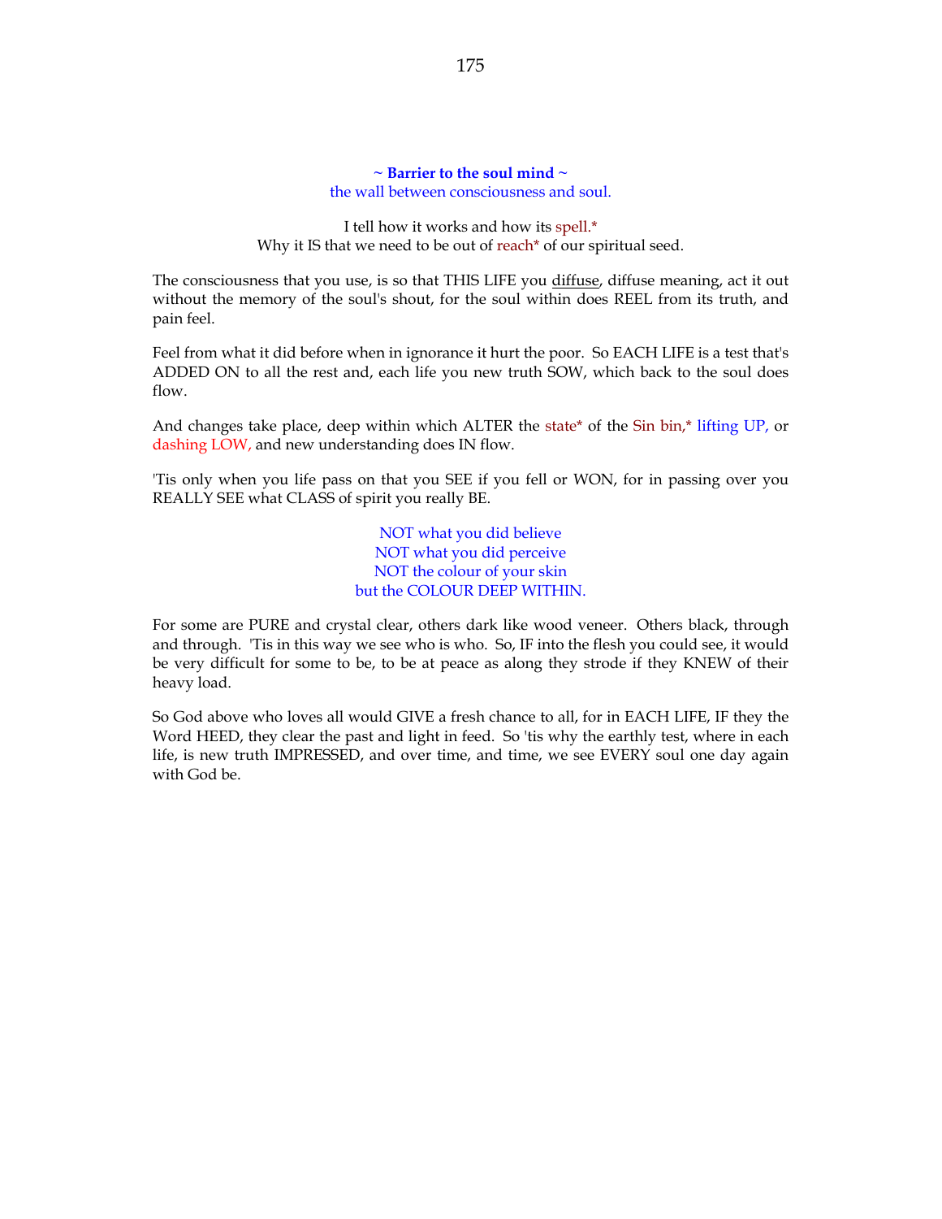**~ Barrier to the soul mind ~**
the wall between consciousness and soul.

I tell how it works and how its spell.*
Why it IS that we need to be out of reach* of our spiritual seed.

The consciousness that you use, is so that THIS LIFE you diffuse, diffuse meaning, act it out without the memory of the soul's shout, for the soul within does REEL from its truth, and pain feel.

Feel from what it did before when in ignorance it hurt the poor. So EACH LIFE is a test that's ADDED ON to all the rest and, each life you new truth SOW, which back to the soul does flow.

And changes take place, deep within which ALTER the state* of the Sin bin,* lifting UP, or dashing LOW, and new understanding does IN flow.

'Tis only when you life pass on that you SEE if you fell or WON, for in passing over you REALLY SEE what CLASS of spirit you really BE.

NOT what you did believe
NOT what you did perceive
NOT the colour of your skin
but the COLOUR DEEP WITHIN.

For some are PURE and crystal clear, others dark like wood veneer. Others black, through and through. 'Tis in this way we see who is who. So, IF into the flesh you could see, it would be very difficult for some to be, to be at peace as along they strode if they KNEW of their heavy load.

So God above who loves all would GIVE a fresh chance to all, for in EACH LIFE, IF they the Word HEED, they clear the past and light in feed. So 'tis why the earthly test, where in each life, is new truth IMPRESSED, and over time, and time, we see EVERY soul one day again with God be.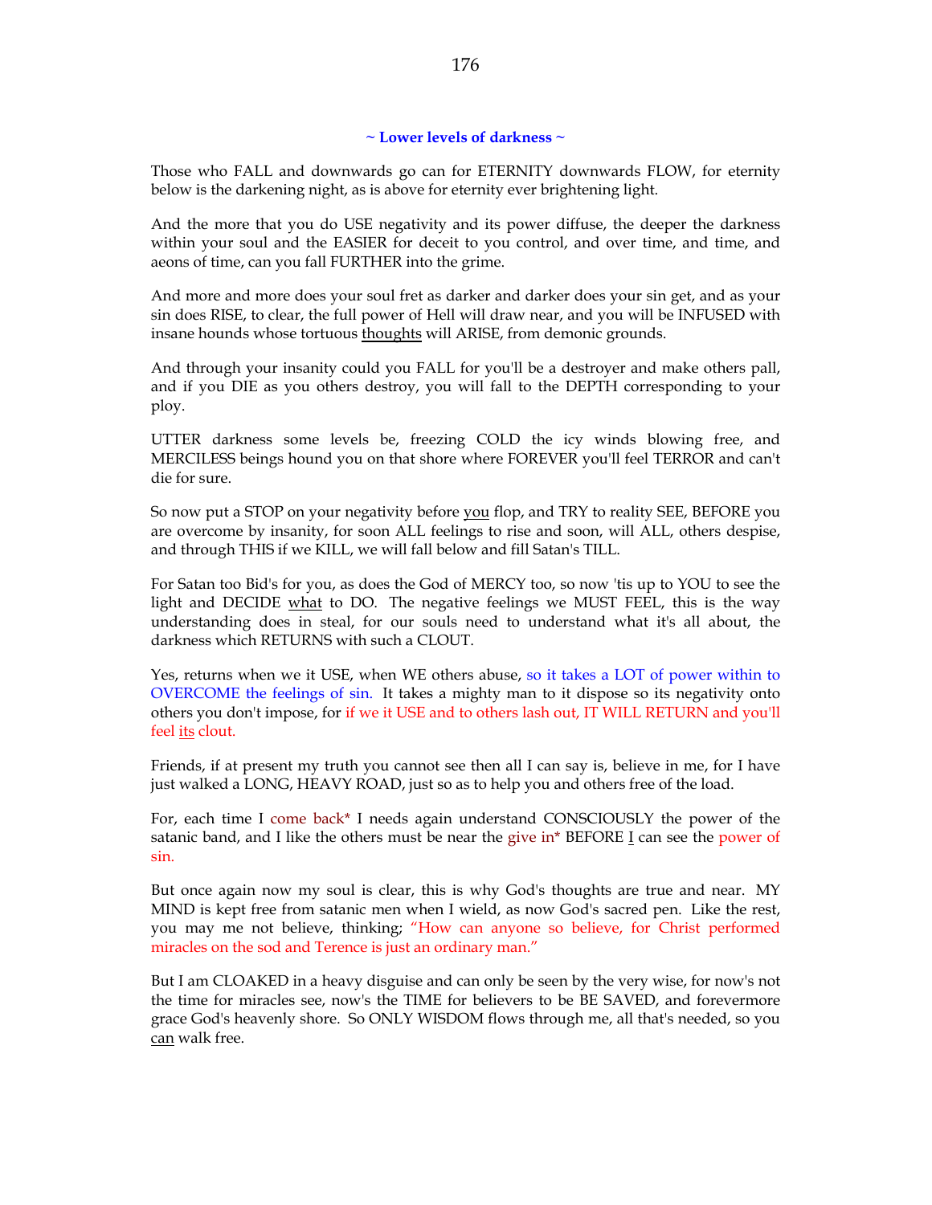### ~ Lower levels of darkness ~

Those who FALL and downwards go can for ETERNITY downwards FLOW, for eternity below is the darkening night, as is above for eternity ever brightening light.

And the more that you do USE negativity and its power diffuse, the deeper the darkness within your soul and the EASIER for deceit to you control, and over time, and time, and aeons of time, can you fall FURTHER into the grime.

And more and more does your soul fret as darker and darker does your sin get, and as your sin does RISE, to clear, the full power of Hell will draw near, and you will be INFUSED with insane hounds whose tortuous <u>thoughts</u> will ARISE, from demonic grounds.

And through your insanity could you FALL for you'll be a destroyer and make others pall, and if you DIE as you others destroy, you will fall to the DEPTH corresponding to your ploy.

UTTER darkness some levels be, freezing COLD the icy winds blowing free, and MERCILESS beings hound you on that shore where FOREVER you'll feel TERROR and can't die for sure.

So now put a STOP on your negativity before <u>you</u> flop, and TRY to reality SEE, BEFORE you are overcome by insanity, for soon ALL feelings to rise and soon, will ALL, others despise, and through THIS if we KILL, we will fall below and fill Satan's TILL.

For Satan too Bid's for you, as does the God of MERCY too, so now 'tis up to YOU to see the light and DECIDE <u>what</u> to DO. The negative feelings we MUST FEEL, this is the way understanding does in steal, for our souls need to understand what it's all about, the darkness which RETURNS with such a CLOUT.

Yes, returns when we it USE, when WE others abuse, so it takes a LOT of power within to OVERCOME the feelings of sin. It takes a mighty man to it dispose so its negativity onto others you don't impose, for if we it USE and to others lash out, IT WILL RETURN and you'll feel <u>its</u> clout.

Friends, if at present my truth you cannot see then all I can say is, believe in me, for I have just walked a LONG, HEAVY ROAD, just so as to help you and others free of the load.

For, each time I come back* I needs again understand CONSCIOUSLY the power of the satanic band, and I like the others must be near the give in* BEFORE <u>I</u> can see the power of sin.

But once again now my soul is clear, this is why God's thoughts are true and near. MY MIND is kept free from satanic men when I wield, as now God's sacred pen. Like the rest, you may me not believe, thinking; "How can anyone so believe, for Christ performed miracles on the sod and Terence is just an ordinary man."

But I am CLOAKED in a heavy disguise and can only be seen by the very wise, for now's not the time for miracles see, now's the TIME for believers to be BE SAVED, and forevermore grace God's heavenly shore. So ONLY WISDOM flows through me, all that's needed, so you <u>can</u> walk free.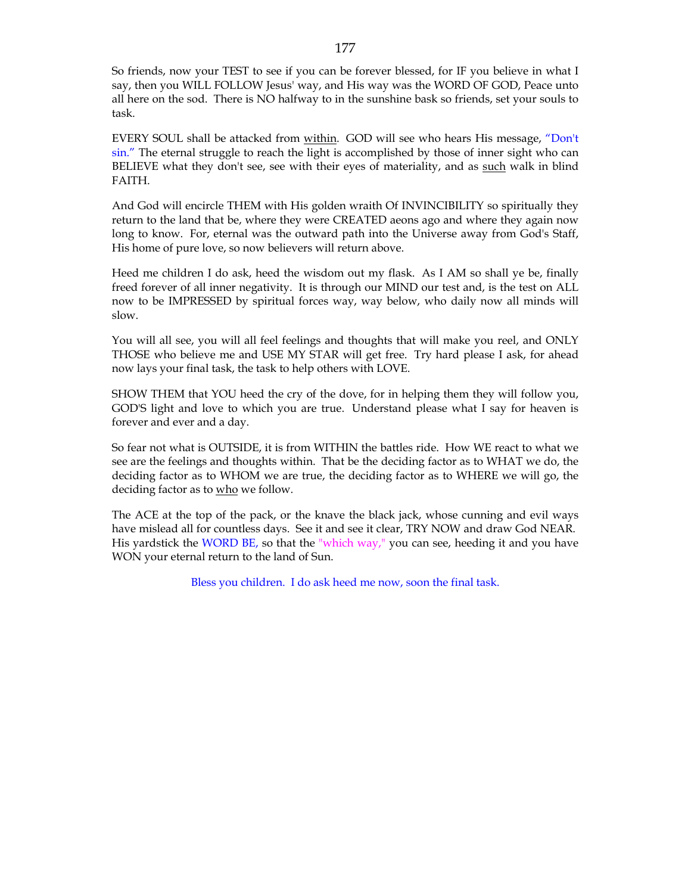So friends, now your TEST to see if you can be forever blessed, for IF you believe in what I say, then you WILL FOLLOW Jesus' way, and His way was the WORD OF GOD, Peace unto all here on the sod. There is NO halfway to in the sunshine bask so friends, set your souls to task.

EVERY SOUL shall be attacked from <u>within</u>. GOD will see who hears His message, "Don't sin." The eternal struggle to reach the light is accomplished by those of inner sight who can BELIEVE what they don't see, see with their eyes of materiality, and as <u>such</u> walk in blind FAITH.

And God will encircle THEM with His golden wraith Of INVINCIBILITY so spiritually they return to the land that be, where they were CREATED aeons ago and where they again now long to know. For, eternal was the outward path into the Universe away from God's Staff, His home of pure love, so now believers will return above.

Heed me children I do ask, heed the wisdom out my flask. As I AM so shall ye be, finally freed forever of all inner negativity. It is through our MIND our test and, is the test on ALL now to be IMPRESSED by spiritual forces way, way below, who daily now all minds will slow.

You will all see, you will all feel feelings and thoughts that will make you reel, and ONLY THOSE who believe me and USE MY STAR will get free. Try hard please I ask, for ahead now lays your final task, the task to help others with LOVE.

SHOW THEM that YOU heed the cry of the dove, for in helping them they will follow you, GOD'S light and love to which you are true. Understand please what I say for heaven is forever and ever and a day.

So fear not what is OUTSIDE, it is from WITHIN the battles ride. How WE react to what we see are the feelings and thoughts within. That be the deciding factor as to WHAT we do, the deciding factor as to WHOM we are true, the deciding factor as to WHERE we will go, the deciding factor as to <u>who</u> we follow.

The ACE at the top of the pack, or the knave the black jack, whose cunning and evil ways have mislead all for countless days. See it and see it clear, TRY NOW and draw God NEAR. His yardstick the WORD BE, so that the "which way," you can see, heeding it and you have WON your eternal return to the land of Sun.

Bless you children. I do ask heed me now, soon the final task.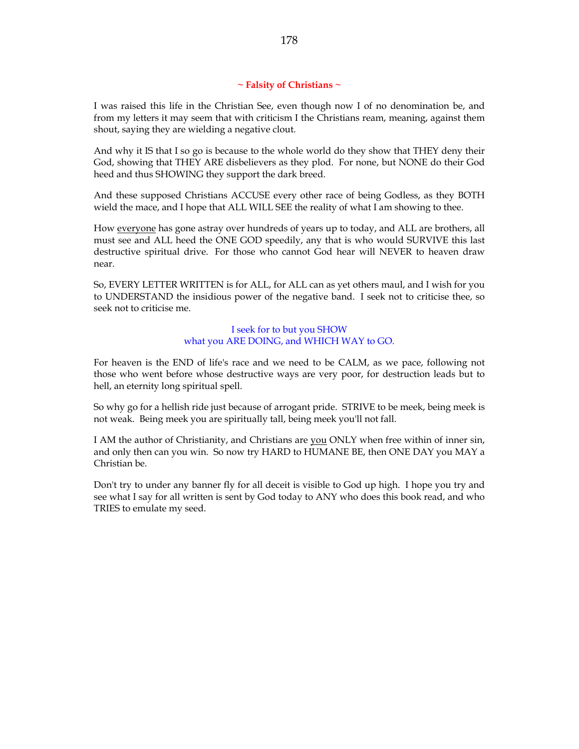## ~ Falsity of Christians ~

I was raised this life in the Christian See, even though now I of no denomination be, and from my letters it may seem that with criticism I the Christians ream, meaning, against them shout, saying they are wielding a negative clout.

And why it IS that I so go is because to the whole world do they show that THEY deny their God, showing that THEY ARE disbelievers as they plod. For none, but NONE do their God heed and thus SHOWING they support the dark breed.

And these supposed Christians ACCUSE every other race of being Godless, as they BOTH wield the mace, and I hope that ALL WILL SEE the reality of what I am showing to thee.

How <u>everyone</u> has gone astray over hundreds of years up to today, and ALL are brothers, all must see and ALL heed the ONE GOD speedily, any that is who would SURVIVE this last destructive spiritual drive. For those who cannot God hear will NEVER to heaven draw near.

So, EVERY LETTER WRITTEN is for ALL, for ALL can as yet others maul, and I wish for you to UNDERSTAND the insidious power of the negative band. I seek not to criticise thee, so seek not to criticise me.

I seek for to but you SHOW
what you ARE DOING, and WHICH WAY to GO.

For heaven is the END of life's race and we need to be CALM, as we pace, following not those who went before whose destructive ways are very poor, for destruction leads but to hell, an eternity long spiritual spell.

So why go for a hellish ride just because of arrogant pride. STRIVE to be meek, being meek is not weak. Being meek you are spiritually tall, being meek you'll not fall.

I AM the author of Christianity, and Christians are <u>you</u> ONLY when free within of inner sin, and only then can you win. So now try HARD to HUMANE BE, then ONE DAY you MAY a Christian be.

Don't try to under any banner fly for all deceit is visible to God up high. I hope you try and see what I say for all written is sent by God today to ANY who does this book read, and who TRIES to emulate my seed.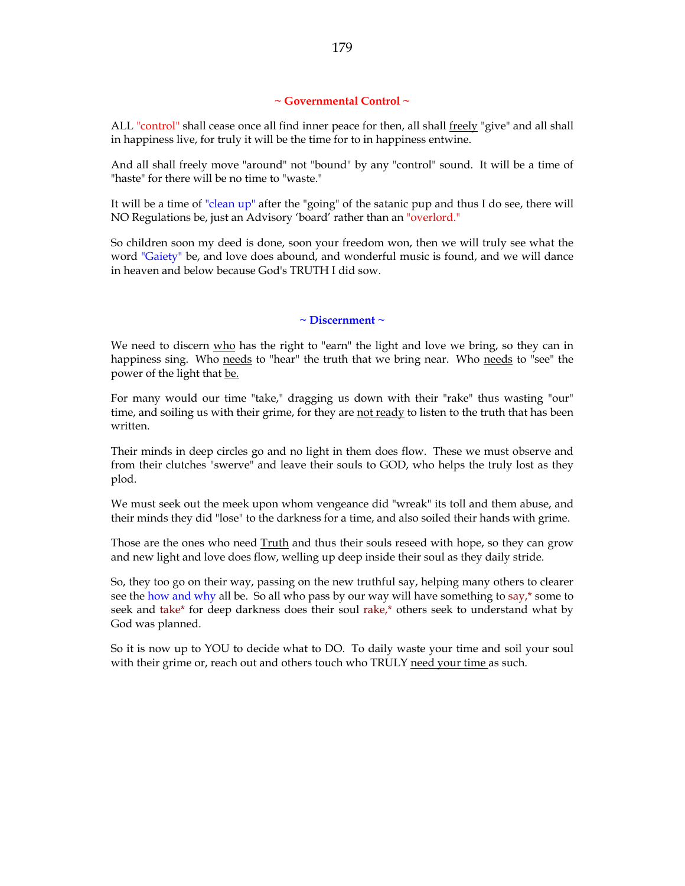## ~ Governmental Control ~

ALL "control" shall cease once all find inner peace for then, all shall freely "give" and all shall in happiness live, for truly it will be the time for to in happiness entwine.

And all shall freely move "around" not "bound" by any "control" sound. It will be a time of "haste" for there will be no time to "waste."

It will be a time of "clean up" after the "going" of the satanic pup and thus I do see, there will NO Regulations be, just an Advisory 'board' rather than an "overlord."

So children soon my deed is done, soon your freedom won, then we will truly see what the word "Gaiety" be, and love does abound, and wonderful music is found, and we will dance in heaven and below because God's TRUTH I did sow.

## ~ Discernment ~

We need to discern who has the right to "earn" the light and love we bring, so they can in happiness sing. Who needs to "hear" the truth that we bring near. Who needs to "see" the power of the light that be.

For many would our time "take," dragging us down with their "rake" thus wasting "our" time, and soiling us with their grime, for they are not ready to listen to the truth that has been written.

Their minds in deep circles go and no light in them does flow. These we must observe and from their clutches "swerve" and leave their souls to GOD, who helps the truly lost as they plod.

We must seek out the meek upon whom vengeance did "wreak" its toll and them abuse, and their minds they did "lose" to the darkness for a time, and also soiled their hands with grime.

Those are the ones who need Truth and thus their souls reseed with hope, so they can grow and new light and love does flow, welling up deep inside their soul as they daily stride.

So, they too go on their way, passing on the new truthful say, helping many others to clearer see the how and why all be. So all who pass by our way will have something to say,* some to seek and take* for deep darkness does their soul rake,* others seek to understand what by God was planned.

So it is now up to YOU to decide what to DO. To daily waste your time and soil your soul with their grime or, reach out and others touch who TRULY need your time as such.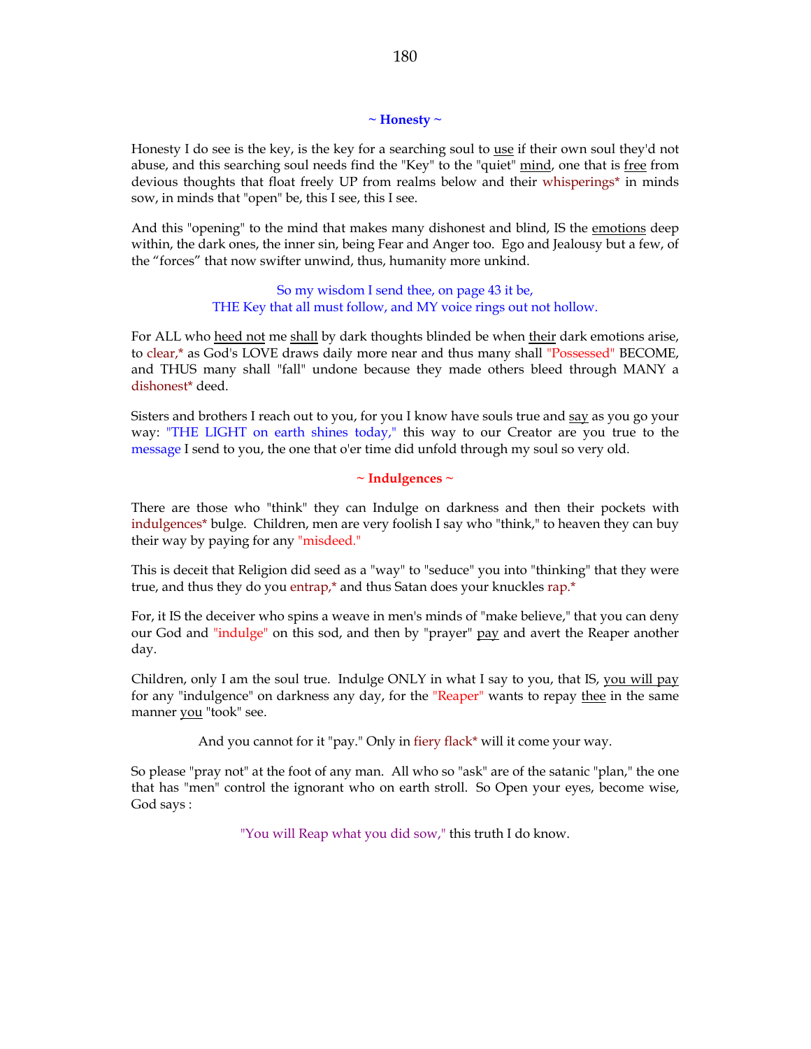## ~ Honesty ~

Honesty I do see is the key, is the key for a searching soul to use if their own soul they'd not abuse, and this searching soul needs find the "Key" to the "quiet" mind, one that is free from devious thoughts that float freely UP from realms below and their whisperings* in minds sow, in minds that "open" be, this I see, this I see.

And this "opening" to the mind that makes many dishonest and blind, IS the emotions deep within, the dark ones, the inner sin, being Fear and Anger too. Ego and Jealousy but a few, of the "forces" that now swifter unwind, thus, humanity more unkind.

So my wisdom I send thee, on page 43 it be,
THE Key that all must follow, and MY voice rings out not hollow.

For ALL who heed not me shall by dark thoughts blinded be when their dark emotions arise, to clear,* as God's LOVE draws daily more near and thus many shall "Possessed" BECOME, and THUS many shall "fall" undone because they made others bleed through MANY a dishonest* deed.

Sisters and brothers I reach out to you, for you I know have souls true and say as you go your way: "THE LIGHT on earth shines today," this way to our Creator are you true to the message I send to you, the one that o'er time did unfold through my soul so very old.

## ~ Indulgences ~

There are those who "think" they can Indulge on darkness and then their pockets with indulgences* bulge. Children, men are very foolish I say who "think," to heaven they can buy their way by paying for any "misdeed."

This is deceit that Religion did seed as a "way" to "seduce" you into "thinking" that they were true, and thus they do you entrap,* and thus Satan does your knuckles rap.*

For, it IS the deceiver who spins a weave in men's minds of "make believe," that you can deny our God and "indulge" on this sod, and then by "prayer" pay and avert the Reaper another day.

Children, only I am the soul true. Indulge ONLY in what I say to you, that IS, you will pay for any "indulgence" on darkness any day, for the "Reaper" wants to repay thee in the same manner you "took" see.

And you cannot for it "pay." Only in fiery flack* will it come your way.

So please "pray not" at the foot of any man. All who so "ask" are of the satanic "plan," the one that has "men" control the ignorant who on earth stroll. So Open your eyes, become wise, God says :

"You will Reap what you did sow," this truth I do know.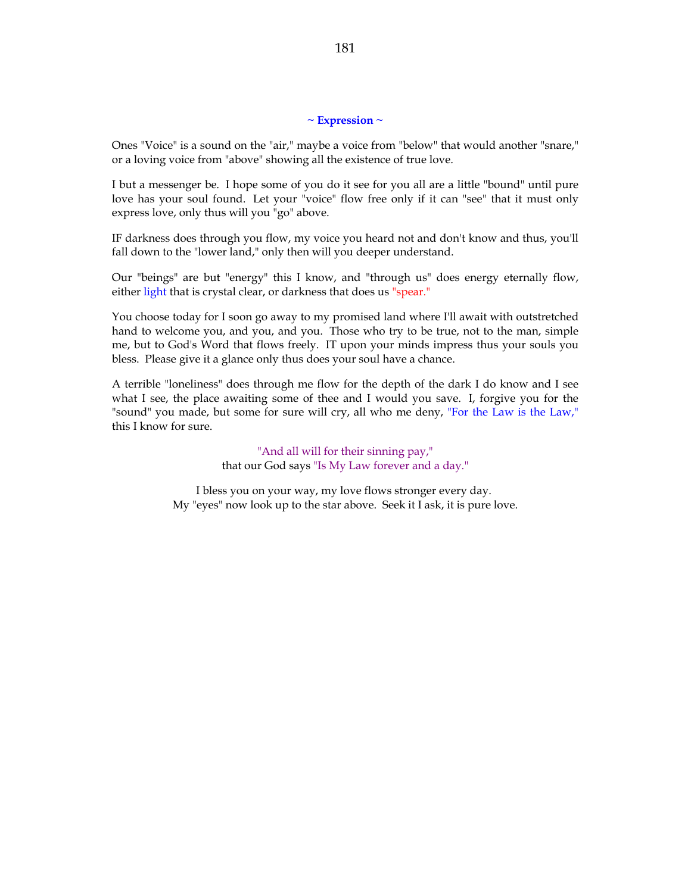### ~ Expression ~

Ones "Voice" is a sound on the "air," maybe a voice from "below" that would another "snare," or a loving voice from "above" showing all the existence of true love.

I but a messenger be. I hope some of you do it see for you all are a little "bound" until pure love has your soul found. Let your "voice" flow free only if it can "see" that it must only express love, only thus will you "go" above.

IF darkness does through you flow, my voice you heard not and don't know and thus, you'll fall down to the "lower land," only then will you deeper understand.

Our "beings" are but "energy" this I know, and "through us" does energy eternally flow, either light that is crystal clear, or darkness that does us "spear."

You choose today for I soon go away to my promised land where I'll await with outstretched hand to welcome you, and you, and you. Those who try to be true, not to the man, simple me, but to God's Word that flows freely. IT upon your minds impress thus your souls you bless. Please give it a glance only thus does your soul have a chance.

A terrible "loneliness" does through me flow for the depth of the dark I do know and I see what I see, the place awaiting some of thee and I would you save. I, forgive you for the "sound" you made, but some for sure will cry, all who me deny, "For the Law is the Law," this I know for sure.

"And all will for their sinning pay,"
that our God says "Is My Law forever and a day."

I bless you on your way, my love flows stronger every day.
My "eyes" now look up to the star above. Seek it I ask, it is pure love.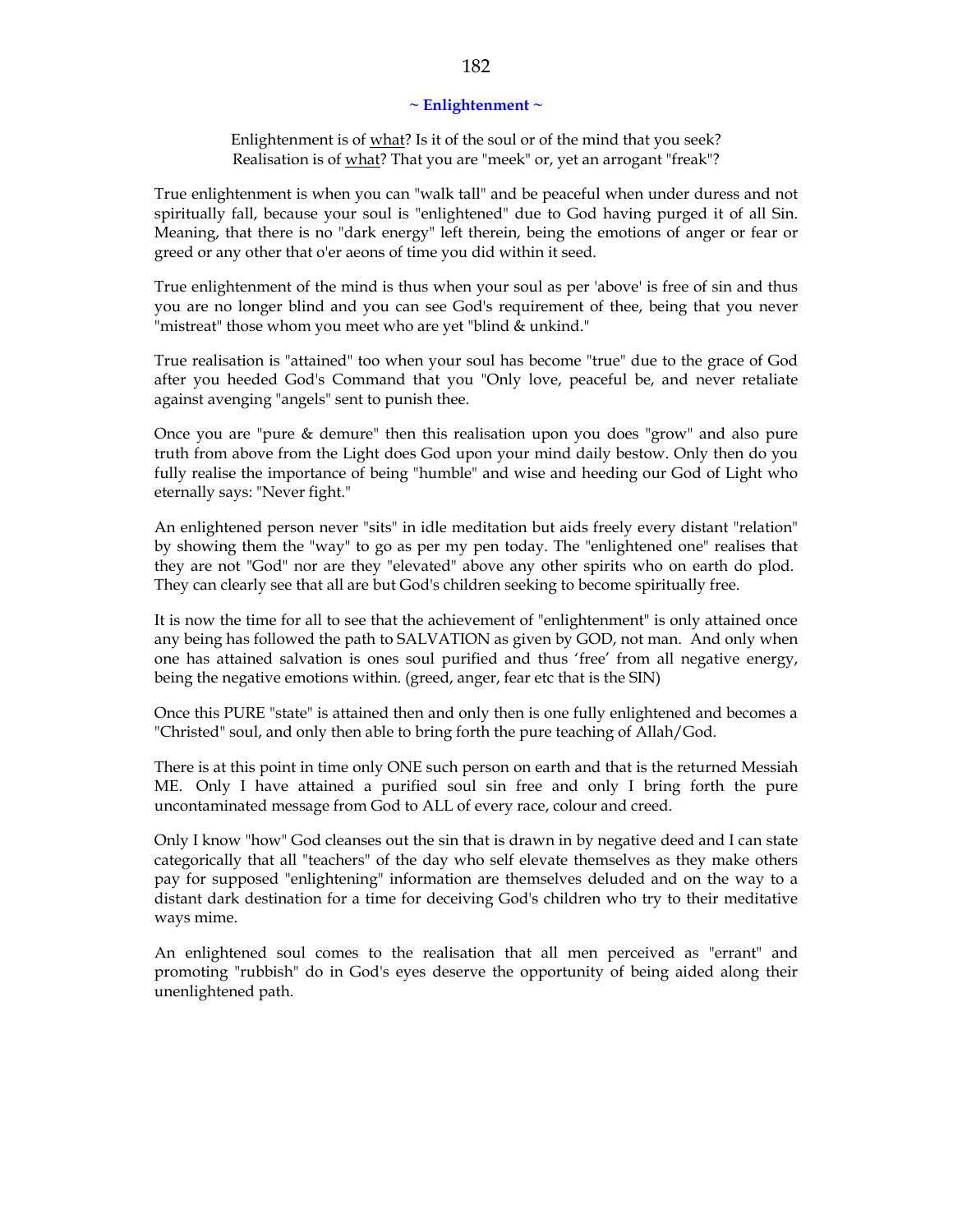## ~ Enlightenment ~

Enlightenment is of <u>what</u>? Is it of the soul or of the mind that you seek?
Realisation is of <u>what</u>? That you are "meek" or, yet an arrogant "freak"?

True enlightenment is when you can "walk tall" and be peaceful when under duress and not spiritually fall, because your soul is "enlightened" due to God having purged it of all Sin. Meaning, that there is no "dark energy" left therein, being the emotions of anger or fear or greed or any other that o'er aeons of time you did within it seed.

True enlightenment of the mind is thus when your soul as per 'above' is free of sin and thus you are no longer blind and you can see God's requirement of thee, being that you never "mistreat" those whom you meet who are yet "blind & unkind."

True realisation is "attained" too when your soul has become "true" due to the grace of God after you heeded God's Command that you "Only love, peaceful be, and never retaliate against avenging "angels" sent to punish thee.

Once you are "pure & demure" then this realisation upon you does "grow" and also pure truth from above from the Light does God upon your mind daily bestow. Only then do you fully realise the importance of being "humble" and wise and heeding our God of Light who eternally says: "Never fight."

An enlightened person never "sits" in idle meditation but aids freely every distant "relation" by showing them the "way" to go as per my pen today. The "enlightened one" realises that they are not "God" nor are they "elevated" above any other spirits who on earth do plod. They can clearly see that all are but God's children seeking to become spiritually free.

It is now the time for all to see that the achievement of "enlightenment" is only attained once any being has followed the path to SALVATION as given by GOD, not man. And only when one has attained salvation is ones soul purified and thus 'free' from all negative energy, being the negative emotions within. (greed, anger, fear etc that is the SIN)

Once this PURE "state" is attained then and only then is one fully enlightened and becomes a "Christed" soul, and only then able to bring forth the pure teaching of Allah/God.

There is at this point in time only ONE such person on earth and that is the returned Messiah ME. Only I have attained a purified soul sin free and only I bring forth the pure uncontaminated message from God to ALL of every race, colour and creed.

Only I know "how" God cleanses out the sin that is drawn in by negative deed and I can state categorically that all "teachers" of the day who self elevate themselves as they make others pay for supposed "enlightening" information are themselves deluded and on the way to a distant dark destination for a time for deceiving God's children who try to their meditative ways mime.

An enlightened soul comes to the realisation that all men perceived as "errant" and promoting "rubbish" do in God's eyes deserve the opportunity of being aided along their unenlightened path.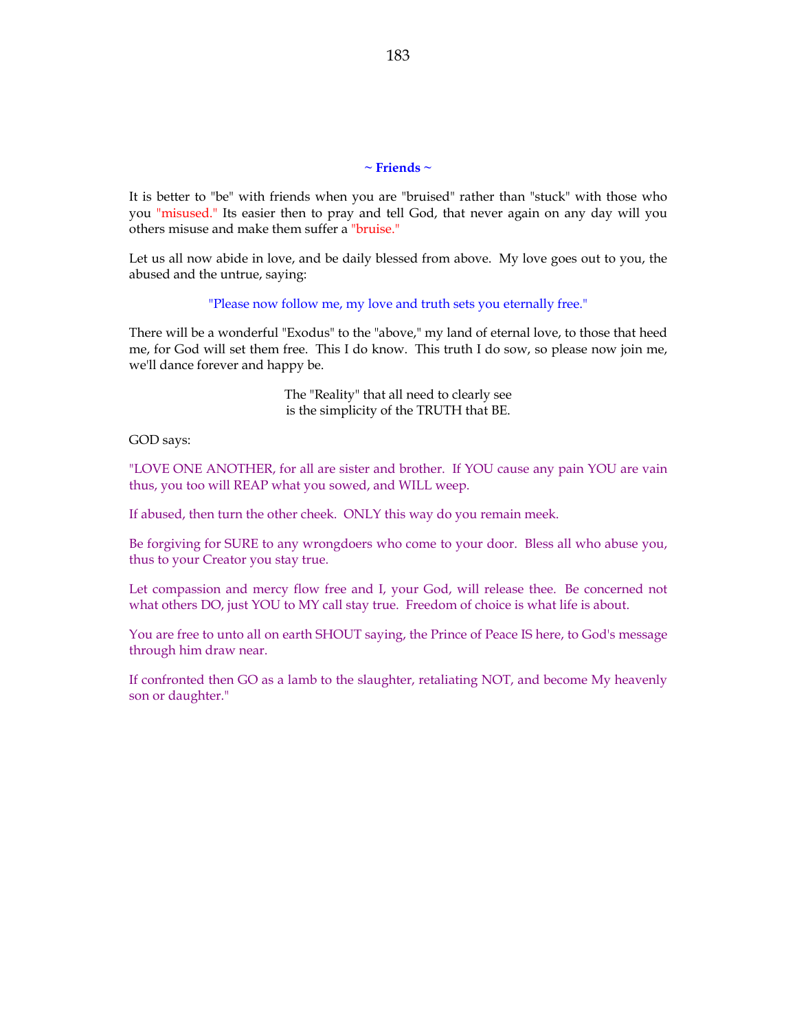## ~ Friends ~

It is better to "be" with friends when you are "bruised" rather than "stuck" with those who you "misused." Its easier then to pray and tell God, that never again on any day will you others misuse and make them suffer a "bruise."

Let us all now abide in love, and be daily blessed from above. My love goes out to you, the abused and the untrue, saying:

"Please now follow me, my love and truth sets you eternally free."

There will be a wonderful "Exodus" to the "above," my land of eternal love, to those that heed me, for God will set them free. This I do know. This truth I do sow, so please now join me, we'll dance forever and happy be.

The "Reality" that all need to clearly see  
is the simplicity of the TRUTH that BE.

GOD says:

"LOVE ONE ANOTHER, for all are sister and brother. If YOU cause any pain YOU are vain thus, you too will REAP what you sowed, and WILL weep.

If abused, then turn the other cheek. ONLY this way do you remain meek.

Be forgiving for SURE to any wrongdoers who come to your door. Bless all who abuse you, thus to your Creator you stay true.

Let compassion and mercy flow free and I, your God, will release thee. Be concerned not what others DO, just YOU to MY call stay true. Freedom of choice is what life is about.

You are free to unto all on earth SHOUT saying, the Prince of Peace IS here, to God's message through him draw near.

If confronted then GO as a lamb to the slaughter, retaliating NOT, and become My heavenly son or daughter."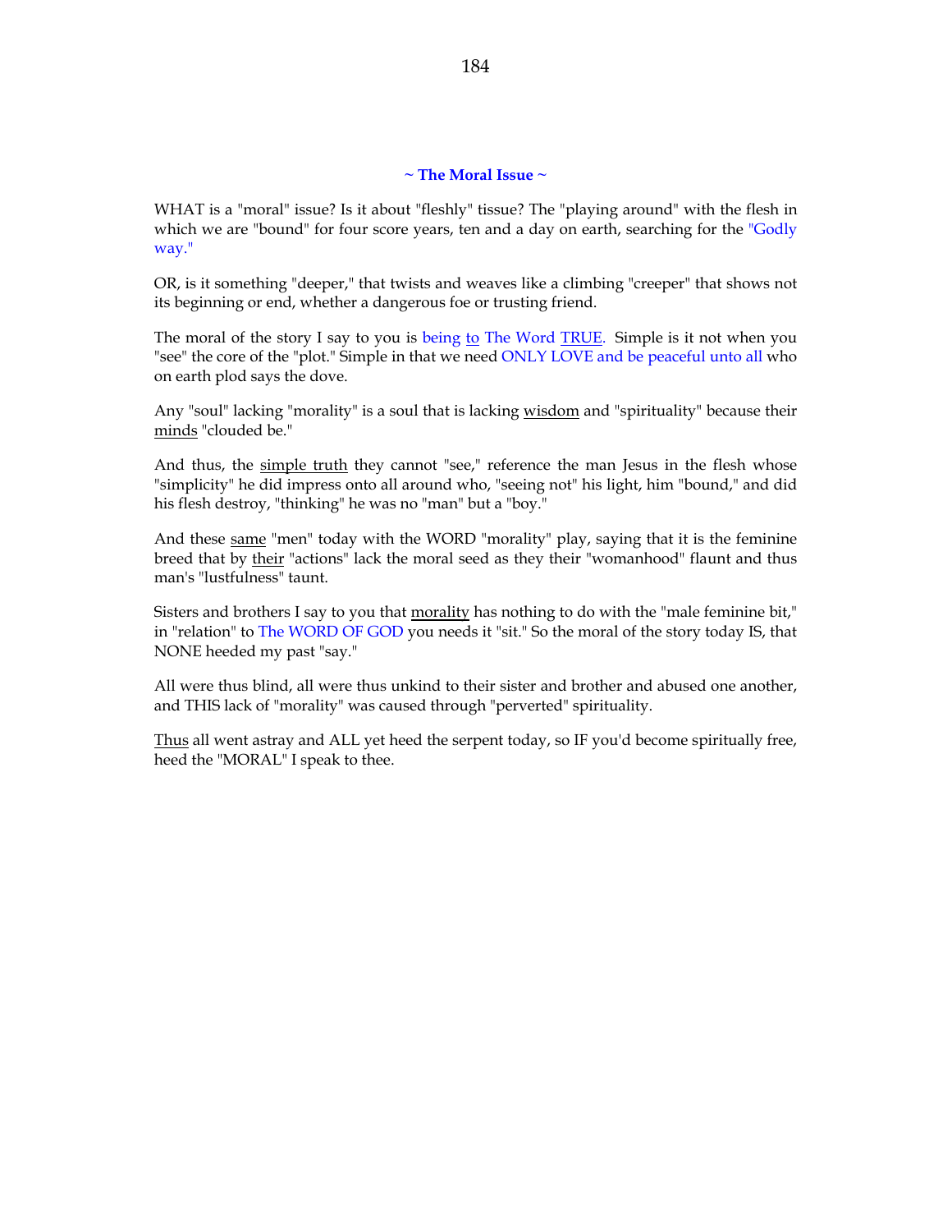## ~ The Moral Issue ~

WHAT is a "moral" issue? Is it about "fleshly" tissue? The "playing around" with the flesh in which we are "bound" for four score years, ten and a day on earth, searching for the "Godly way."

OR, is it something "deeper," that twists and weaves like a climbing "creeper" that shows not its beginning or end, whether a dangerous foe or trusting friend.

The moral of the story I say to you is being to The Word TRUE. Simple is it not when you "see" the core of the "plot." Simple in that we need ONLY LOVE and be peaceful unto all who on earth plod says the dove.

Any "soul" lacking "morality" is a soul that is lacking wisdom and "spirituality" because their minds "clouded be."

And thus, the simple truth they cannot "see," reference the man Jesus in the flesh whose "simplicity" he did impress onto all around who, "seeing not" his light, him "bound," and did his flesh destroy, "thinking" he was no "man" but a "boy."

And these same "men" today with the WORD "morality" play, saying that it is the feminine breed that by their "actions" lack the moral seed as they their "womanhood" flaunt and thus man's "lustfulness" taunt.

Sisters and brothers I say to you that morality has nothing to do with the "male feminine bit," in "relation" to The WORD OF GOD you needs it "sit." So the moral of the story today IS, that NONE heeded my past "say."

All were thus blind, all were thus unkind to their sister and brother and abused one another, and THIS lack of "morality" was caused through "perverted" spirituality.

Thus all went astray and ALL yet heed the serpent today, so IF you'd become spiritually free, heed the "MORAL" I speak to thee.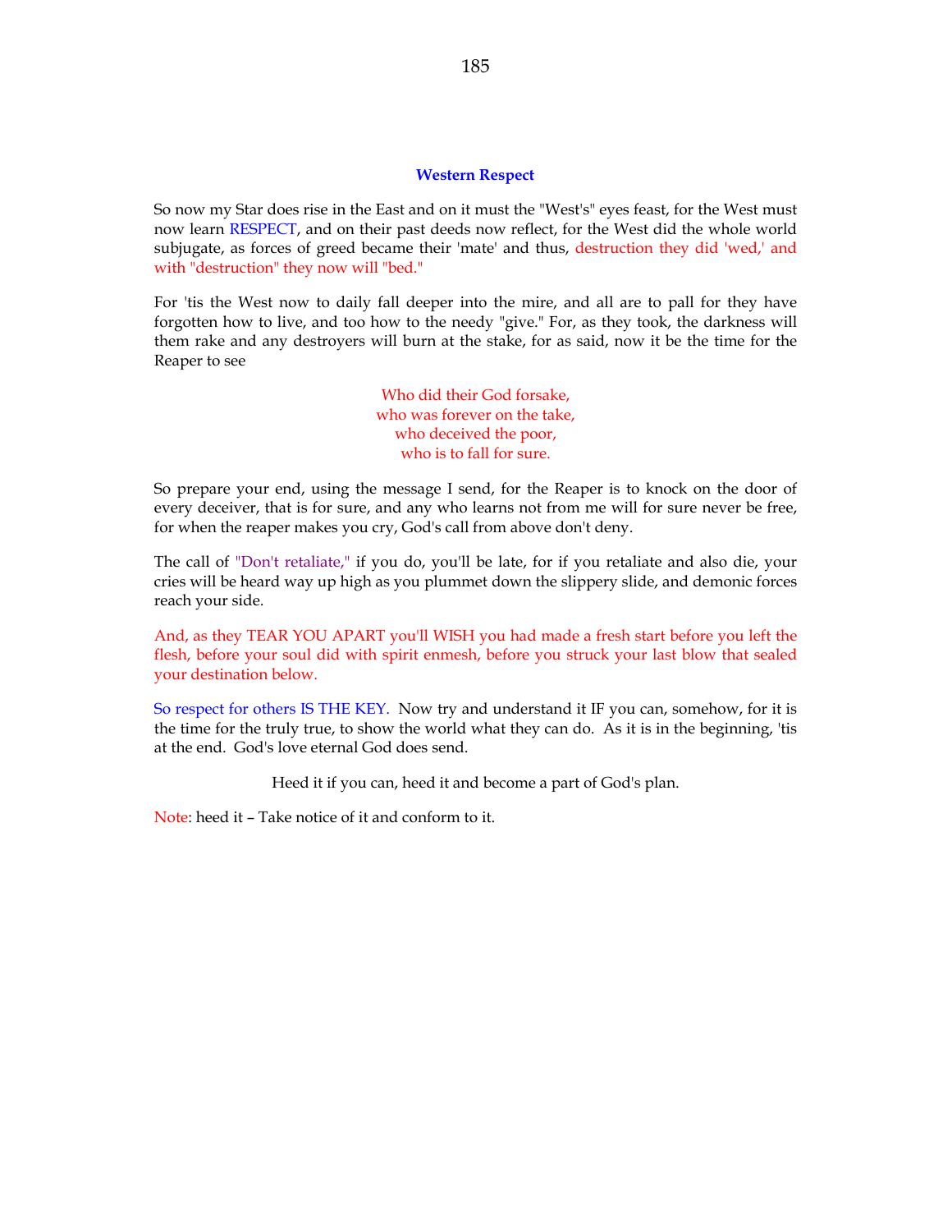## Western Respect

So now my Star does rise in the East and on it must the "West's" eyes feast, for the West must now learn RESPECT, and on their past deeds now reflect, for the West did the whole world subjugate, as forces of greed became their 'mate' and thus, destruction they did 'wed,' and with "destruction" they now will "bed."

For 'tis the West now to daily fall deeper into the mire, and all are to pall for they have forgotten how to live, and too how to the needy "give." For, as they took, the darkness will them rake and any destroyers will burn at the stake, for as said, now it be the time for the Reaper to see

Who did their God forsake,  
who was forever on the take,  
who deceived the poor,  
who is to fall for sure.

So prepare your end, using the message I send, for the Reaper is to knock on the door of every deceiver, that is for sure, and any who learns not from me will for sure never be free, for when the reaper makes you cry, God's call from above don't deny.

The call of "Don't retaliate," if you do, you'll be late, for if you retaliate and also die, your cries will be heard way up high as you plummet down the slippery slide, and demonic forces reach your side.

And, as they TEAR YOU APART you'll WISH you had made a fresh start before you left the flesh, before your soul did with spirit enmesh, before you struck your last blow that sealed your destination below.

So respect for others IS THE KEY. Now try and understand it IF you can, somehow, for it is the time for the truly true, to show the world what they can do. As it is in the beginning, 'tis at the end. God's love eternal God does send.

Heed it if you can, heed it and become a part of God's plan.

Note: heed it – Take notice of it and conform to it.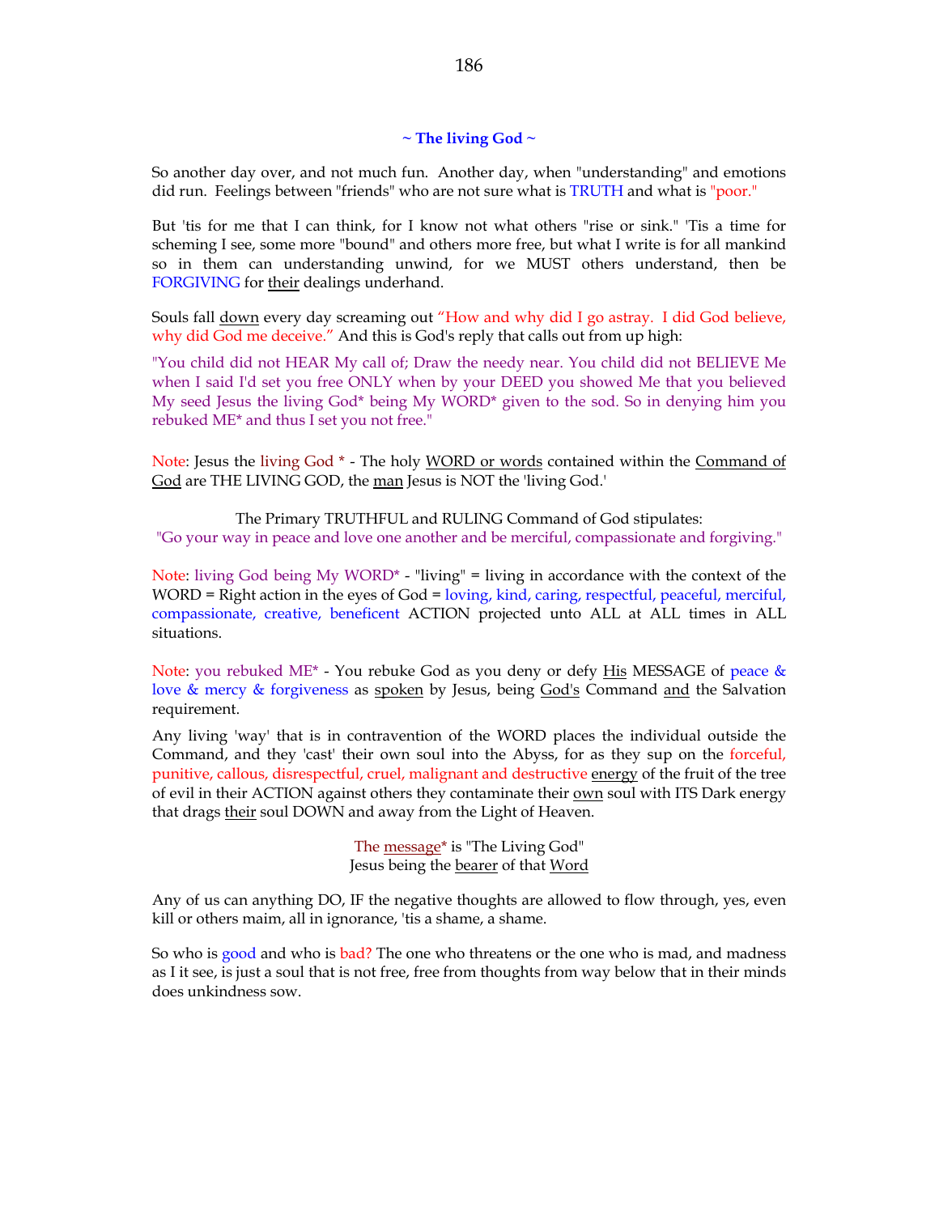## ~ The living God ~

So another day over, and not much fun. Another day, when "understanding" and emotions did run. Feelings between "friends" who are not sure what is TRUTH and what is "poor."

But 'tis for me that I can think, for I know not what others "rise or sink." 'Tis a time for scheming I see, some more "bound" and others more free, but what I write is for all mankind so in them can understanding unwind, for we MUST others understand, then be FORGIVING for <u>their</u> dealings underhand.

Souls fall <u>down</u> every day screaming out "How and why did I go astray. I did God believe, why did God me deceive." And this is God's reply that calls out from up high:

"You child did not HEAR My call of; Draw the needy near. You child did not BELIEVE Me when I said I'd set you free ONLY when by your DEED you showed Me that you believed My seed Jesus the living God* being My WORD* given to the sod. So in denying him you rebuked ME* and thus I set you not free."

Note: Jesus the living God * - The holy <u>WORD or words</u> contained within the <u>Command of God</u> are THE LIVING GOD, the <u>man</u> Jesus is NOT the 'living God.'

The Primary TRUTHFUL and RULING Command of God stipulates:
"Go your way in peace and love one another and be merciful, compassionate and forgiving."

Note: living God being My WORD* - "living" = living in accordance with the context of the WORD = Right action in the eyes of God = loving, kind, caring, respectful, peaceful, merciful, compassionate, creative, beneficent ACTION projected unto ALL at ALL times in ALL situations.

Note: you rebuked ME* - You rebuke God as you deny or defy <u>His</u> MESSAGE of peace & love & mercy & forgiveness as <u>spoken</u> by Jesus, being <u>God's</u> Command <u>and</u> the Salvation requirement.

Any living 'way' that is in contravention of the WORD places the individual outside the Command, and they 'cast' their own soul into the Abyss, for as they sup on the forceful, punitive, callous, disrespectful, cruel, malignant and destructive <u>energy</u> of the fruit of the tree of evil in their ACTION against others they contaminate their <u>own</u> soul with ITS Dark energy that drags <u>their</u> soul DOWN and away from the Light of Heaven.

The <u>message</u>* is "The Living God"
Jesus being the <u>bearer</u> of that <u>Word</u>

Any of us can anything DO, IF the negative thoughts are allowed to flow through, yes, even kill or others maim, all in ignorance, 'tis a shame, a shame.

So who is good and who is bad? The one who threatens or the one who is mad, and madness as I it see, is just a soul that is not free, free from thoughts from way below that in their minds does unkindness sow.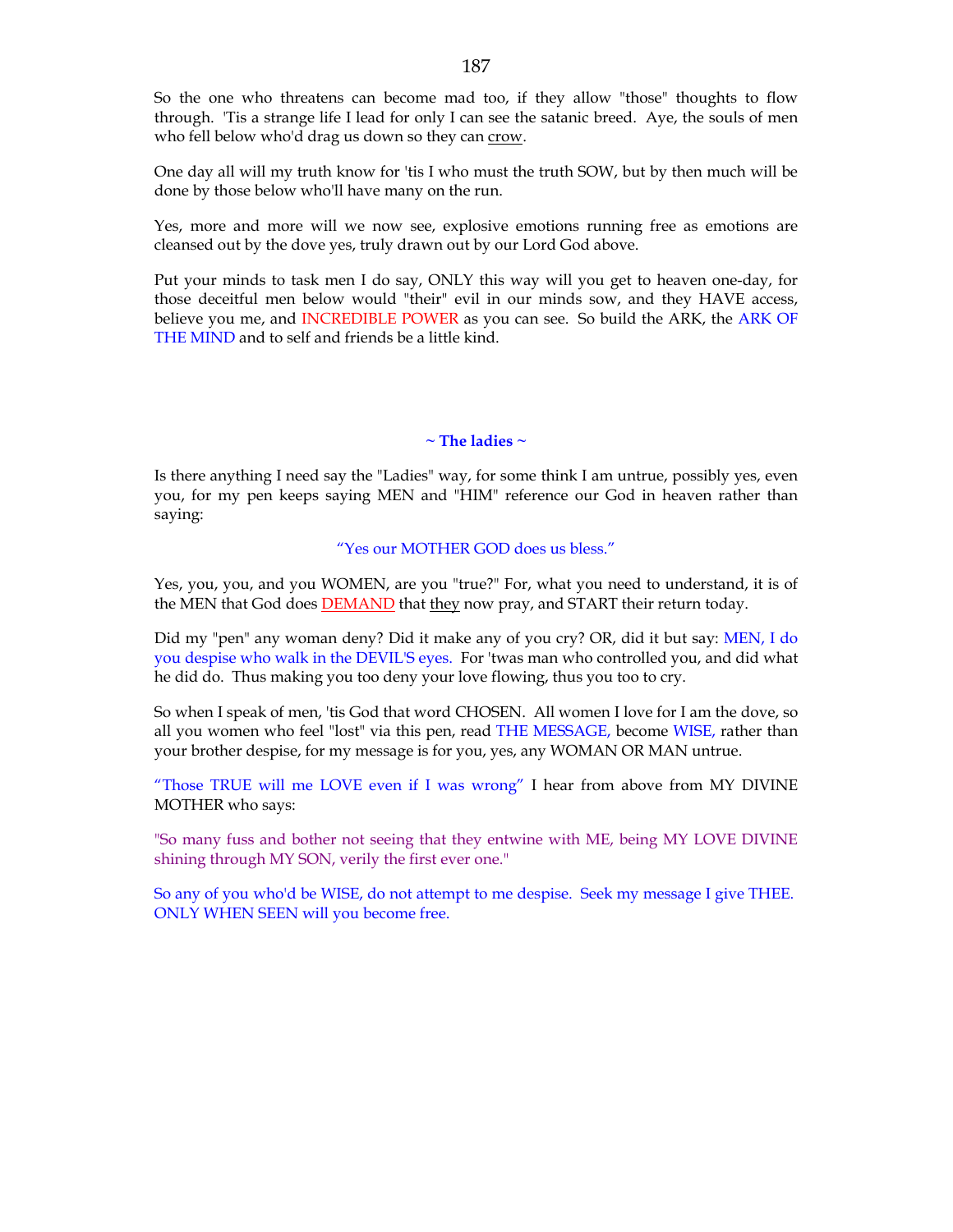So the one who threatens can become mad too, if they allow "those" thoughts to flow through. 'Tis a strange life I lead for only I can see the satanic breed. Aye, the souls of men who fell below who'd drag us down so they can crow.

One day all will my truth know for 'tis I who must the truth SOW, but by then much will be done by those below who'll have many on the run.

Yes, more and more will we now see, explosive emotions running free as emotions are cleansed out by the dove yes, truly drawn out by our Lord God above.

Put your minds to task men I do say, ONLY this way will you get to heaven one-day, for those deceitful men below would "their" evil in our minds sow, and they HAVE access, believe you me, and INCREDIBLE POWER as you can see. So build the ARK, the ARK OF THE MIND and to self and friends be a little kind.

### ~ The ladies ~

Is there anything I need say the "Ladies" way, for some think I am untrue, possibly yes, even you, for my pen keeps saying MEN and "HIM" reference our God in heaven rather than saying:

"Yes our MOTHER GOD does us bless."

Yes, you, you, and you WOMEN, are you "true?" For, what you need to understand, it is of the MEN that God does DEMAND that they now pray, and START their return today.

Did my "pen" any woman deny? Did it make any of you cry? OR, did it but say: MEN, I do you despise who walk in the DEVIL'S eyes. For 'twas man who controlled you, and did what he did do. Thus making you too deny your love flowing, thus you too to cry.

So when I speak of men, 'tis God that word CHOSEN. All women I love for I am the dove, so all you women who feel "lost" via this pen, read THE MESSAGE, become WISE, rather than your brother despise, for my message is for you, yes, any WOMAN OR MAN untrue.

"Those TRUE will me LOVE even if I was wrong" I hear from above from MY DIVINE MOTHER who says:

"So many fuss and bother not seeing that they entwine with ME, being MY LOVE DIVINE shining through MY SON, verily the first ever one."

So any of you who'd be WISE, do not attempt to me despise. Seek my message I give THEE. ONLY WHEN SEEN will you become free.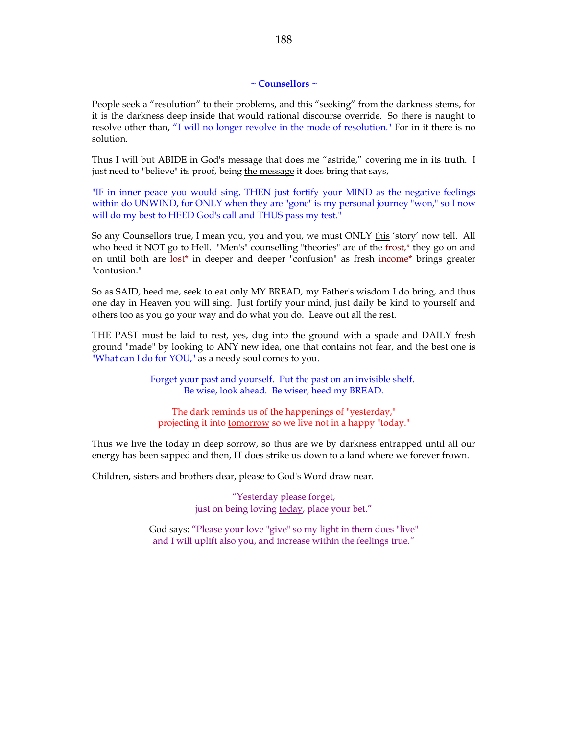## ~ Counsellors ~

People seek a "resolution" to their problems, and this "seeking" from the darkness stems, for it is the darkness deep inside that would rational discourse override. So there is naught to resolve other than, "I will no longer revolve in the mode of resolution." For in it there is no solution.

Thus I will but ABIDE in God's message that does me "astride," covering me in its truth. I just need to "believe" its proof, being the message it does bring that says,

"IF in inner peace you would sing, THEN just fortify your MIND as the negative feelings within do UNWIND, for ONLY when they are "gone" is my personal journey "won," so I now will do my best to HEED God's call and THUS pass my test."

So any Counsellors true, I mean you, you and you, we must ONLY this 'story' now tell. All who heed it NOT go to Hell. "Men's" counselling "theories" are of the frost,* they go on and on until both are lost* in deeper and deeper "confusion" as fresh income* brings greater "contusion."

So as SAID, heed me, seek to eat only MY BREAD, my Father's wisdom I do bring, and thus one day in Heaven you will sing. Just fortify your mind, just daily be kind to yourself and others too as you go your way and do what you do. Leave out all the rest.

THE PAST must be laid to rest, yes, dug into the ground with a spade and DAILY fresh ground "made" by looking to ANY new idea, one that contains not fear, and the best one is "What can I do for YOU," as a needy soul comes to you.

Forget your past and yourself. Put the past on an invisible shelf.
Be wise, look ahead. Be wiser, heed my BREAD.

The dark reminds us of the happenings of "yesterday,"
projecting it into tomorrow so we live not in a happy "today."

Thus we live the today in deep sorrow, so thus are we by darkness entrapped until all our energy has been sapped and then, IT does strike us down to a land where we forever frown.

Children, sisters and brothers dear, please to God's Word draw near.

"Yesterday please forget,
just on being loving today, place your bet."

God says: "Please your love "give" so my light in them does "live"
and I will uplift also you, and increase within the feelings true."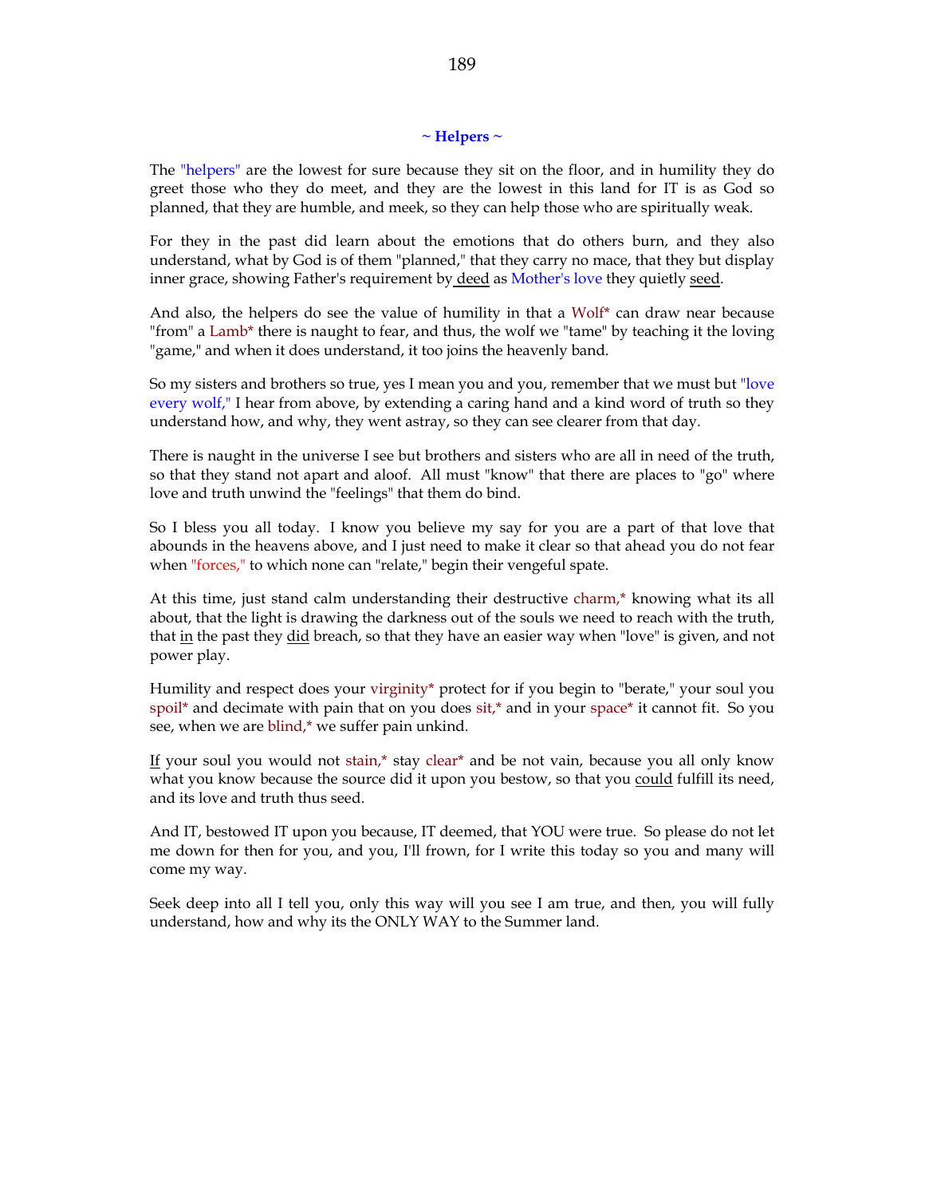### ~ Helpers ~

The "helpers" are the lowest for sure because they sit on the floor, and in humility they do greet those who they do meet, and they are the lowest in this land for IT is as God so planned, that they are humble, and meek, so they can help those who are spiritually weak.

For they in the past did learn about the emotions that do others burn, and they also understand, what by God is of them "planned," that they carry no mace, that they but display inner grace, showing Father's requirement by deed as Mother's love they quietly seed.

And also, the helpers do see the value of humility in that a Wolf* can draw near because "from" a Lamb* there is naught to fear, and thus, the wolf we "tame" by teaching it the loving "game," and when it does understand, it too joins the heavenly band.

So my sisters and brothers so true, yes I mean you and you, remember that we must but "love every wolf," I hear from above, by extending a caring hand and a kind word of truth so they understand how, and why, they went astray, so they can see clearer from that day.

There is naught in the universe I see but brothers and sisters who are all in need of the truth, so that they stand not apart and aloof. All must "know" that there are places to "go" where love and truth unwind the "feelings" that them do bind.

So I bless you all today. I know you believe my say for you are a part of that love that abounds in the heavens above, and I just need to make it clear so that ahead you do not fear when "forces," to which none can "relate," begin their vengeful spate.

At this time, just stand calm understanding their destructive charm,* knowing what its all about, that the light is drawing the darkness out of the souls we need to reach with the truth, that in the past they did breach, so that they have an easier way when "love" is given, and not power play.

Humility and respect does your virginity* protect for if you begin to "berate," your soul you spoil* and decimate with pain that on you does sit,* and in your space* it cannot fit. So you see, when we are blind,* we suffer pain unkind.

If your soul you would not stain,* stay clear* and be not vain, because you all only know what you know because the source did it upon you bestow, so that you could fulfill its need, and its love and truth thus seed.

And IT, bestowed IT upon you because, IT deemed, that YOU were true. So please do not let me down for then for you, and you, I'll frown, for I write this today so you and many will come my way.

Seek deep into all I tell you, only this way will you see I am true, and then, you will fully understand, how and why its the ONLY WAY to the Summer land.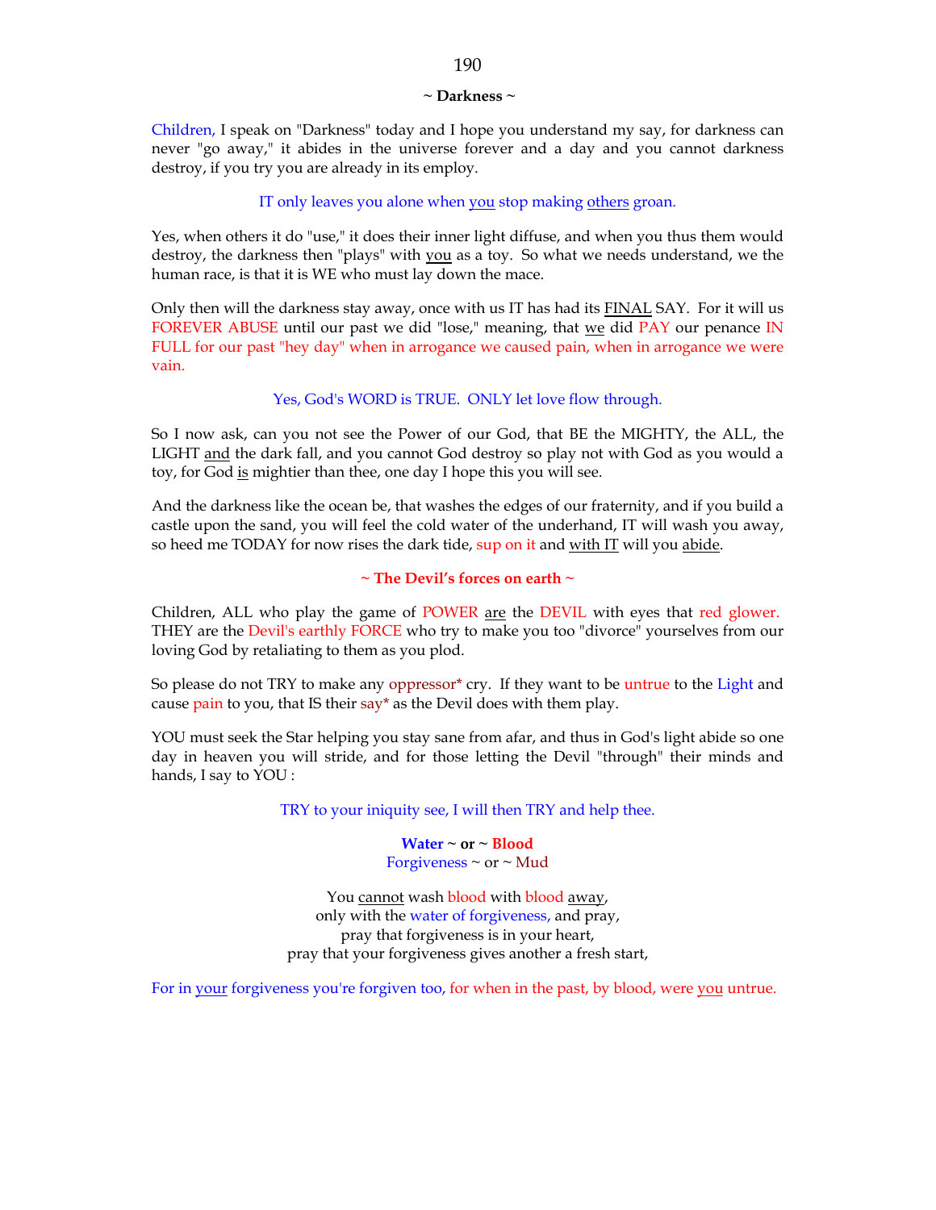**~ Darkness ~**

Children, I speak on "Darkness" today and I hope you understand my say, for darkness can never "go away," it abides in the universe forever and a day and you cannot darkness destroy, if you try you are already in its employ.

IT only leaves you alone when you stop making others groan.

Yes, when others it do "use," it does their inner light diffuse, and when you thus them would destroy, the darkness then "plays" with you as a toy. So what we needs understand, we the human race, is that it is WE who must lay down the mace.

Only then will the darkness stay away, once with us IT has had its FINAL SAY. For it will us FOREVER ABUSE until our past we did "lose," meaning, that we did PAY our penance IN FULL for our past "hey day" when in arrogance we caused pain, when in arrogance we were vain.

Yes, God's WORD is TRUE. ONLY let love flow through.

So I now ask, can you not see the Power of our God, that BE the MIGHTY, the ALL, the LIGHT and the dark fall, and you cannot God destroy so play not with God as you would a toy, for God is mightier than thee, one day I hope this you will see.

And the darkness like the ocean be, that washes the edges of our fraternity, and if you build a castle upon the sand, you will feel the cold water of the underhand, IT will wash you away, so heed me TODAY for now rises the dark tide, sup on it and with IT will you abide.

**~ The Devil's forces on earth ~**

Children, ALL who play the game of POWER are the DEVIL with eyes that red glower. THEY are the Devil's earthly FORCE who try to make you too "divorce" yourselves from our loving God by retaliating to them as you plod.

So please do not TRY to make any oppressor* cry. If they want to be untrue to the Light and cause pain to you, that IS their say* as the Devil does with them play.

YOU must seek the Star helping you stay sane from afar, and thus in God's light abide so one day in heaven you will stride, and for those letting the Devil "through" their minds and hands, I say to YOU :

TRY to your iniquity see, I will then TRY and help thee.

**Water ~ or ~ Blood**
Forgiveness ~ or ~ Mud

You cannot wash blood with blood away,
only with the water of forgiveness, and pray,
pray that forgiveness is in your heart,
pray that your forgiveness gives another a fresh start,

For in your forgiveness you're forgiven too, for when in the past, by blood, were you untrue.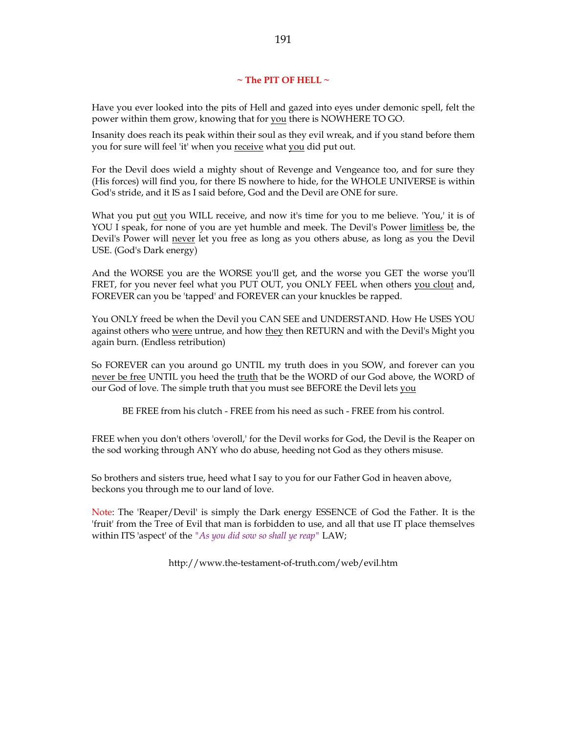## ~ The PIT OF HELL ~

Have you ever looked into the pits of Hell and gazed into eyes under demonic spell, felt the power within them grow, knowing that for you there is NOWHERE TO GO.

Insanity does reach its peak within their soul as they evil wreak, and if you stand before them you for sure will feel 'it' when you receive what you did put out.

For the Devil does wield a mighty shout of Revenge and Vengeance too, and for sure they (His forces) will find you, for there IS nowhere to hide, for the WHOLE UNIVERSE is within God's stride, and it IS as I said before, God and the Devil are ONE for sure.

What you put out you WILL receive, and now it's time for you to me believe. 'You,' it is of YOU I speak, for none of you are yet humble and meek. The Devil's Power limitless be, the Devil's Power will never let you free as long as you others abuse, as long as you the Devil USE. (God's Dark energy)

And the WORSE you are the WORSE you'll get, and the worse you GET the worse you'll FRET, for you never feel what you PUT OUT, you ONLY FEEL when others you clout and, FOREVER can you be 'tapped' and FOREVER can your knuckles be rapped.

You ONLY freed be when the Devil you CAN SEE and UNDERSTAND. How He USES YOU against others who were untrue, and how they then RETURN and with the Devil's Might you again burn. (Endless retribution)

So FOREVER can you around go UNTIL my truth does in you SOW, and forever can you never be free UNTIL you heed the truth that be the WORD of our God above, the WORD of our God of love. The simple truth that you must see BEFORE the Devil lets you

BE FREE from his clutch - FREE from his need as such - FREE from his control.

FREE when you don't others 'overoll,' for the Devil works for God, the Devil is the Reaper on the sod working through ANY who do abuse, heeding not God as they others misuse.

So brothers and sisters true, heed what I say to you for our Father God in heaven above, beckons you through me to our land of love.

Note: The 'Reaper/Devil' is simply the Dark energy ESSENCE of God the Father. It is the 'fruit' from the Tree of Evil that man is forbidden to use, and all that use IT place themselves within ITS 'aspect' of the "*As you did sow so shall ye reap*" LAW;

http://www.the-testament-of-truth.com/web/evil.htm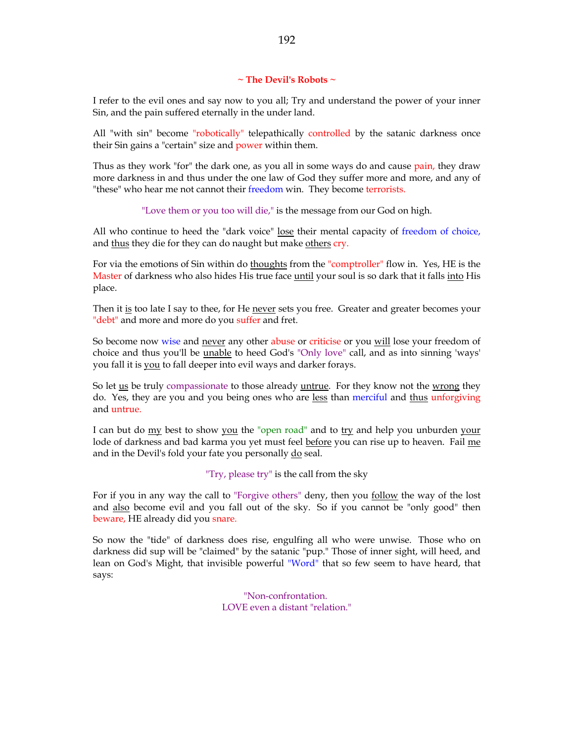## ~ The Devil's Robots ~

I refer to the evil ones and say now to you all; Try and understand the power of your inner Sin, and the pain suffered eternally in the under land.

All "with sin" become "robotically" telepathically controlled by the satanic darkness once their Sin gains a "certain" size and power within them.

Thus as they work "for" the dark one, as you all in some ways do and cause pain, they draw more darkness in and thus under the one law of God they suffer more and more, and any of "these" who hear me not cannot their freedom win. They become terrorists.

"Love them or you too will die," is the message from our God on high.

All who continue to heed the "dark voice" lose their mental capacity of freedom of choice, and thus they die for they can do naught but make others cry.

For via the emotions of Sin within do thoughts from the "comptroller" flow in. Yes, HE is the Master of darkness who also hides His true face until your soul is so dark that it falls into His place.

Then it is too late I say to thee, for He never sets you free. Greater and greater becomes your "debt" and more and more do you suffer and fret.

So become now wise and never any other abuse or criticise or you will lose your freedom of choice and thus you'll be unable to heed God's "Only love" call, and as into sinning 'ways' you fall it is you to fall deeper into evil ways and darker forays.

So let us be truly compassionate to those already untrue. For they know not the wrong they do. Yes, they are you and you being ones who are less than merciful and thus unforgiving and untrue.

I can but do my best to show you the "open road" and to try and help you unburden your lode of darkness and bad karma you yet must feel before you can rise up to heaven. Fail me and in the Devil's fold your fate you personally do seal.

"Try, please try" is the call from the sky

For if you in any way the call to "Forgive others" deny, then you follow the way of the lost and also become evil and you fall out of the sky. So if you cannot be "only good" then beware, HE already did you snare.

So now the "tide" of darkness does rise, engulfing all who were unwise. Those who on darkness did sup will be "claimed" by the satanic "pup." Those of inner sight, will heed, and lean on God's Might, that invisible powerful "Word" that so few seem to have heard, that says:

"Non-confrontation.
LOVE even a distant "relation."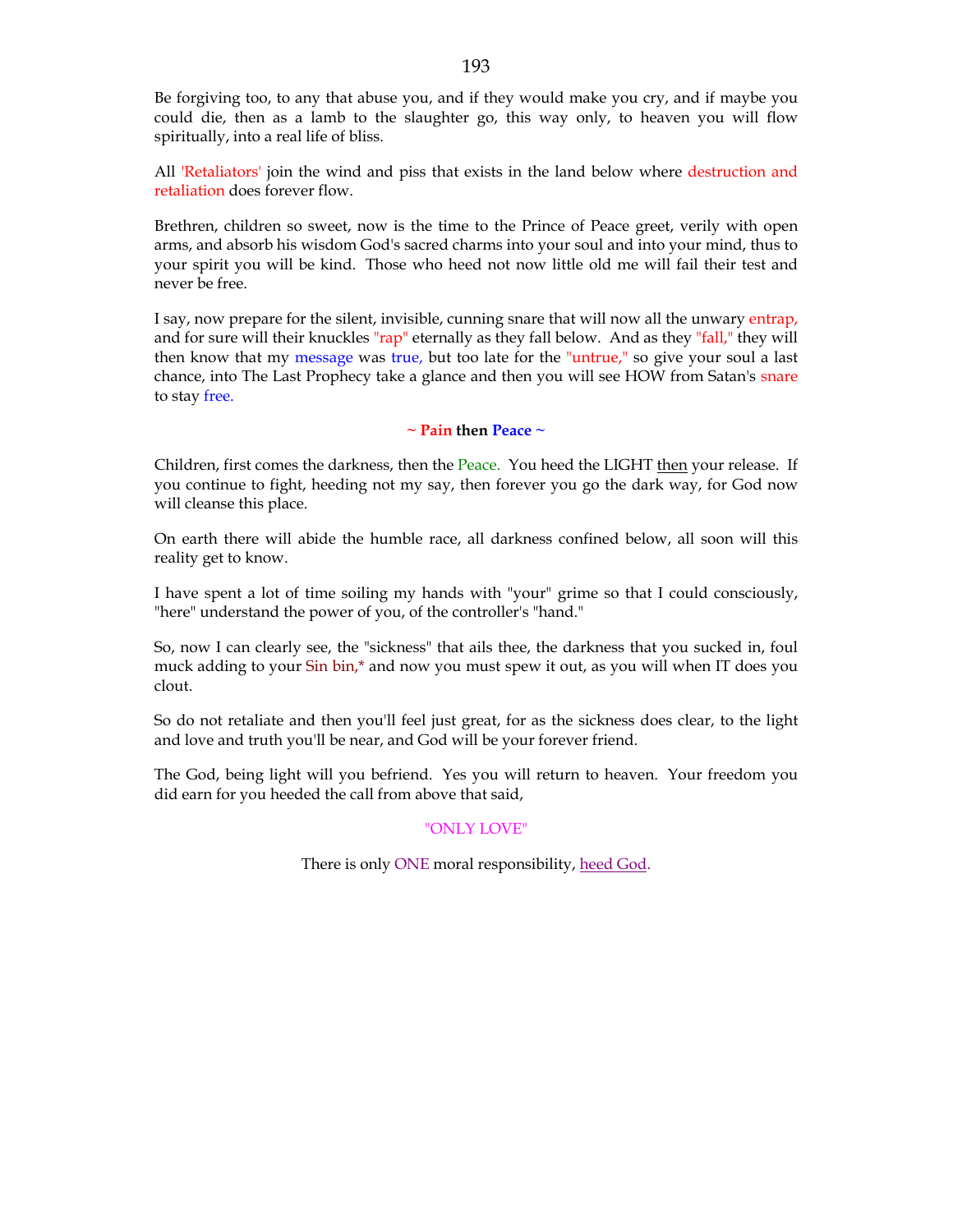Be forgiving too, to any that abuse you, and if they would make you cry, and if maybe you could die, then as a lamb to the slaughter go, this way only, to heaven you will flow spiritually, into a real life of bliss.

All 'Retaliators' join the wind and piss that exists in the land below where destruction and retaliation does forever flow.

Brethren, children so sweet, now is the time to the Prince of Peace greet, verily with open arms, and absorb his wisdom God's sacred charms into your soul and into your mind, thus to your spirit you will be kind. Those who heed not now little old me will fail their test and never be free.

I say, now prepare for the silent, invisible, cunning snare that will now all the unwary entrap, and for sure will their knuckles "rap" eternally as they fall below. And as they "fall," they will then know that my message was true, but too late for the "untrue," so give your soul a last chance, into The Last Prophecy take a glance and then you will see HOW from Satan's snare to stay free.

**~ Pain then Peace ~**

Children, first comes the darkness, then the Peace. You heed the LIGHT then your release. If you continue to fight, heeding not my say, then forever you go the dark way, for God now will cleanse this place.

On earth there will abide the humble race, all darkness confined below, all soon will this reality get to know.

I have spent a lot of time soiling my hands with "your" grime so that I could consciously, "here" understand the power of you, of the controller's "hand."

So, now I can clearly see, the "sickness" that ails thee, the darkness that you sucked in, foul muck adding to your Sin bin,* and now you must spew it out, as you will when IT does you clout.

So do not retaliate and then you'll feel just great, for as the sickness does clear, to the light and love and truth you'll be near, and God will be your forever friend.

The God, being light will you befriend. Yes you will return to heaven. Your freedom you did earn for you heeded the call from above that said,

"ONLY LOVE"

There is only ONE moral responsibility, heed God.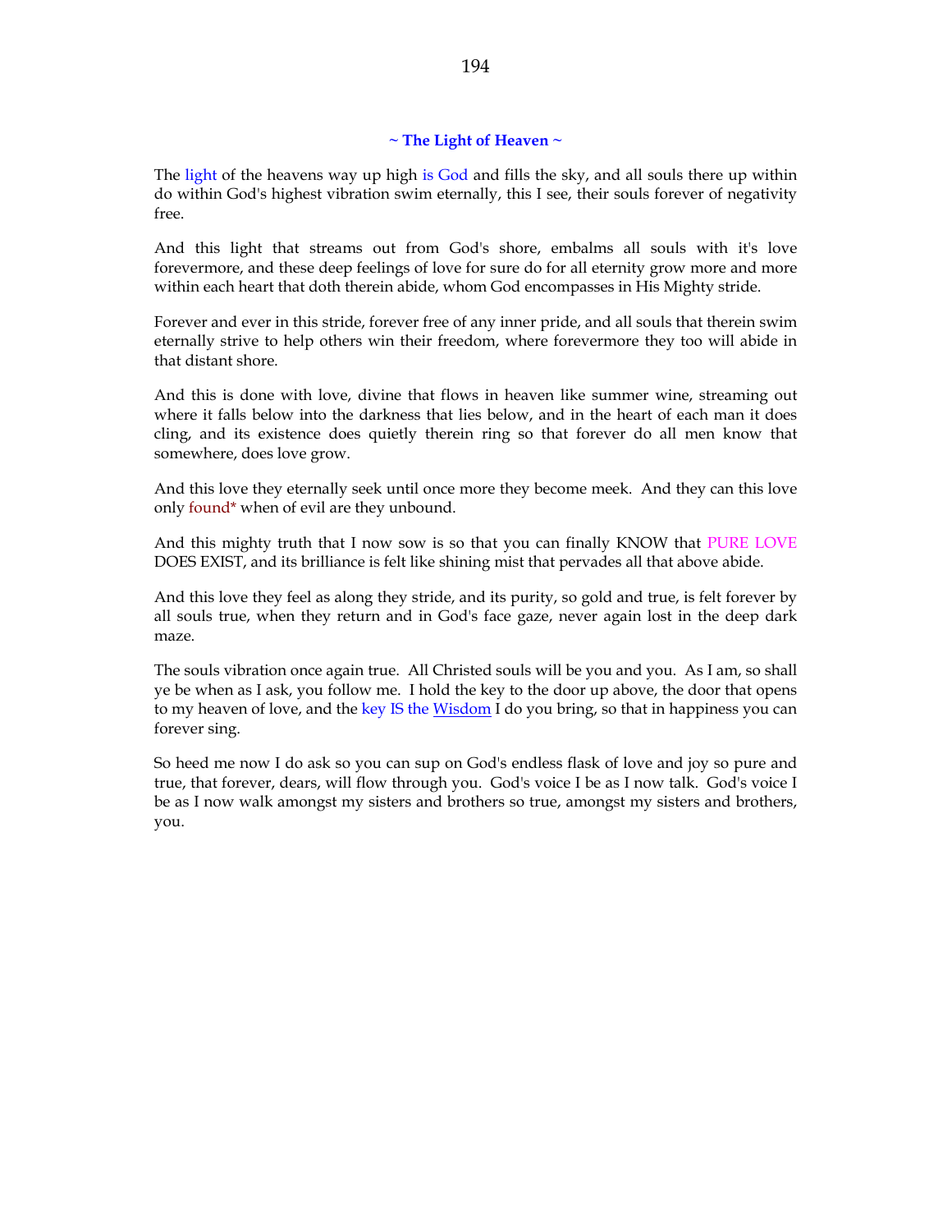### ~ The Light of Heaven ~

The light of the heavens way up high is God and fills the sky, and all souls there up within do within God's highest vibration swim eternally, this I see, their souls forever of negativity free.

And this light that streams out from God's shore, embalms all souls with it's love forevermore, and these deep feelings of love for sure do for all eternity grow more and more within each heart that doth therein abide, whom God encompasses in His Mighty stride.

Forever and ever in this stride, forever free of any inner pride, and all souls that therein swim eternally strive to help others win their freedom, where forevermore they too will abide in that distant shore.

And this is done with love, divine that flows in heaven like summer wine, streaming out where it falls below into the darkness that lies below, and in the heart of each man it does cling, and its existence does quietly therein ring so that forever do all men know that somewhere, does love grow.

And this love they eternally seek until once more they become meek. And they can this love only found* when of evil are they unbound.

And this mighty truth that I now sow is so that you can finally KNOW that PURE LOVE DOES EXIST, and its brilliance is felt like shining mist that pervades all that above abide.

And this love they feel as along they stride, and its purity, so gold and true, is felt forever by all souls true, when they return and in God's face gaze, never again lost in the deep dark maze.

The souls vibration once again true. All Christed souls will be you and you. As I am, so shall ye be when as I ask, you follow me. I hold the key to the door up above, the door that opens to my heaven of love, and the key IS the Wisdom I do you bring, so that in happiness you can forever sing.

So heed me now I do ask so you can sup on God's endless flask of love and joy so pure and true, that forever, dears, will flow through you. God's voice I be as I now talk. God's voice I be as I now walk amongst my sisters and brothers so true, amongst my sisters and brothers, you.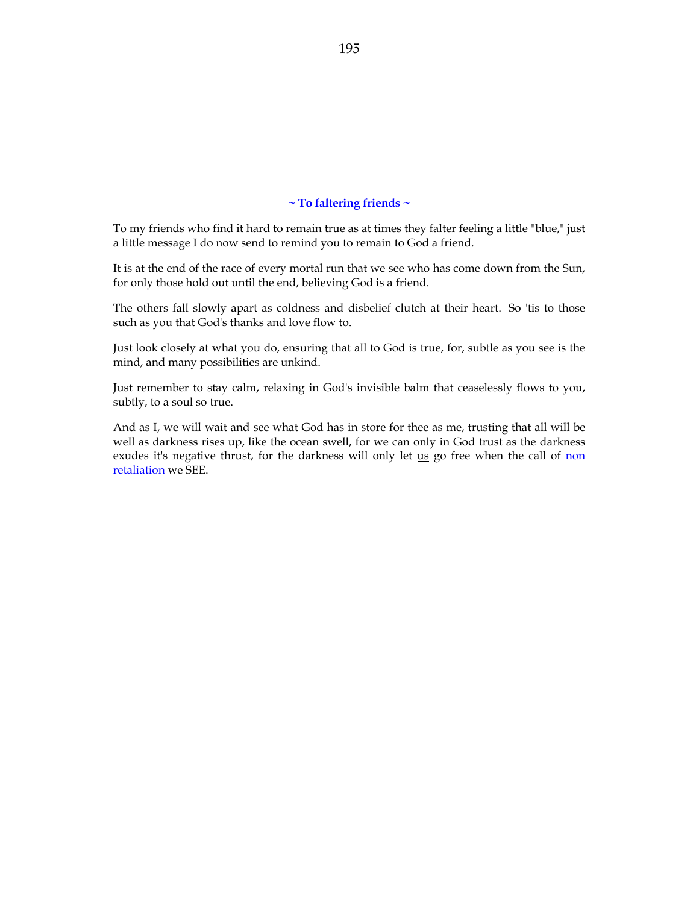## ~ To faltering friends ~

To my friends who find it hard to remain true as at times they falter feeling a little "blue," just a little message I do now send to remind you to remain to God a friend.

It is at the end of the race of every mortal run that we see who has come down from the Sun, for only those hold out until the end, believing God is a friend.

The others fall slowly apart as coldness and disbelief clutch at their heart. So 'tis to those such as you that God's thanks and love flow to.

Just look closely at what you do, ensuring that all to God is true, for, subtle as you see is the mind, and many possibilities are unkind.

Just remember to stay calm, relaxing in God's invisible balm that ceaselessly flows to you, subtly, to a soul so true.

And as I, we will wait and see what God has in store for thee as me, trusting that all will be well as darkness rises up, like the ocean swell, for we can only in God trust as the darkness exudes it's negative thrust, for the darkness will only let <u>us</u> go free when the call of non retaliation <u>we</u> SEE.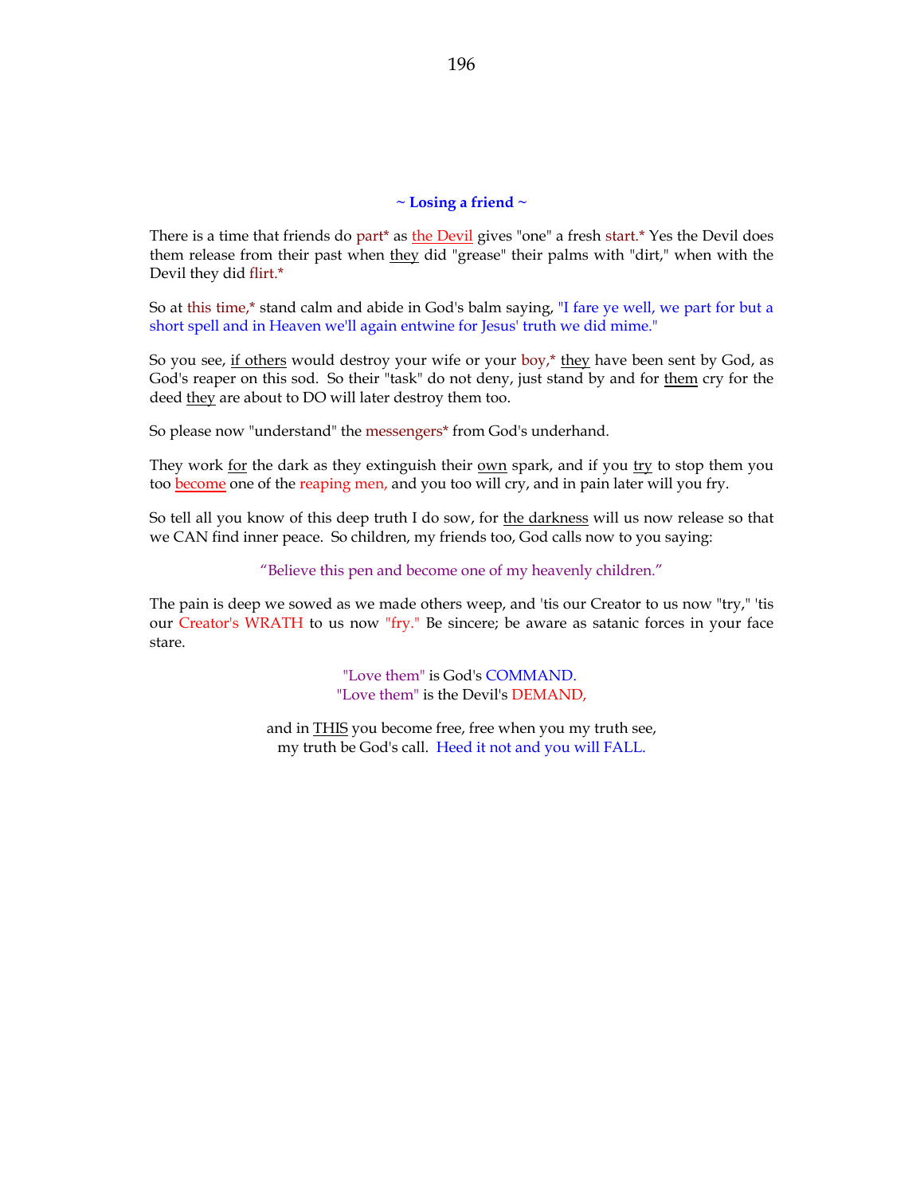**~ Losing a friend ~**

There is a time that friends do part* as the Devil gives "one" a fresh start.* Yes the Devil does them release from their past when they did "grease" their palms with "dirt," when with the Devil they did flirt.*

So at this time,* stand calm and abide in God's balm saying, "I fare ye well, we part for but a short spell and in Heaven we'll again entwine for Jesus' truth we did mime."

So you see, if others would destroy your wife or your boy,* they have been sent by God, as God's reaper on this sod. So their "task" do not deny, just stand by and for them cry for the deed they are about to DO will later destroy them too.

So please now "understand" the messengers* from God's underhand.

They work for the dark as they extinguish their own spark, and if you try to stop them you too become one of the reaping men, and you too will cry, and in pain later will you fry.

So tell all you know of this deep truth I do sow, for the darkness will us now release so that we CAN find inner peace. So children, my friends too, God calls now to you saying:

"Believe this pen and become one of my heavenly children."

The pain is deep we sowed as we made others weep, and 'tis our Creator to us now "try," 'tis our Creator's WRATH to us now "fry." Be sincere; be aware as satanic forces in your face stare.

"Love them" is God's COMMAND.
"Love them" is the Devil's DEMAND,

and in THIS you become free, free when you my truth see,
my truth be God's call. Heed it not and you will FALL.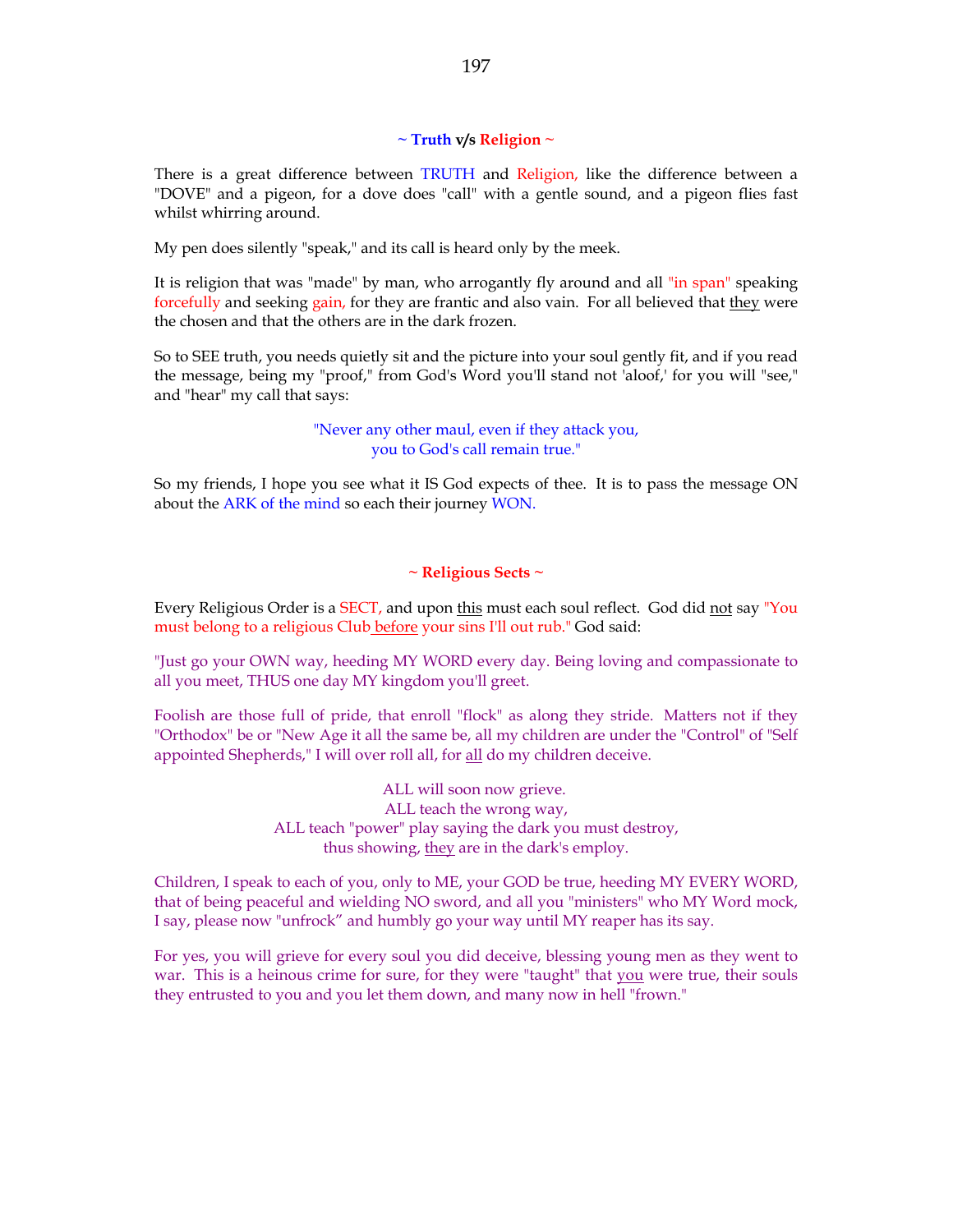### ~ Truth v/s Religion ~

There is a great difference between TRUTH and Religion, like the difference between a "DOVE" and a pigeon, for a dove does "call" with a gentle sound, and a pigeon flies fast whilst whirring around.

My pen does silently "speak," and its call is heard only by the meek.

It is religion that was "made" by man, who arrogantly fly around and all "in span" speaking forcefully and seeking gain, for they are frantic and also vain. For all believed that they were the chosen and that the others are in the dark frozen.

So to SEE truth, you needs quietly sit and the picture into your soul gently fit, and if you read the message, being my "proof," from God's Word you'll stand not 'aloof,' for you will "see," and "hear" my call that says:

"Never any other maul, even if they attack you,  
you to God's call remain true."

So my friends, I hope you see what it IS God expects of thee. It is to pass the message ON about the ARK of the mind so each their journey WON.

### ~ Religious Sects ~

Every Religious Order is a SECT, and upon this must each soul reflect. God did not say "You must belong to a religious Club before your sins I'll out rub." God said:

"Just go your OWN way, heeding MY WORD every day. Being loving and compassionate to all you meet, THUS one day MY kingdom you'll greet.

Foolish are those full of pride, that enroll "flock" as along they stride. Matters not if they "Orthodox" be or "New Age it all the same be, all my children are under the "Control" of "Self appointed Shepherds," I will over roll all, for all do my children deceive.

ALL will soon now grieve.  
ALL teach the wrong way,  
ALL teach "power" play saying the dark you must destroy,  
thus showing, they are in the dark's employ.

Children, I speak to each of you, only to ME, your GOD be true, heeding MY EVERY WORD, that of being peaceful and wielding NO sword, and all you "ministers" who MY Word mock, I say, please now "unfrock" and humbly go your way until MY reaper has its say.

For yes, you will grieve for every soul you did deceive, blessing young men as they went to war. This is a heinous crime for sure, for they were "taught" that you were true, their souls they entrusted to you and you let them down, and many now in hell "frown."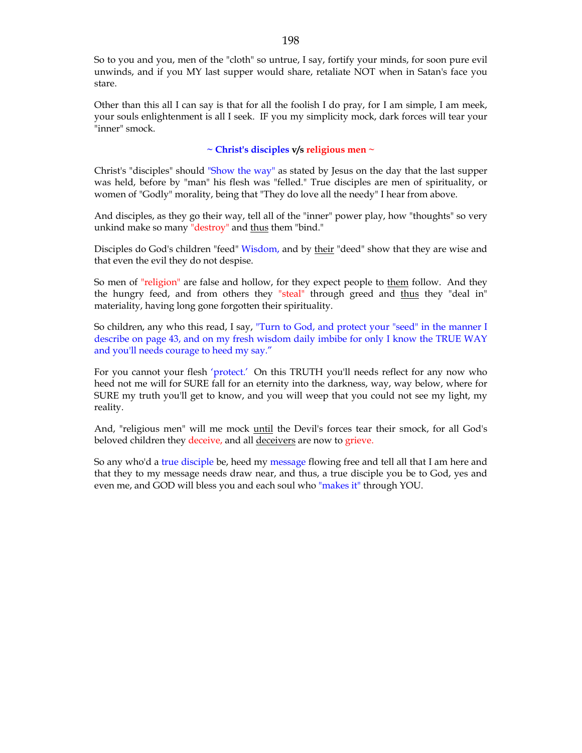So to you and you, men of the "cloth" so untrue, I say, fortify your minds, for soon pure evil unwinds, and if you MY last supper would share, retaliate NOT when in Satan's face you stare.

Other than this all I can say is that for all the foolish I do pray, for I am simple, I am meek, your souls enlightenment is all I seek. IF you my simplicity mock, dark forces will tear your "inner" smock.

**~ Christ's disciples v/s religious men ~**

Christ's "disciples" should "Show the way" as stated by Jesus on the day that the last supper was held, before by "man" his flesh was "felled." True disciples are men of spirituality, or women of "Godly" morality, being that "They do love all the needy" I hear from above.

And disciples, as they go their way, tell all of the "inner" power play, how "thoughts" so very unkind make so many "destroy" and thus them "bind."

Disciples do God's children "feed" Wisdom, and by their "deed" show that they are wise and that even the evil they do not despise.

So men of "religion" are false and hollow, for they expect people to them follow. And they the hungry feed, and from others they "steal" through greed and thus they "deal in" materiality, having long gone forgotten their spirituality.

So children, any who this read, I say, "Turn to God, and protect your "seed" in the manner I describe on page 43, and on my fresh wisdom daily imbibe for only I know the TRUE WAY and you'll needs courage to heed my say."

For you cannot your flesh 'protect.' On this TRUTH you'll needs reflect for any now who heed not me will for SURE fall for an eternity into the darkness, way, way below, where for SURE my truth you'll get to know, and you will weep that you could not see my light, my reality.

And, "religious men" will me mock until the Devil's forces tear their smock, for all God's beloved children they deceive, and all deceivers are now to grieve.

So any who'd a true disciple be, heed my message flowing free and tell all that I am here and that they to my message needs draw near, and thus, a true disciple you be to God, yes and even me, and GOD will bless you and each soul who "makes it" through YOU.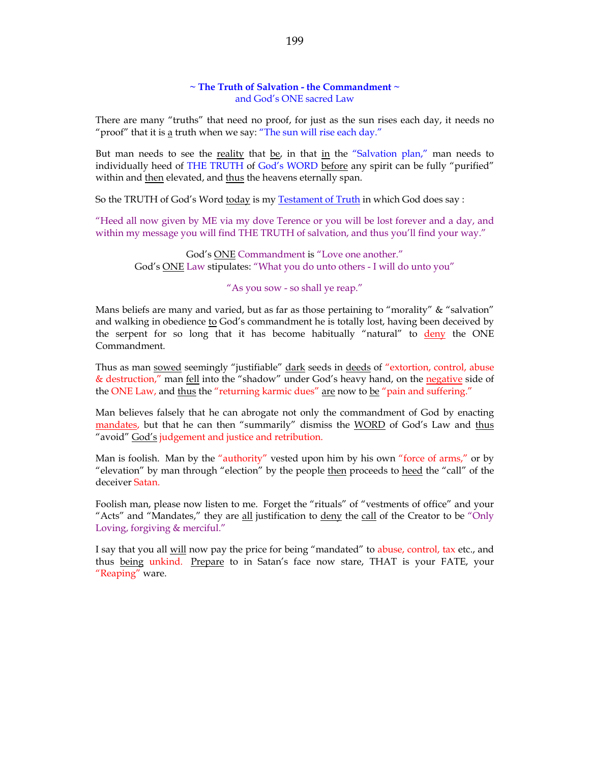### ~ The Truth of Salvation - the Commandment ~

and God's ONE sacred Law

There are many "truths" that need no proof, for just as the sun rises each day, it needs no "proof" that it is a truth when we say: "The sun will rise each day."

But man needs to see the reality that be, in that in the "Salvation plan," man needs to individually heed of THE TRUTH of God's WORD before any spirit can be fully "purified" within and then elevated, and thus the heavens eternally span.

So the TRUTH of God's Word today is my Testament of Truth in which God does say :

"Heed all now given by ME via my dove Terence or you will be lost forever and a day, and within my message you will find THE TRUTH of salvation, and thus you'll find your way."

God's ONE Commandment is "Love one another."
God's ONE Law stipulates: "What you do unto others - I will do unto you"

"As you sow - so shall ye reap."

Mans beliefs are many and varied, but as far as those pertaining to "morality" & "salvation" and walking in obedience to God's commandment he is totally lost, having been deceived by the serpent for so long that it has become habitually "natural" to deny the ONE Commandment.

Thus as man sowed seemingly "justifiable" dark seeds in deeds of "extortion, control, abuse & destruction," man fell into the "shadow" under God's heavy hand, on the negative side of the ONE Law, and thus the "returning karmic dues" are now to be "pain and suffering."

Man believes falsely that he can abrogate not only the commandment of God by enacting mandates, but that he can then "summarily" dismiss the WORD of God's Law and thus "avoid" God's judgement and justice and retribution.

Man is foolish. Man by the "authority" vested upon him by his own "force of arms," or by "elevation" by man through "election" by the people then proceeds to heed the "call" of the deceiver Satan.

Foolish man, please now listen to me. Forget the "rituals" of "vestments of office" and your "Acts" and "Mandates," they are all justification to deny the call of the Creator to be "Only Loving, forgiving & merciful."

I say that you all will now pay the price for being "mandated" to abuse, control, tax etc., and thus being unkind. Prepare to in Satan's face now stare, THAT is your FATE, your "Reaping" ware.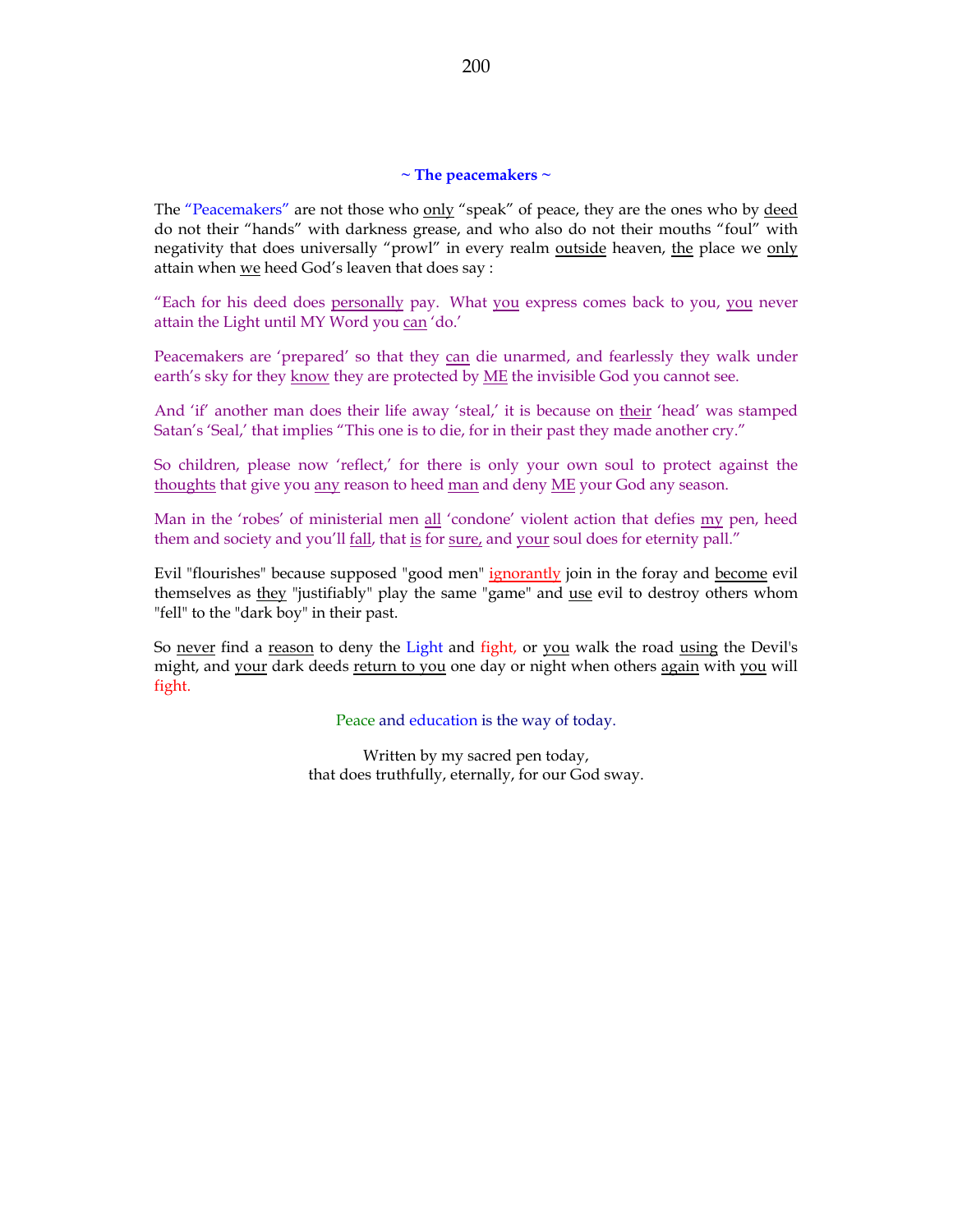### ~ The peacemakers ~

The "Peacemakers" are not those who only "speak" of peace, they are the ones who by deed do not their "hands" with darkness grease, and who also do not their mouths "foul" with negativity that does universally "prowl" in every realm outside heaven, the place we only attain when we heed God's leaven that does say :

"Each for his deed does personally pay. What you express comes back to you, you never attain the Light until MY Word you can 'do.'

Peacemakers are 'prepared' so that they can die unarmed, and fearlessly they walk under earth's sky for they know they are protected by ME the invisible God you cannot see.

And 'if' another man does their life away 'steal,' it is because on their 'head' was stamped Satan's 'Seal,' that implies "This one is to die, for in their past they made another cry."

So children, please now 'reflect,' for there is only your own soul to protect against the thoughts that give you any reason to heed man and deny ME your God any season.

Man in the 'robes' of ministerial men all 'condone' violent action that defies my pen, heed them and society and you'll fall, that is for sure, and your soul does for eternity pall."

Evil "flourishes" because supposed "good men" ignorantly join in the foray and become evil themselves as they "justifiably" play the same "game" and use evil to destroy others whom "fell" to the "dark boy" in their past.

So never find a reason to deny the Light and fight, or you walk the road using the Devil's might, and your dark deeds return to you one day or night when others again with you will fight.

Peace and education is the way of today.

Written by my sacred pen today,
that does truthfully, eternally, for our God sway.